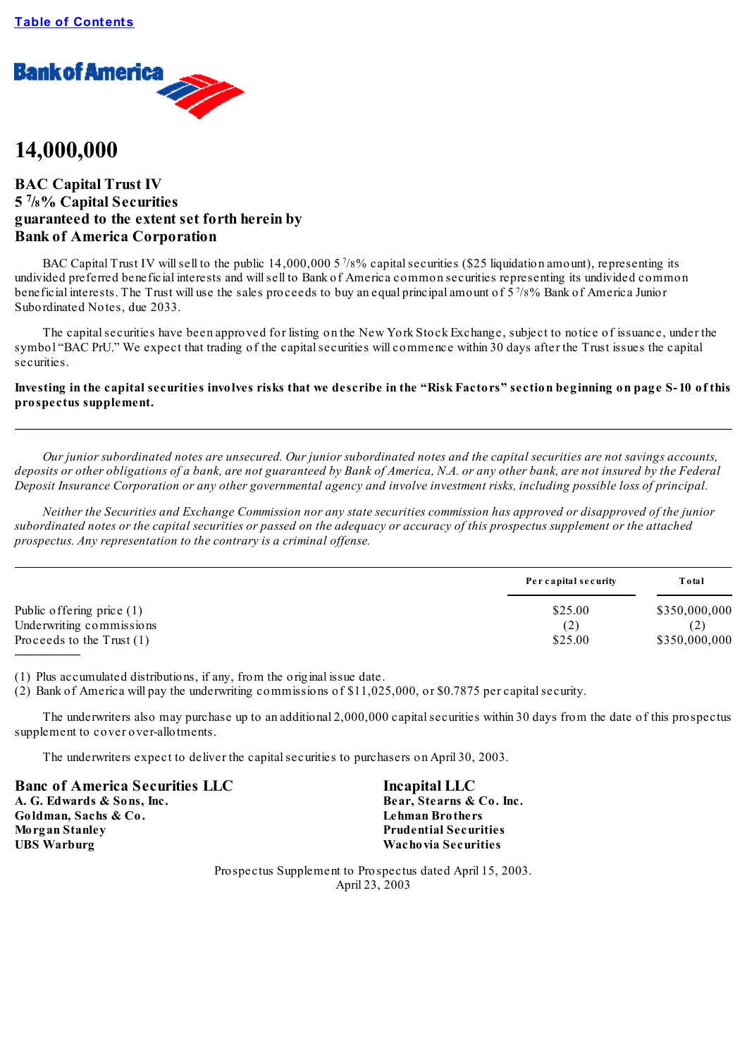[Table of Contents](#)

Bank of America

# 14,000,000

## BAC Capital Trust IV
## 5 7/8% Capital Securities
## guaranteed to the extent set forth herein by
## Bank of America Corporation

BAC Capital Trust IV will sell to the public 14,000,000 5 7/8% capital securities ($25 liquidation amount), representing its undivided preferred beneficial interests and will sell to Bank of America common securities representing its undivided common beneficial interests. The Trust will use the sales proceeds to buy an equal principal amount of 5 7/8% Bank of America Junior Subordinated Notes, due 2033.

The capital securities have been approved for listing on the New York Stock Exchange, subject to notice of issuance, under the symbol "BAC PrU." We expect that trading of the capital securities will commence within 30 days after the Trust issues the capital securities.

**Investing in the capital securities involves risks that we describe in the "Risk Factors" section beginning on page S-10 of this prospectus supplement.**

---

*Our junior subordinated notes are unsecured. Our junior subordinated notes and the capital securities are not savings accounts, deposits or other obligations of a bank, are not guaranteed by Bank of America, N.A. or any other bank, are not insured by the Federal Deposit Insurance Corporation or any other governmental agency and involve investment risks, including possible loss of principal.*

*Neither the Securities and Exchange Commission nor any state securities commission has approved or disapproved of the junior subordinated notes or the capital securities or passed on the adequacy or accuracy of this prospectus supplement or the attached prospectus. Any representation to the contrary is a criminal offense.*

---

| | Per capital security | Total |
|---|---|---|
| Public offering price (1) | $25.00 | $350,000,000 |
| Underwriting commissions | (2) | (2) |
| Proceeds to the Trust (1) | $25.00 | $350,000,000 |

(1) Plus accumulated distributions, if any, from the original issue date.
(2) Bank of America will pay the underwriting commissions of $11,025,000, or $0.7875 per capital security.

The underwriters also may purchase up to an additional 2,000,000 capital securities within 30 days from the date of this prospectus supplement to cover over-allotments.

The underwriters expect to deliver the capital securities to purchasers on April 30, 2003.

**Banc of America Securities LLC**
**A. G. Edwards & Sons, Inc.**
**Goldman, Sachs & Co.**
**Morgan Stanley**
**UBS Warburg**

**Incapital LLC**
**Bear, Stearns & Co. Inc.**
**Lehman Brothers**
**Prudential Securities**
**Wachovia Securities**

Prospectus Supplement to Prospectus dated April 15, 2003.
April 23, 2003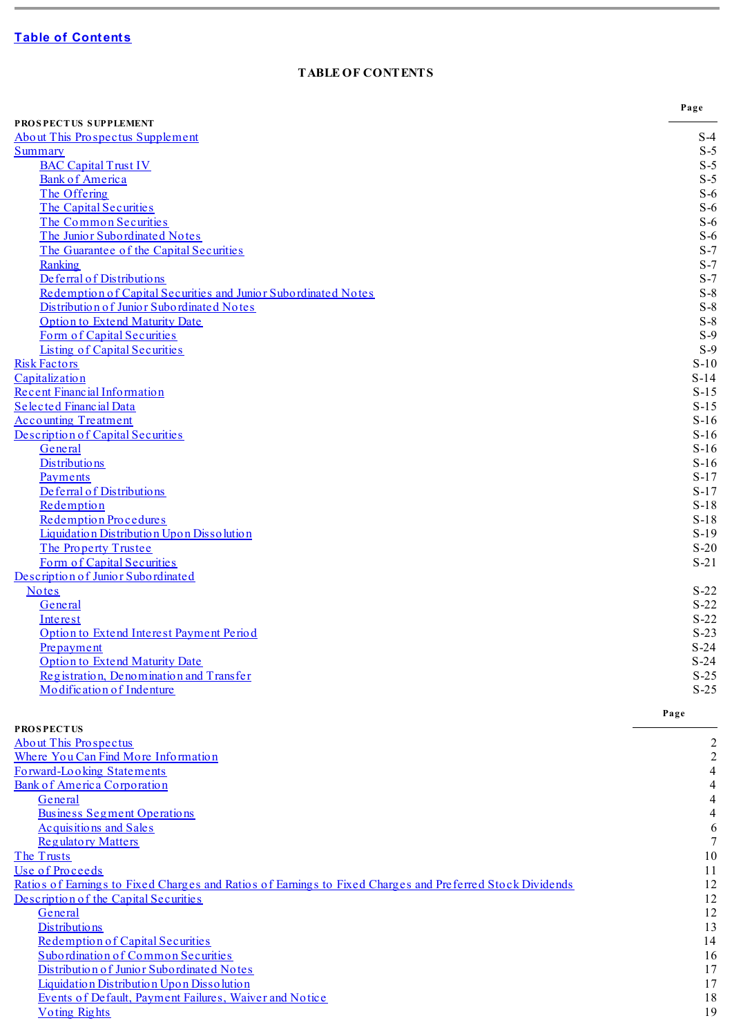Table of Contents

# TABLE OF CONTENTS

| PROSPECTUS SUPPLEMENT | Page |
|---|---|
| About This Prospectus Supplement | S-4 |
| Summary | S-5 |
| BAC Capital Trust IV | S-5 |
| Bank of America | S-5 |
| The Offering | S-6 |
| The Capital Securities | S-6 |
| The Common Securities | S-6 |
| The Junior Subordinated Notes | S-6 |
| The Guarantee of the Capital Securities | S-7 |
| Ranking | S-7 |
| Deferral of Distributions | S-7 |
| Redemption of Capital Securities and Junior Subordinated Notes | S-8 |
| Distribution of Junior Subordinated Notes | S-8 |
| Option to Extend Maturity Date | S-8 |
| Form of Capital Securities | S-9 |
| Listing of Capital Securities | S-9 |
| Risk Factors | S-10 |
| Capitalization | S-14 |
| Recent Financial Information | S-15 |
| Selected Financial Data | S-15 |
| Accounting Treatment | S-16 |
| Description of Capital Securities | S-16 |
| General | S-16 |
| Distributions | S-16 |
| Payments | S-17 |
| Deferral of Distributions | S-17 |
| Redemption | S-18 |
| Redemption Procedures | S-18 |
| Liquidation Distribution Upon Dissolution | S-19 |
| The Property Trustee | S-20 |
| Form of Capital Securities | S-21 |
| Description of Junior Subordinated Notes | S-22 |
| General | S-22 |
| Interest | S-22 |
| Option to Extend Interest Payment Period | S-23 |
| Prepayment | S-24 |
| Option to Extend Maturity Date | S-24 |
| Registration, Denomination and Transfer | S-25 |
| Modification of Indenture | S-25 |

| PROSPECTUS | Page |
|---|---|
| About This Prospectus | 2 |
| Where You Can Find More Information | 2 |
| Forward-Looking Statements | 4 |
| Bank of America Corporation | 4 |
| General | 4 |
| Business Segment Operations | 4 |
| Acquisitions and Sales | 6 |
| Regulatory Matters | 7 |
| The Trusts | 10 |
| Use of Proceeds | 11 |
| Ratios of Earnings to Fixed Charges and Ratios of Earnings to Fixed Charges and Preferred Stock Dividends | 12 |
| Description of the Capital Securities | 12 |
| General | 12 |
| Distributions | 13 |
| Redemption of Capital Securities | 14 |
| Subordination of Common Securities | 16 |
| Distribution of Junior Subordinated Notes | 17 |
| Liquidation Distribution Upon Dissolution | 17 |
| Events of Default, Payment Failures, Waiver and Notice | 18 |
| Voting Rights | 19 |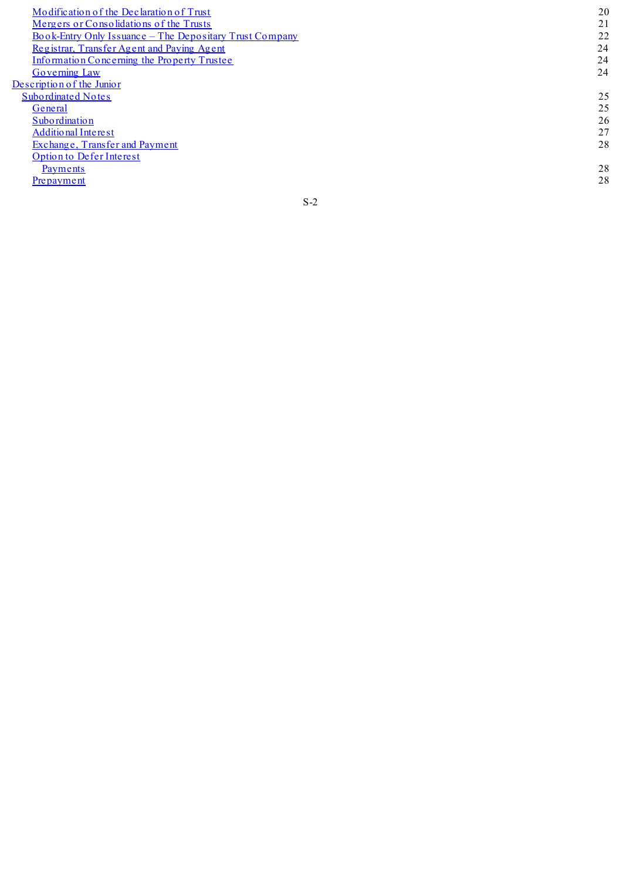| | |
|---|---|
| Modification of the Declaration of Trust | 20 |
| Mergers or Consolidations of the Trusts | 21 |
| Book-Entry Only Issuance – The Depositary Trust Company | 22 |
| Registrar, Transfer Agent and Paying Agent | 24 |
| Information Concerning the Property Trustee | 24 |
| Governing Law | 24 |
| Description of the Junior Subordinated Notes | 25 |
| General | 25 |
| Subordination | 26 |
| Additional Interest | 27 |
| Exchange, Transfer and Payment | 28 |
| Option to Defer Interest Payments | 28 |
| Prepayment | 28 |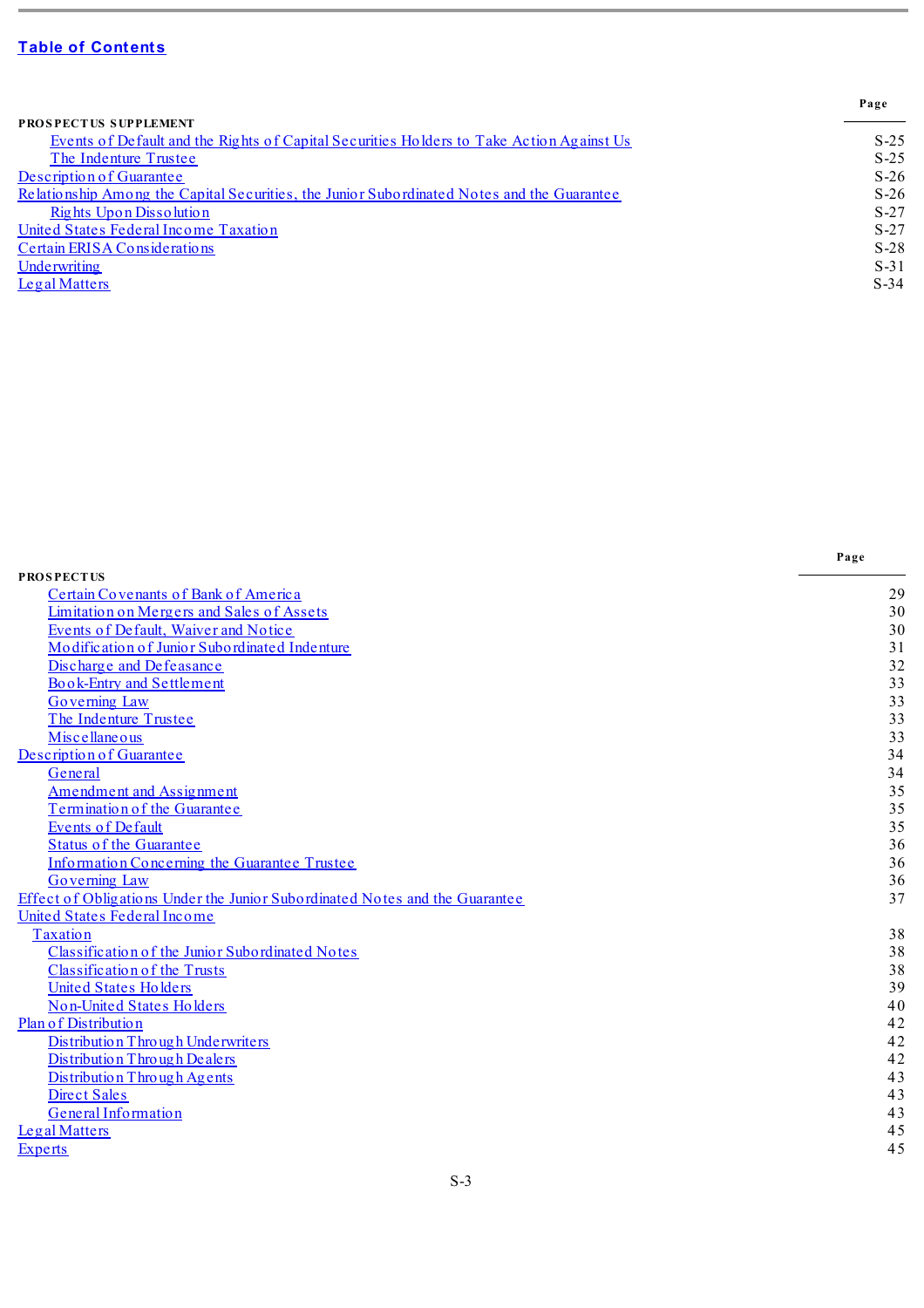## Table of Contents

| | Page |
|---|---|
| **PROSPECTUS SUPPLEMENT** | |
| Events of Default and the Rights of Capital Securities Holders to Take Action Against Us | S-25 |
| The Indenture Trustee | S-25 |
| Description of Guarantee | S-26 |
| Relationship Among the Capital Securities, the Junior Subordinated Notes and the Guarantee | S-26 |
| Rights Upon Dissolution | S-27 |
| United States Federal Income Taxation | S-27 |
| Certain ERISA Considerations | S-28 |
| Underwriting | S-31 |
| Legal Matters | S-34 |

| | Page |
|---|---|
| **PROSPECTUS** | |
| Certain Covenants of Bank of America | 29 |
| Limitation on Mergers and Sales of Assets | 30 |
| Events of Default, Waiver and Notice | 30 |
| Modification of Junior Subordinated Indenture | 31 |
| Discharge and Defeasance | 32 |
| Book-Entry and Settlement | 33 |
| Governing Law | 33 |
| The Indenture Trustee | 33 |
| Miscellaneous | 33 |
| Description of Guarantee | 34 |
| General | 34 |
| Amendment and Assignment | 35 |
| Termination of the Guarantee | 35 |
| Events of Default | 35 |
| Status of the Guarantee | 36 |
| Information Concerning the Guarantee Trustee | 36 |
| Governing Law | 36 |
| Effect of Obligations Under the Junior Subordinated Notes and the Guarantee | 37 |
| United States Federal Income Taxation | 38 |
| Classification of the Junior Subordinated Notes | 38 |
| Classification of the Trusts | 38 |
| United States Holders | 39 |
| Non-United States Holders | 40 |
| Plan of Distribution | 42 |
| Distribution Through Underwriters | 42 |
| Distribution Through Dealers | 42 |
| Distribution Through Agents | 43 |
| Direct Sales | 43 |
| General Information | 43 |
| Legal Matters | 45 |
| Experts | 45 |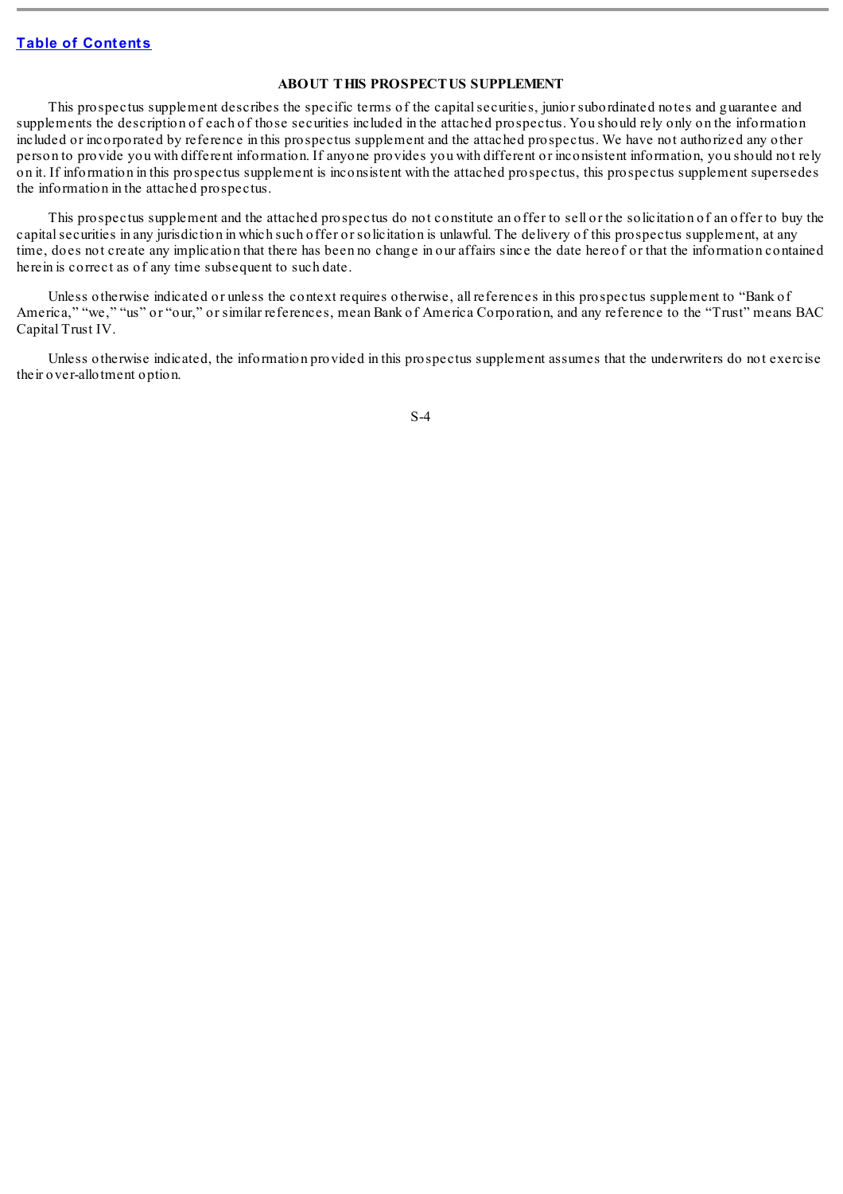## ABOUT THIS PROSPECTUS SUPPLEMENT

This prospectus supplement describes the specific terms of the capital securities, junior subordinated notes and guarantee and supplements the description of each of those securities included in the attached prospectus. You should rely only on the information included or incorporated by reference in this prospectus supplement and the attached prospectus. We have not authorized any other person to provide you with different information. If anyone provides you with different or inconsistent information, you should not rely on it. If information in this prospectus supplement is inconsistent with the attached prospectus, this prospectus supplement supersedes the information in the attached prospectus.

This prospectus supplement and the attached prospectus do not constitute an offer to sell or the solicitation of an offer to buy the capital securities in any jurisdiction in which such offer or solicitation is unlawful. The delivery of this prospectus supplement, at any time, does not create any implication that there has been no change in our affairs since the date hereof or that the information contained herein is correct as of any time subsequent to such date.

Unless otherwise indicated or unless the context requires otherwise, all references in this prospectus supplement to "Bank of America," "we," "us" or "our," or similar references, mean Bank of America Corporation, and any reference to the "Trust" means BAC Capital Trust IV.

Unless otherwise indicated, the information provided in this prospectus supplement assumes that the underwriters do not exercise their over-allotment option.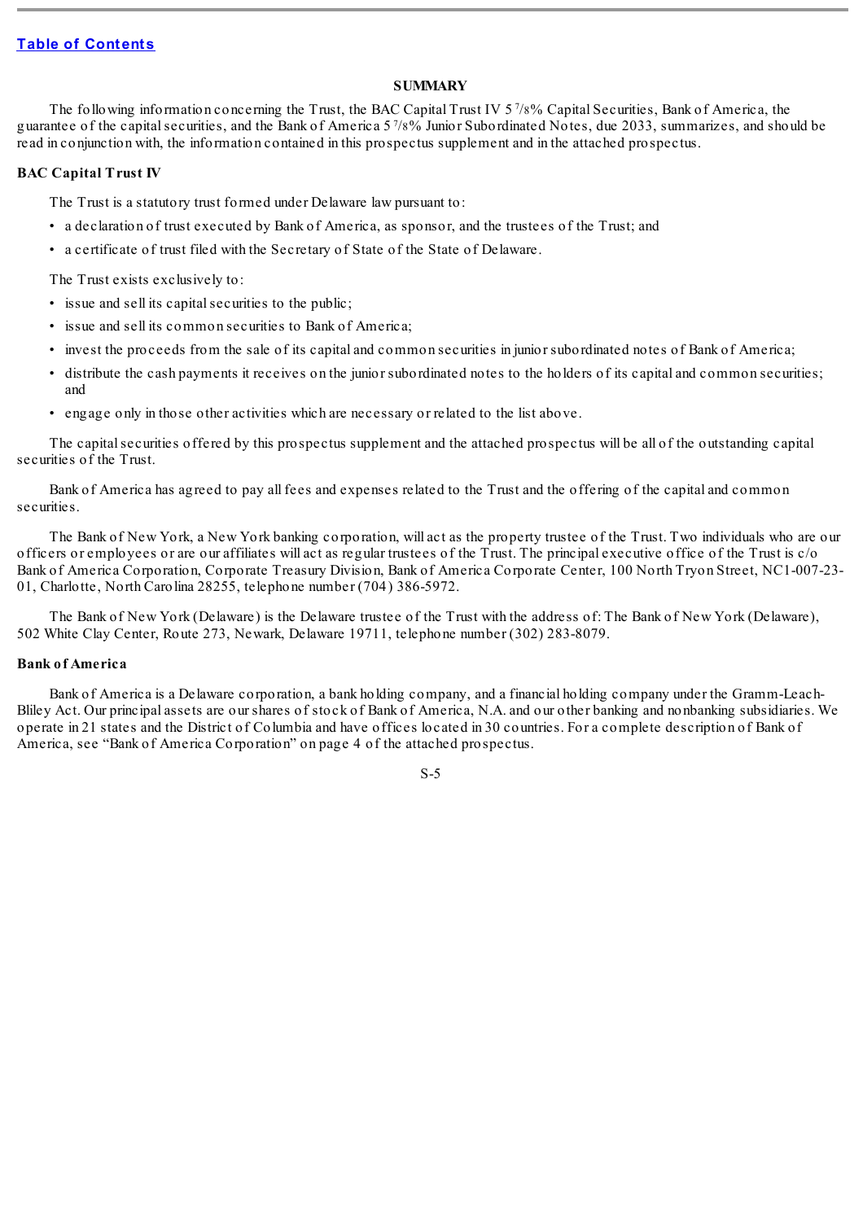## SUMMARY

The following information concerning the Trust, the BAC Capital Trust IV 5 $^{7}/_{8}$% Capital Securities, Bank of America, the guarantee of the capital securities, and the Bank of America 5 $^{7}/_{8}$% Junior Subordinated Notes, due 2033, summarizes, and should be read in conjunction with, the information contained in this prospectus supplement and in the attached prospectus.

### BAC Capital Trust IV

The Trust is a statutory trust formed under Delaware law pursuant to:

- a declaration of trust executed by Bank of America, as sponsor, and the trustees of the Trust; and
- a certificate of trust filed with the Secretary of State of the State of Delaware.

The Trust exists exclusively to:

- issue and sell its capital securities to the public;
- issue and sell its common securities to Bank of America;
- invest the proceeds from the sale of its capital and common securities in junior subordinated notes of Bank of America;
- distribute the cash payments it receives on the junior subordinated notes to the holders of its capital and common securities; and
- engage only in those other activities which are necessary or related to the list above.

The capital securities offered by this prospectus supplement and the attached prospectus will be all of the outstanding capital securities of the Trust.

Bank of America has agreed to pay all fees and expenses related to the Trust and the offering of the capital and common securities.

The Bank of New York, a New York banking corporation, will act as the property trustee of the Trust. Two individuals who are our officers or employees or are our affiliates will act as regular trustees of the Trust. The principal executive office of the Trust is c/o Bank of America Corporation, Corporate Treasury Division, Bank of America Corporate Center, 100 North Tryon Street, NC1-007-23-01, Charlotte, North Carolina 28255, telephone number (704) 386-5972.

The Bank of New York (Delaware) is the Delaware trustee of the Trust with the address of: The Bank of New York (Delaware), 502 White Clay Center, Route 273, Newark, Delaware 19711, telephone number (302) 283-8079.

### Bank of America

Bank of America is a Delaware corporation, a bank holding company, and a financial holding company under the Gramm-Leach-Bliley Act. Our principal assets are our shares of stock of Bank of America, N.A. and our other banking and nonbanking subsidiaries. We operate in 21 states and the District of Columbia and have offices located in 30 countries. For a complete description of Bank of America, see "Bank of America Corporation" on page 4 of the attached prospectus.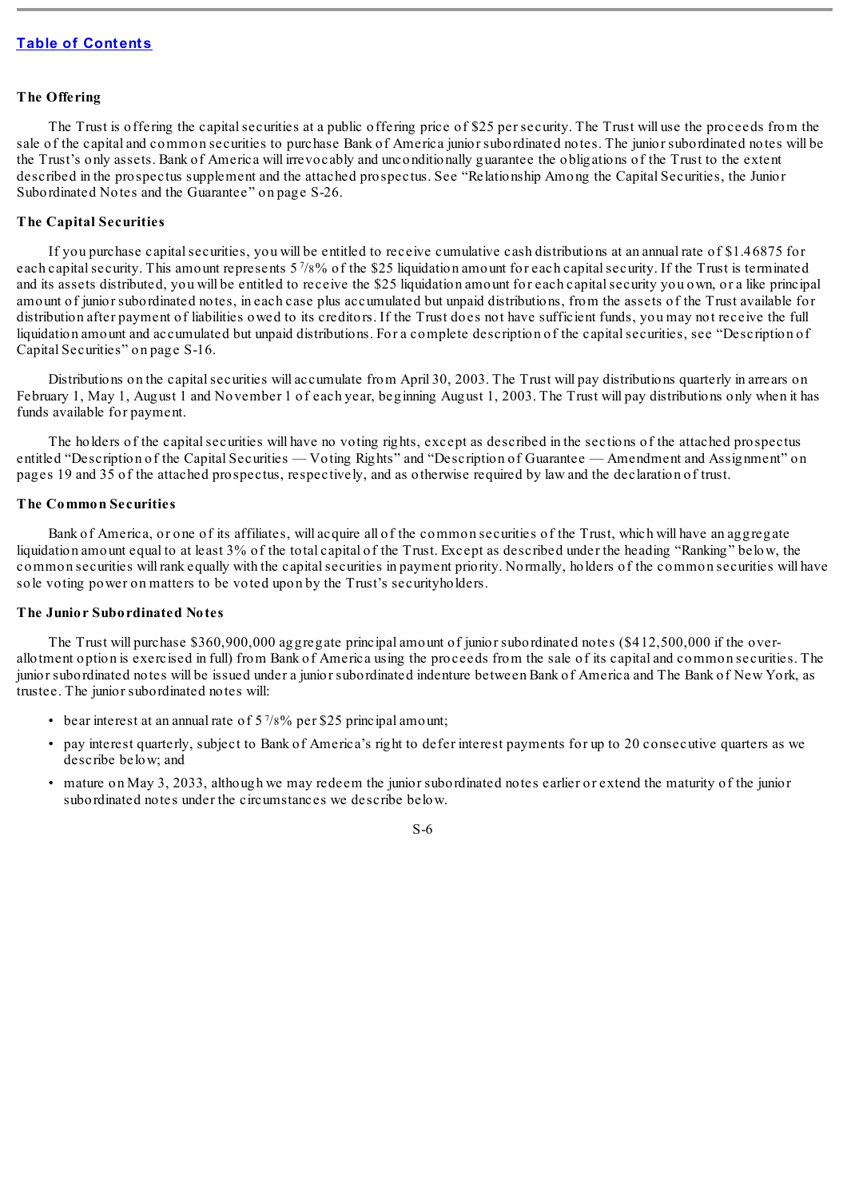[Table of Contents](#)

### The Offering

The Trust is offering the capital securities at a public offering price of $25 per security. The Trust will use the proceeds from the sale of the capital and common securities to purchase Bank of America junior subordinated notes. The junior subordinated notes will be the Trust's only assets. Bank of America will irrevocably and unconditionally guarantee the obligations of the Trust to the extent described in the prospectus supplement and the attached prospectus. See "Relationship Among the Capital Securities, the Junior Subordinated Notes and the Guarantee" on page S-26.

### The Capital Securities

If you purchase capital securities, you will be entitled to receive cumulative cash distributions at an annual rate of $1.46875 for each capital security. This amount represents 5 7/8% of the $25 liquidation amount for each capital security. If the Trust is terminated and its assets distributed, you will be entitled to receive the $25 liquidation amount for each capital security you own, or a like principal amount of junior subordinated notes, in each case plus accumulated but unpaid distributions, from the assets of the Trust available for distribution after payment of liabilities owed to its creditors. If the Trust does not have sufficient funds, you may not receive the full liquidation amount and accumulated but unpaid distributions. For a complete description of the capital securities, see "Description of Capital Securities" on page S-16.

Distributions on the capital securities will accumulate from April 30, 2003. The Trust will pay distributions quarterly in arrears on February 1, May 1, August 1 and November 1 of each year, beginning August 1, 2003. The Trust will pay distributions only when it has funds available for payment.

The holders of the capital securities will have no voting rights, except as described in the sections of the attached prospectus entitled "Description of the Capital Securities — Voting Rights" and "Description of Guarantee — Amendment and Assignment" on pages 19 and 35 of the attached prospectus, respectively, and as otherwise required by law and the declaration of trust.

### The Common Securities

Bank of America, or one of its affiliates, will acquire all of the common securities of the Trust, which will have an aggregate liquidation amount equal to at least 3% of the total capital of the Trust. Except as described under the heading "Ranking" below, the common securities will rank equally with the capital securities in payment priority. Normally, holders of the common securities will have sole voting power on matters to be voted upon by the Trust's securityholders.

### The Junior Subordinated Notes

The Trust will purchase $360,900,000 aggregate principal amount of junior subordinated notes ($412,500,000 if the over-allotment option is exercised in full) from Bank of America using the proceeds from the sale of its capital and common securities. The junior subordinated notes will be issued under a junior subordinated indenture between Bank of America and The Bank of New York, as trustee. The junior subordinated notes will:

- bear interest at an annual rate of 5 7/8% per $25 principal amount;
- pay interest quarterly, subject to Bank of America's right to defer interest payments for up to 20 consecutive quarters as we describe below; and
- mature on May 3, 2033, although we may redeem the junior subordinated notes earlier or extend the maturity of the junior subordinated notes under the circumstances we describe below.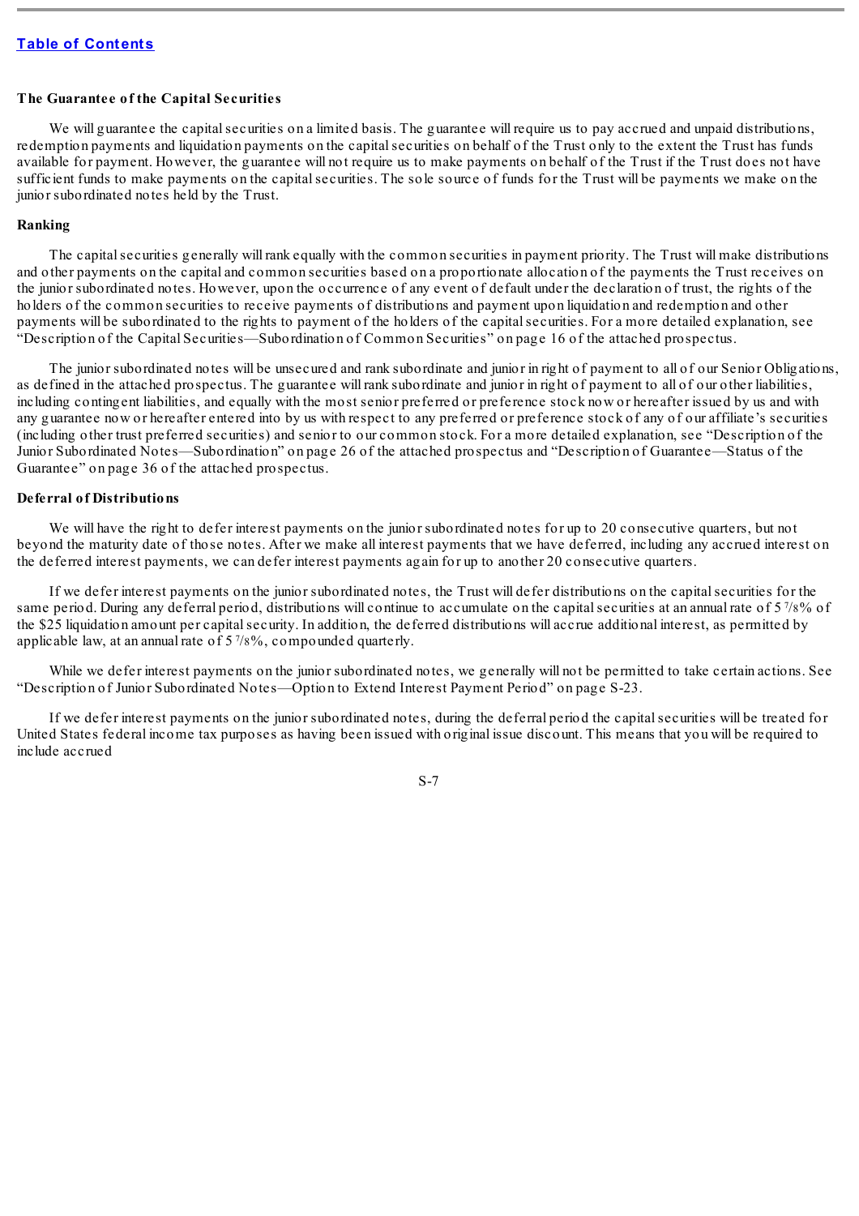**The Guarantee of the Capital Securities**

We will guarantee the capital securities on a limited basis. The guarantee will require us to pay accrued and unpaid distributions, redemption payments and liquidation payments on the capital securities on behalf of the Trust only to the extent the Trust has funds available for payment. However, the guarantee will not require us to make payments on behalf of the Trust if the Trust does not have sufficient funds to make payments on the capital securities. The sole source of funds for the Trust will be payments we make on the junior subordinated notes held by the Trust.

**Ranking**

The capital securities generally will rank equally with the common securities in payment priority. The Trust will make distributions and other payments on the capital and common securities based on a proportionate allocation of the payments the Trust receives on the junior subordinated notes. However, upon the occurrence of any event of default under the declaration of trust, the rights of the holders of the common securities to receive payments of distributions and payment upon liquidation and redemption and other payments will be subordinated to the rights to payment of the holders of the capital securities. For a more detailed explanation, see "Description of the Capital Securities—Subordination of Common Securities" on page 16 of the attached prospectus.

The junior subordinated notes will be unsecured and rank subordinate and junior in right of payment to all of our Senior Obligations, as defined in the attached prospectus. The guarantee will rank subordinate and junior in right of payment to all of our other liabilities, including contingent liabilities, and equally with the most senior preferred or preference stock now or hereafter issued by us and with any guarantee now or hereafter entered into by us with respect to any preferred or preference stock of any of our affiliate's securities (including other trust preferred securities) and senior to our common stock. For a more detailed explanation, see "Description of the Junior Subordinated Notes—Subordination" on page 26 of the attached prospectus and "Description of Guarantee—Status of the Guarantee" on page 36 of the attached prospectus.

**Deferral of Distributions**

We will have the right to defer interest payments on the junior subordinated notes for up to 20 consecutive quarters, but not beyond the maturity date of those notes. After we make all interest payments that we have deferred, including any accrued interest on the deferred interest payments, we can defer interest payments again for up to another 20 consecutive quarters.

If we defer interest payments on the junior subordinated notes, the Trust will defer distributions on the capital securities for the same period. During any deferral period, distributions will continue to accumulate on the capital securities at an annual rate of 5 7/8% of the $25 liquidation amount per capital security. In addition, the deferred distributions will accrue additional interest, as permitted by applicable law, at an annual rate of 5 7/8%, compounded quarterly.

While we defer interest payments on the junior subordinated notes, we generally will not be permitted to take certain actions. See "Description of Junior Subordinated Notes—Option to Extend Interest Payment Period" on page S-23.

If we defer interest payments on the junior subordinated notes, during the deferral period the capital securities will be treated for United States federal income tax purposes as having been issued with original issue discount. This means that you will be required to include accrued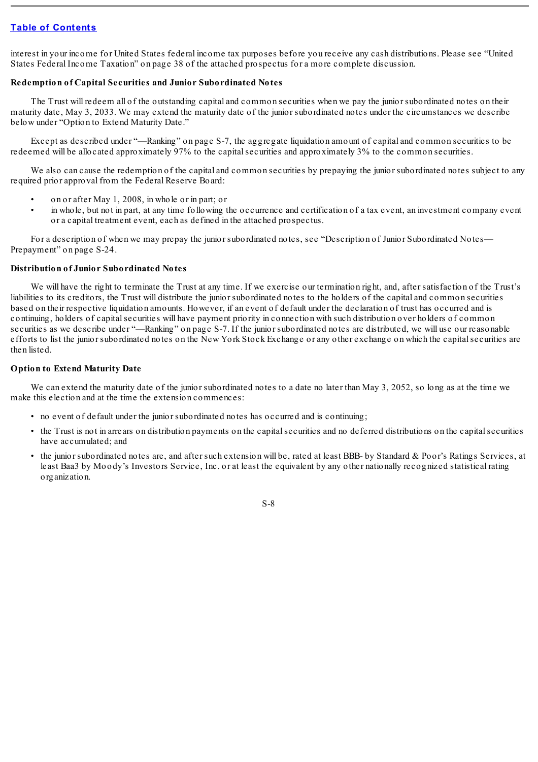interest in your income for United States federal income tax purposes before you receive any cash distributions. Please see “United States Federal Income Taxation” on page 38 of the attached prospectus for a more complete discussion.

**Redemption of Capital Securities and Junior Subordinated Notes**

The Trust will redeem all of the outstanding capital and common securities when we pay the junior subordinated notes on their maturity date, May 3, 2033. We may extend the maturity date of the junior subordinated notes under the circumstances we describe below under “Option to Extend Maturity Date.”

Except as described under “—Ranking” on page S-7, the aggregate liquidation amount of capital and common securities to be redeemed will be allocated approximately 97% to the capital securities and approximately 3% to the common securities.

We also can cause the redemption of the capital and common securities by prepaying the junior subordinated notes subject to any required prior approval from the Federal Reserve Board:

- on or after May 1, 2008, in whole or in part; or
- in whole, but not in part, at any time following the occurrence and certification of a tax event, an investment company event or a capital treatment event, each as defined in the attached prospectus.

For a description of when we may prepay the junior subordinated notes, see “Description of Junior Subordinated Notes—Prepayment” on page S-24.

**Distribution of Junior Subordinated Notes**

We will have the right to terminate the Trust at any time. If we exercise our termination right, and, after satisfaction of the Trust’s liabilities to its creditors, the Trust will distribute the junior subordinated notes to the holders of the capital and common securities based on their respective liquidation amounts. However, if an event of default under the declaration of trust has occurred and is continuing, holders of capital securities will have payment priority in connection with such distribution over holders of common securities as we describe under “—Ranking” on page S-7. If the junior subordinated notes are distributed, we will use our reasonable efforts to list the junior subordinated notes on the New York Stock Exchange or any other exchange on which the capital securities are then listed.

**Option to Extend Maturity Date**

We can extend the maturity date of the junior subordinated notes to a date no later than May 3, 2052, so long as at the time we make this election and at the time the extension commences:

- no event of default under the junior subordinated notes has occurred and is continuing;
- the Trust is not in arrears on distribution payments on the capital securities and no deferred distributions on the capital securities have accumulated; and
- the junior subordinated notes are, and after such extension will be, rated at least BBB- by Standard & Poor’s Ratings Services, at least Baa3 by Moody’s Investors Service, Inc. or at least the equivalent by any other nationally recognized statistical rating organization.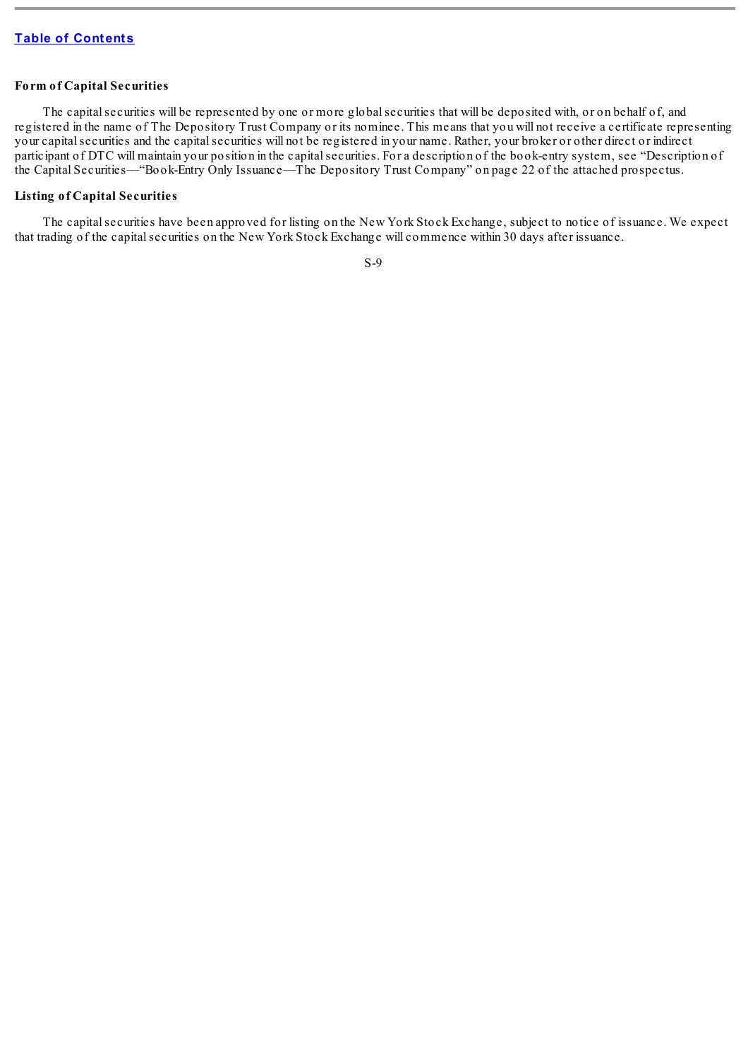**Form of Capital Securities**

The capital securities will be represented by one or more global securities that will be deposited with, or on behalf of, and registered in the name of The Depository Trust Company or its nominee. This means that you will not receive a certificate representing your capital securities and the capital securities will not be registered in your name. Rather, your broker or other direct or indirect participant of DTC will maintain your position in the capital securities. For a description of the book-entry system, see "Description of the Capital Securities—"Book-Entry Only Issuance—The Depository Trust Company" on page 22 of the attached prospectus.

**Listing of Capital Securities**

The capital securities have been approved for listing on the New York Stock Exchange, subject to notice of issuance. We expect that trading of the capital securities on the New York Stock Exchange will commence within 30 days after issuance.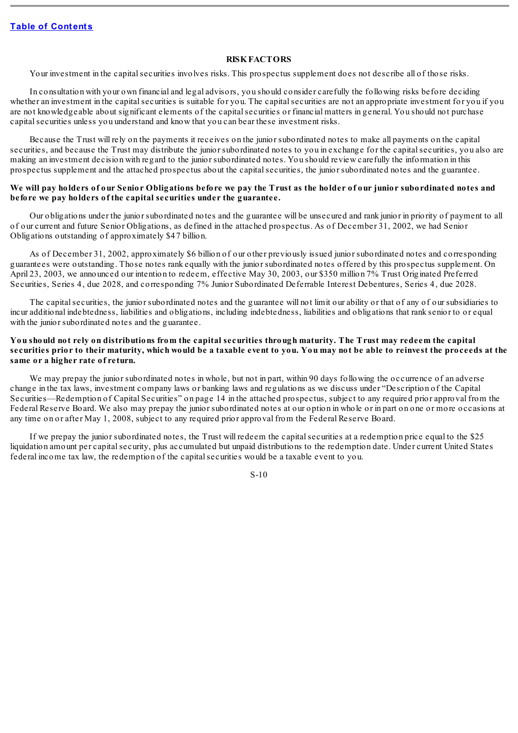## RISK FACTORS

Your investment in the capital securities involves risks. This prospectus supplement does not describe all of those risks.

In consultation with your own financial and legal advisors, you should consider carefully the following risks before deciding whether an investment in the capital securities is suitable for you. The capital securities are not an appropriate investment for you if you are not knowledgeable about significant elements of the capital securities or financial matters in general. You should not purchase capital securities unless you understand and know that you can bear these investment risks.

Because the Trust will rely on the payments it receives on the junior subordinated notes to make all payments on the capital securities, and because the Trust may distribute the junior subordinated notes to you in exchange for the capital securities, you also are making an investment decision with regard to the junior subordinated notes. You should review carefully the information in this prospectus supplement and the attached prospectus about the capital securities, the junior subordinated notes and the guarantee.

**We will pay holders of our Senior Obligations before we pay the Trust as the holder of our junior subordinated notes and before we pay holders of the capital securities under the guarantee.**

Our obligations under the junior subordinated notes and the guarantee will be unsecured and rank junior in priority of payment to all of our current and future Senior Obligations, as defined in the attached prospectus. As of December 31, 2002, we had Senior Obligations outstanding of approximately $47 billion.

As of December 31, 2002, approximately $6 billion of our other previously issued junior subordinated notes and corresponding guarantees were outstanding. Those notes rank equally with the junior subordinated notes offered by this prospectus supplement. On April 23, 2003, we announced our intention to redeem, effective May 30, 2003, our $350 million 7% Trust Originated Preferred Securities, Series 4, due 2028, and corresponding 7% Junior Subordinated Deferrable Interest Debentures, Series 4, due 2028.

The capital securities, the junior subordinated notes and the guarantee will not limit our ability or that of any of our subsidiaries to incur additional indebtedness, liabilities and obligations, including indebtedness, liabilities and obligations that rank senior to or equal with the junior subordinated notes and the guarantee.

**You should not rely on distributions from the capital securities through maturity. The Trust may redeem the capital securities prior to their maturity, which would be a taxable event to you. You may not be able to reinvest the proceeds at the same or a higher rate of return.**

We may prepay the junior subordinated notes in whole, but not in part, within 90 days following the occurrence of an adverse change in the tax laws, investment company laws or banking laws and regulations as we discuss under "Description of the Capital Securities—Redemption of Capital Securities" on page 14 in the attached prospectus, subject to any required prior approval from the Federal Reserve Board. We also may prepay the junior subordinated notes at our option in whole or in part on one or more occasions at any time on or after May 1, 2008, subject to any required prior approval from the Federal Reserve Board.

If we prepay the junior subordinated notes, the Trust will redeem the capital securities at a redemption price equal to the $25 liquidation amount per capital security, plus accumulated but unpaid distributions to the redemption date. Under current United States federal income tax law, the redemption of the capital securities would be a taxable event to you.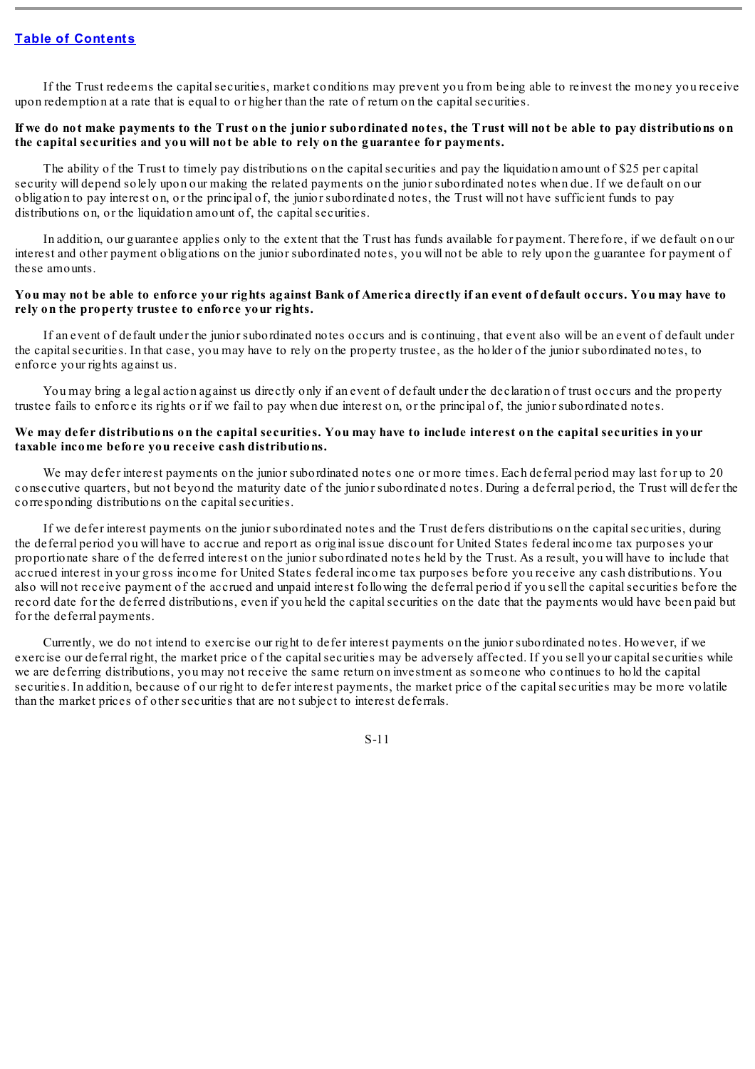If the Trust redeems the capital securities, market conditions may prevent you from being able to reinvest the money you receive upon redemption at a rate that is equal to or higher than the rate of return on the capital securities.

**If we do not make payments to the Trust on the junior subordinated notes, the Trust will not be able to pay distributions on the capital securities and you will not be able to rely on the guarantee for payments.**

The ability of the Trust to timely pay distributions on the capital securities and pay the liquidation amount of $25 per capital security will depend solely upon our making the related payments on the junior subordinated notes when due. If we default on our obligation to pay interest on, or the principal of, the junior subordinated notes, the Trust will not have sufficient funds to pay distributions on, or the liquidation amount of, the capital securities.

In addition, our guarantee applies only to the extent that the Trust has funds available for payment. Therefore, if we default on our interest and other payment obligations on the junior subordinated notes, you will not be able to rely upon the guarantee for payment of these amounts.

**You may not be able to enforce your rights against Bank of America directly if an event of default occurs. You may have to rely on the property trustee to enforce your rights.**

If an event of default under the junior subordinated notes occurs and is continuing, that event also will be an event of default under the capital securities. In that case, you may have to rely on the property trustee, as the holder of the junior subordinated notes, to enforce your rights against us.

You may bring a legal action against us directly only if an event of default under the declaration of trust occurs and the property trustee fails to enforce its rights or if we fail to pay when due interest on, or the principal of, the junior subordinated notes.

**We may defer distributions on the capital securities. You may have to include interest on the capital securities in your taxable income before you receive cash distributions.**

We may defer interest payments on the junior subordinated notes one or more times. Each deferral period may last for up to 20 consecutive quarters, but not beyond the maturity date of the junior subordinated notes. During a deferral period, the Trust will defer the corresponding distributions on the capital securities.

If we defer interest payments on the junior subordinated notes and the Trust defers distributions on the capital securities, during the deferral period you will have to accrue and report as original issue discount for United States federal income tax purposes your proportionate share of the deferred interest on the junior subordinated notes held by the Trust. As a result, you will have to include that accrued interest in your gross income for United States federal income tax purposes before you receive any cash distributions. You also will not receive payment of the accrued and unpaid interest following the deferral period if you sell the capital securities before the record date for the deferred distributions, even if you held the capital securities on the date that the payments would have been paid but for the deferral payments.

Currently, we do not intend to exercise our right to defer interest payments on the junior subordinated notes. However, if we exercise our deferral right, the market price of the capital securities may be adversely affected. If you sell your capital securities while we are deferring distributions, you may not receive the same return on investment as someone who continues to hold the capital securities. In addition, because of our right to defer interest payments, the market price of the capital securities may be more volatile than the market prices of other securities that are not subject to interest deferrals.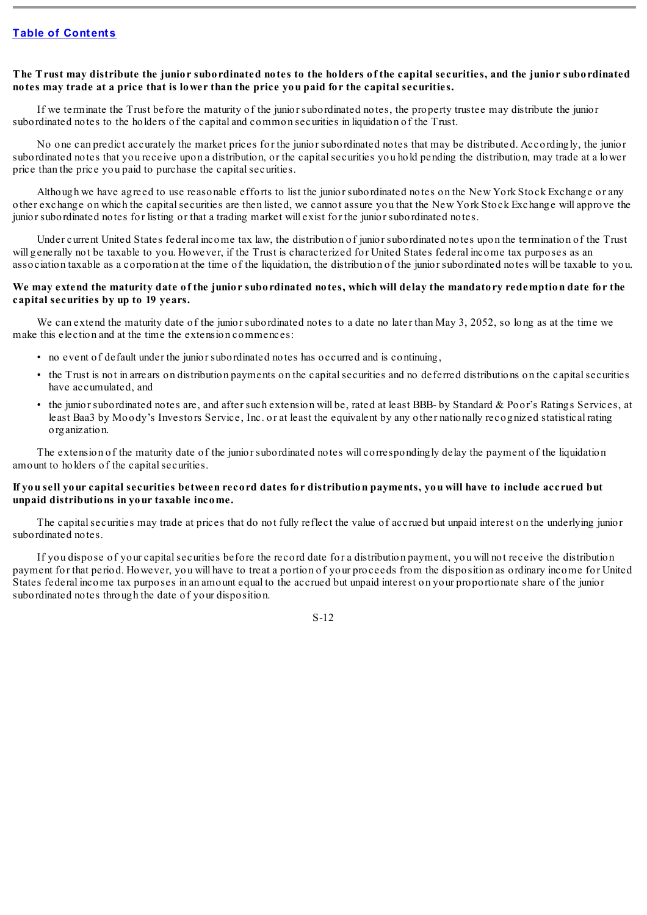**The Trust may distribute the junior subordinated notes to the holders of the capital securities, and the junior subordinated notes may trade at a price that is lower than the price you paid for the capital securities.**

If we terminate the Trust before the maturity of the junior subordinated notes, the property trustee may distribute the junior subordinated notes to the holders of the capital and common securities in liquidation of the Trust.

No one can predict accurately the market prices for the junior subordinated notes that may be distributed. Accordingly, the junior subordinated notes that you receive upon a distribution, or the capital securities you hold pending the distribution, may trade at a lower price than the price you paid to purchase the capital securities.

Although we have agreed to use reasonable efforts to list the junior subordinated notes on the New York Stock Exchange or any other exchange on which the capital securities are then listed, we cannot assure you that the New York Stock Exchange will approve the junior subordinated notes for listing or that a trading market will exist for the junior subordinated notes.

Under current United States federal income tax law, the distribution of junior subordinated notes upon the termination of the Trust will generally not be taxable to you. However, if the Trust is characterized for United States federal income tax purposes as an association taxable as a corporation at the time of the liquidation, the distribution of the junior subordinated notes will be taxable to you.

**We may extend the maturity date of the junior subordinated notes, which will delay the mandatory redemption date for the capital securities by up to 19 years.**

We can extend the maturity date of the junior subordinated notes to a date no later than May 3, 2052, so long as at the time we make this election and at the time the extension commences:

- no event of default under the junior subordinated notes has occurred and is continuing,
- the Trust is not in arrears on distribution payments on the capital securities and no deferred distributions on the capital securities have accumulated, and
- the junior subordinated notes are, and after such extension will be, rated at least BBB- by Standard & Poor's Ratings Services, at least Baa3 by Moody's Investors Service, Inc. or at least the equivalent by any other nationally recognized statistical rating organization.

The extension of the maturity date of the junior subordinated notes will correspondingly delay the payment of the liquidation amount to holders of the capital securities.

**If you sell your capital securities between record dates for distribution payments, you will have to include accrued but unpaid distributions in your taxable income.**

The capital securities may trade at prices that do not fully reflect the value of accrued but unpaid interest on the underlying junior subordinated notes.

If you dispose of your capital securities before the record date for a distribution payment, you will not receive the distribution payment for that period. However, you will have to treat a portion of your proceeds from the disposition as ordinary income for United States federal income tax purposes in an amount equal to the accrued but unpaid interest on your proportionate share of the junior subordinated notes through the date of your disposition.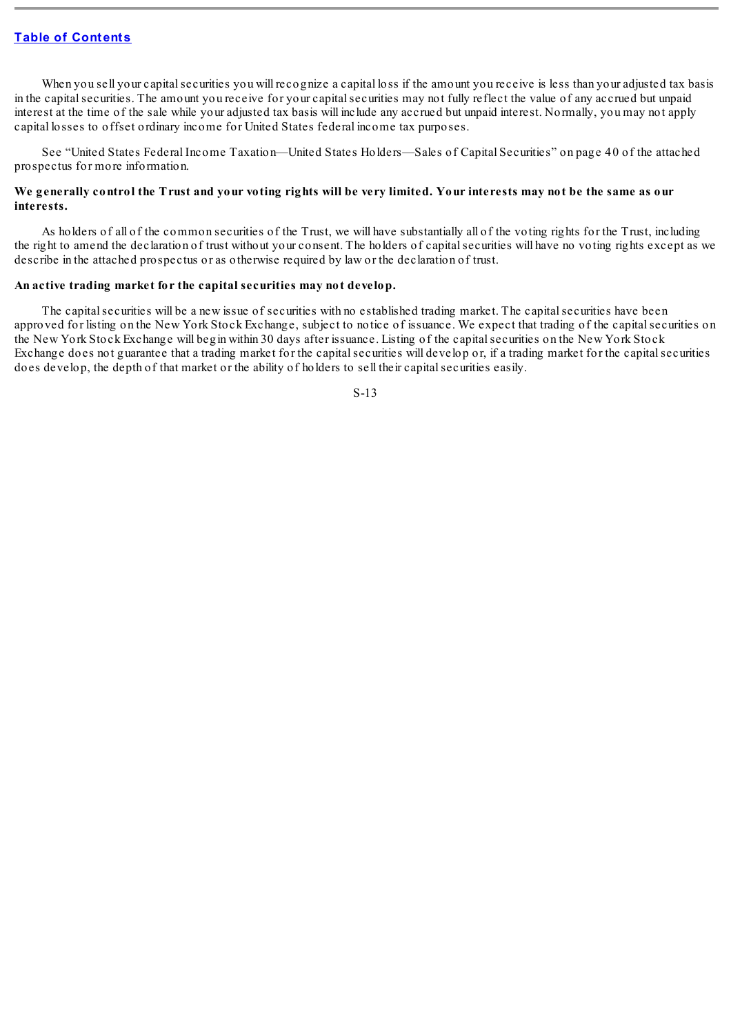When you sell your capital securities you will recognize a capital loss if the amount you receive is less than your adjusted tax basis in the capital securities. The amount you receive for your capital securities may not fully reflect the value of any accrued but unpaid interest at the time of the sale while your adjusted tax basis will include any accrued but unpaid interest. Normally, you may not apply capital losses to offset ordinary income for United States federal income tax purposes.

See "United States Federal Income Taxation—United States Holders—Sales of Capital Securities" on page 40 of the attached prospectus for more information.

**We generally control the Trust and your voting rights will be very limited. Your interests may not be the same as our interests.**

As holders of all of the common securities of the Trust, we will have substantially all of the voting rights for the Trust, including the right to amend the declaration of trust without your consent. The holders of capital securities will have no voting rights except as we describe in the attached prospectus or as otherwise required by law or the declaration of trust.

**An active trading market for the capital securities may not develop.**

The capital securities will be a new issue of securities with no established trading market. The capital securities have been approved for listing on the New York Stock Exchange, subject to notice of issuance. We expect that trading of the capital securities on the New York Stock Exchange will begin within 30 days after issuance. Listing of the capital securities on the New York Stock Exchange does not guarantee that a trading market for the capital securities will develop or, if a trading market for the capital securities does develop, the depth of that market or the ability of holders to sell their capital securities easily.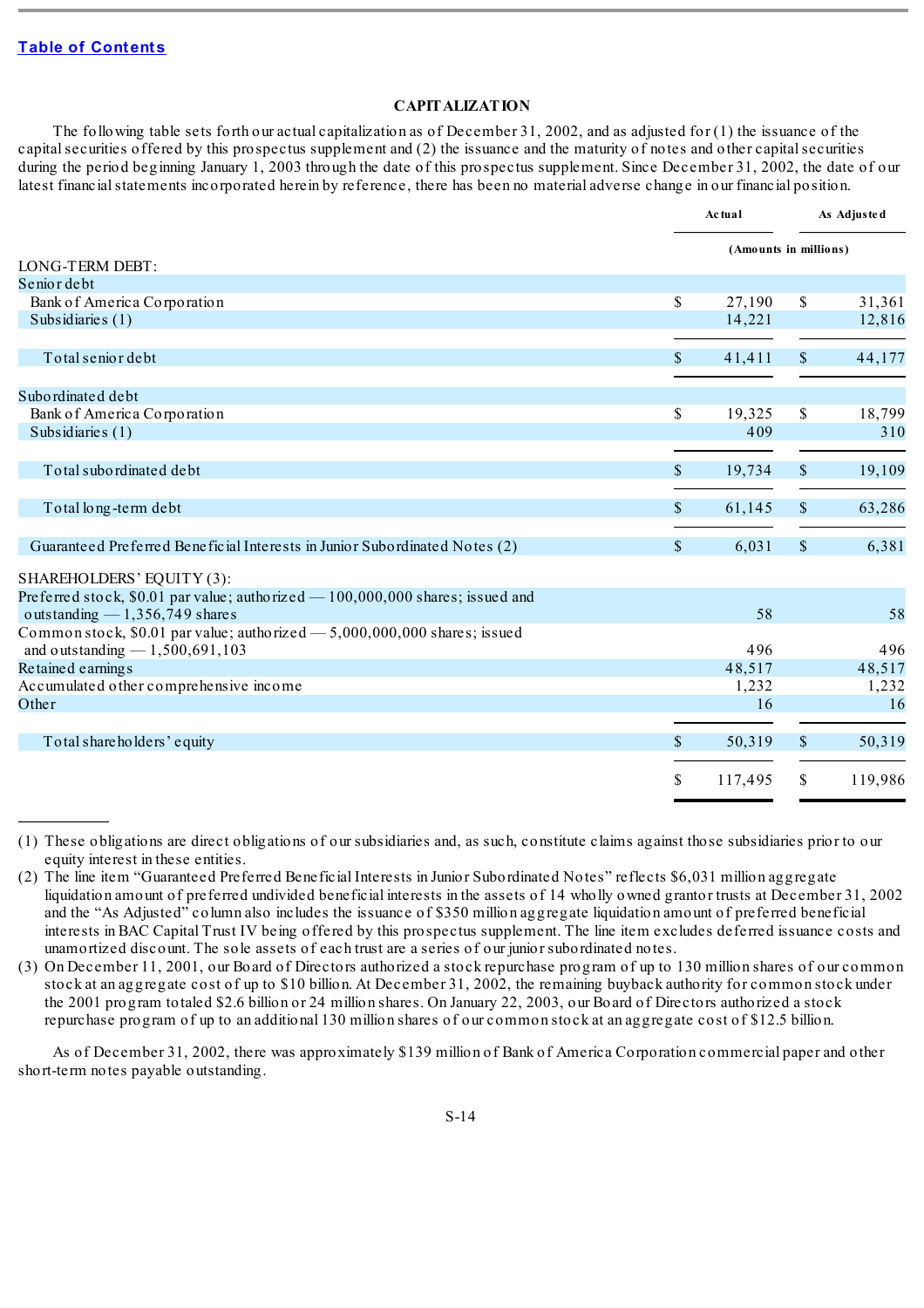[Table of Contents](#)

## CAPITALIZATION

The following table sets forth our actual capitalization as of December 31, 2002, and as adjusted for (1) the issuance of the capital securities offered by this prospectus supplement and (2) the issuance and the maturity of notes and other capital securities during the period beginning January 1, 2003 through the date of this prospectus supplement. Since December 31, 2002, the date of our latest financial statements incorporated herein by reference, there has been no material adverse change in our financial position.

| | Actual | As Adjusted |
|---|---|---|
| | (Amounts in millions) | |
| LONG-TERM DEBT: | | |
| Senior debt | | |
| Bank of America Corporation | $ 27,190 | $ 31,361 |
| Subsidiaries (1) | 14,221 | 12,816 |
| Total senior debt | $ 41,411 | $ 44,177 |
| Subordinated debt | | |
| Bank of America Corporation | $ 19,325 | $ 18,799 |
| Subsidiaries (1) | 409 | 310 |
| Total subordinated debt | $ 19,734 | $ 19,109 |
| Total long-term debt | $ 61,145 | $ 63,286 |
| Guaranteed Preferred Beneficial Interests in Junior Subordinated Notes (2) | $ 6,031 | $ 6,381 |
| SHAREHOLDERS' EQUITY (3): | | |
| Preferred stock, $0.01 par value; authorized — 100,000,000 shares; issued and outstanding — 1,356,749 shares | 58 | 58 |
| Common stock, $0.01 par value; authorized — 5,000,000,000 shares; issued and outstanding — 1,500,691,103 | 496 | 496 |
| Retained earnings | 48,517 | 48,517 |
| Accumulated other comprehensive income | 1,232 | 1,232 |
| Other | 16 | 16 |
| Total shareholders' equity | $ 50,319 | $ 50,319 |
| | $ 117,495 | $ 119,986 |

(1) These obligations are direct obligations of our subsidiaries and, as such, constitute claims against those subsidiaries prior to our equity interest in these entities.

(2) The line item "Guaranteed Preferred Beneficial Interests in Junior Subordinated Notes" reflects $6,031 million aggregate liquidation amount of preferred undivided beneficial interests in the assets of 14 wholly owned grantor trusts at December 31, 2002 and the "As Adjusted" column also includes the issuance of $350 million aggregate liquidation amount of preferred beneficial interests in BAC Capital Trust IV being offered by this prospectus supplement. The line item excludes deferred issuance costs and unamortized discount. The sole assets of each trust are a series of our junior subordinated notes.

(3) On December 11, 2001, our Board of Directors authorized a stock repurchase program of up to 130 million shares of our common stock at an aggregate cost of up to $10 billion. At December 31, 2002, the remaining buyback authority for common stock under the 2001 program totaled $2.6 billion or 24 million shares. On January 22, 2003, our Board of Directors authorized a stock repurchase program of up to an additional 130 million shares of our common stock at an aggregate cost of $12.5 billion.

As of December 31, 2002, there was approximately $139 million of Bank of America Corporation commercial paper and other short-term notes payable outstanding.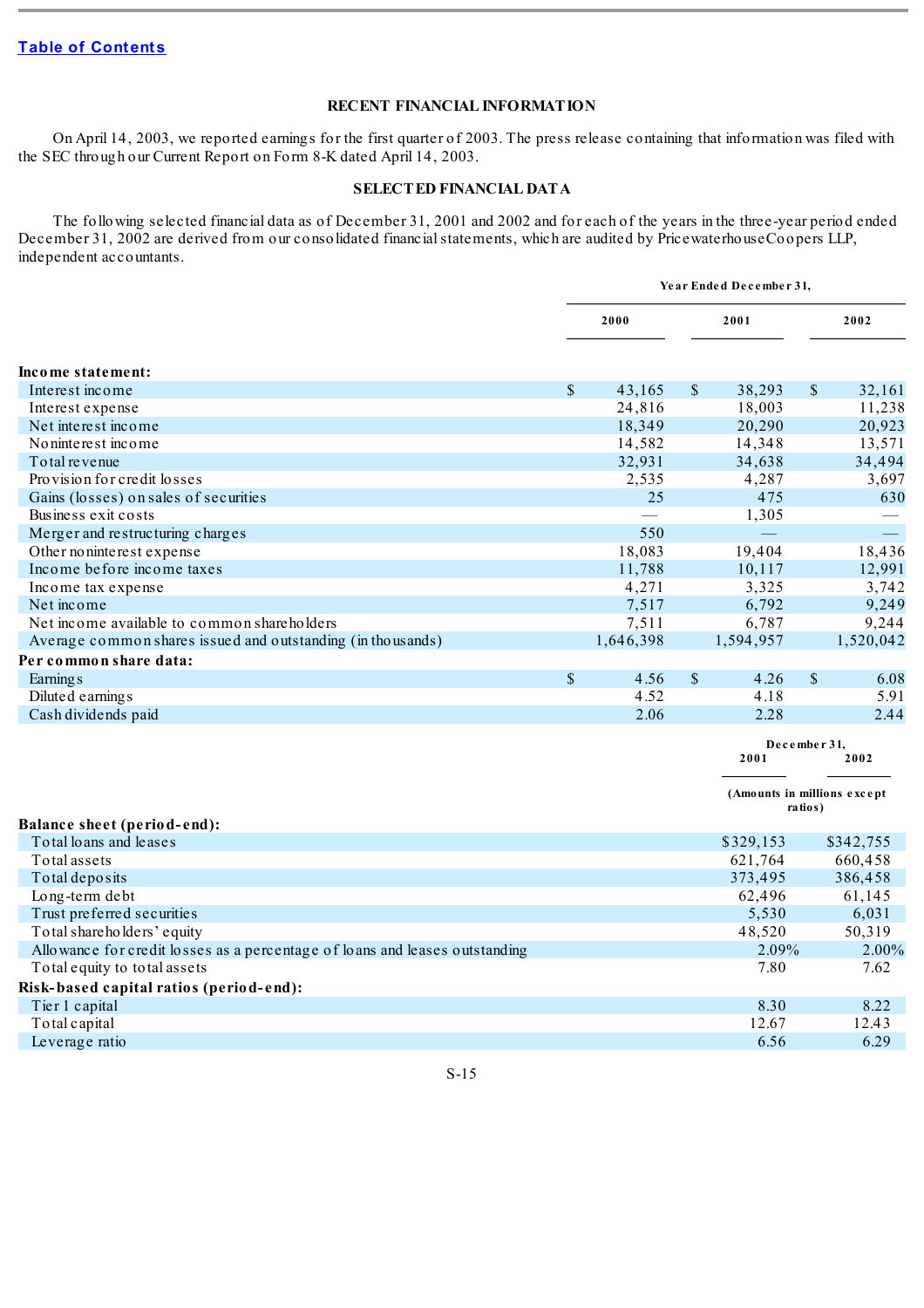[Table of Contents](#)

## RECENT FINANCIAL INFORMATION

On April 14, 2003, we reported earnings for the first quarter of 2003. The press release containing that information was filed with the SEC through our Current Report on Form 8-K dated April 14, 2003.

## SELECTED FINANCIAL DATA

The following selected financial data as of December 31, 2001 and 2002 and for each of the years in the three-year period ended December 31, 2002 are derived from our consolidated financial statements, which are audited by PricewaterhouseCoopers LLP, independent accountants.

| | Year Ended December 31, | | |
|---|---|---|---|
| | 2000 | 2001 | 2002 |
| **Income statement:** | | | |
| Interest income | $ 43,165 | $ 38,293 | $ 32,161 |
| Interest expense | 24,816 | 18,003 | 11,238 |
| Net interest income | 18,349 | 20,290 | 20,923 |
| Noninterest income | 14,582 | 14,348 | 13,571 |
| Total revenue | 32,931 | 34,638 | 34,494 |
| Provision for credit losses | 2,535 | 4,287 | 3,697 |
| Gains (losses) on sales of securities | 25 | 475 | 630 |
| Business exit costs | — | 1,305 | — |
| Merger and restructuring charges | 550 | — | — |
| Other noninterest expense | 18,083 | 19,404 | 18,436 |
| Income before income taxes | 11,788 | 10,117 | 12,991 |
| Income tax expense | 4,271 | 3,325 | 3,742 |
| Net income | 7,517 | 6,792 | 9,249 |
| Net income available to common shareholders | 7,511 | 6,787 | 9,244 |
| Average common shares issued and outstanding (in thousands) | 1,646,398 | 1,594,957 | 1,520,042 |
| **Per common share data:** | | | |
| Earnings | $ 4.56 | $ 4.26 | $ 6.08 |
| Diluted earnings | 4.52 | 4.18 | 5.91 |
| Cash dividends paid | 2.06 | 2.28 | 2.44 |

| | December 31, | |
|---|---|---|
| | 2001 | 2002 |
| | (Amounts in millions except ratios) | |
| **Balance sheet (period-end):** | | |
| Total loans and leases | $329,153 | $342,755 |
| Total assets | 621,764 | 660,458 |
| Total deposits | 373,495 | 386,458 |
| Long-term debt | 62,496 | 61,145 |
| Trust preferred securities | 5,530 | 6,031 |
| Total shareholders' equity | 48,520 | 50,319 |
| Allowance for credit losses as a percentage of loans and leases outstanding | 2.09% | 2.00% |
| Total equity to total assets | 7.80 | 7.62 |
| **Risk-based capital ratios (period-end):** | | |
| Tier 1 capital | 8.30 | 8.22 |
| Total capital | 12.67 | 12.43 |
| Leverage ratio | 6.56 | 6.29 |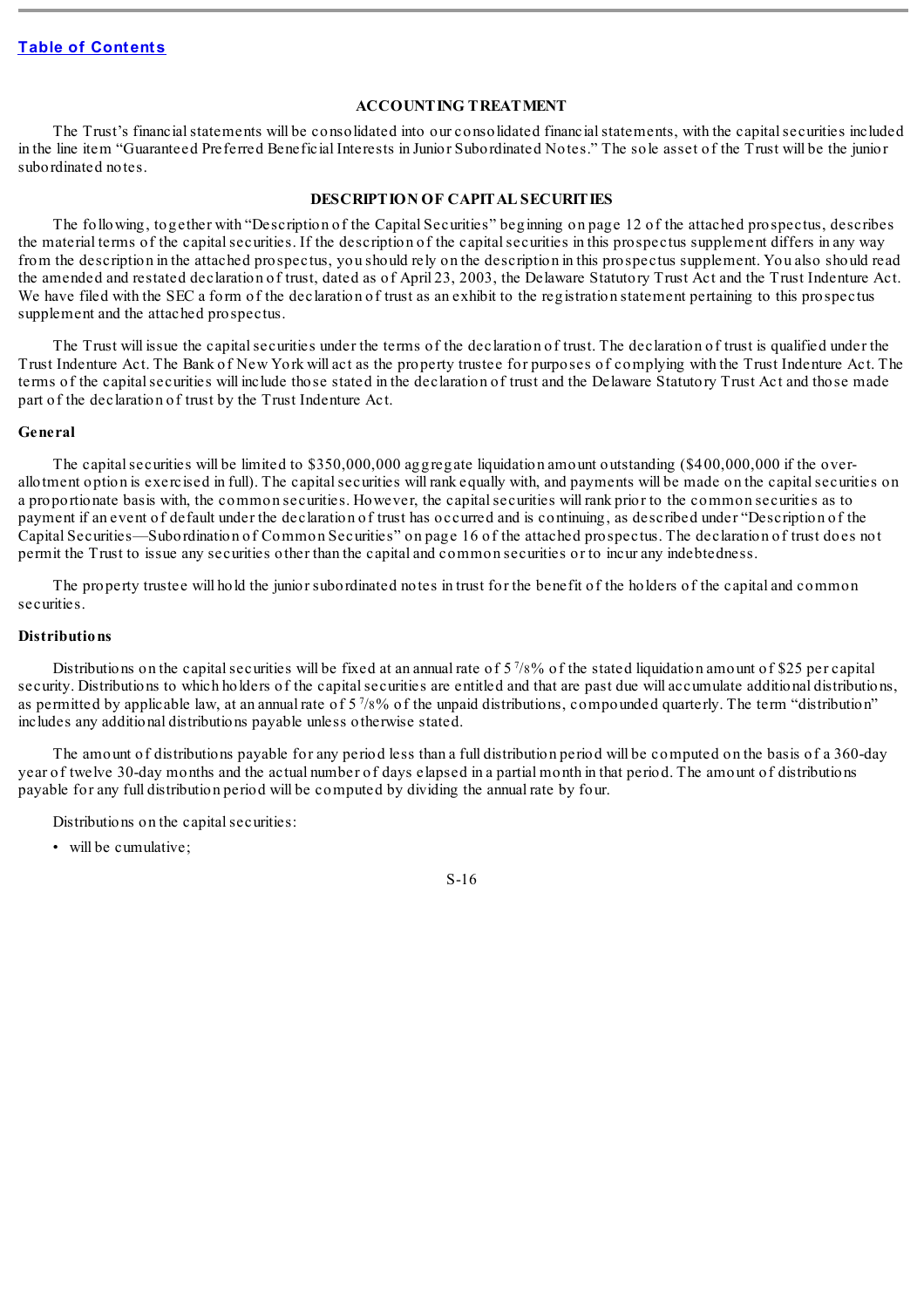[Table of Contents](#)

## ACCOUNTING TREATMENT

The Trust's financial statements will be consolidated into our consolidated financial statements, with the capital securities included in the line item "Guaranteed Preferred Beneficial Interests in Junior Subordinated Notes." The sole asset of the Trust will be the junior subordinated notes.

## DESCRIPTION OF CAPITAL SECURITIES

The following, together with "Description of the Capital Securities" beginning on page 12 of the attached prospectus, describes the material terms of the capital securities. If the description of the capital securities in this prospectus supplement differs in any way from the description in the attached prospectus, you should rely on the description in this prospectus supplement. You also should read the amended and restated declaration of trust, dated as of April 23, 2003, the Delaware Statutory Trust Act and the Trust Indenture Act. We have filed with the SEC a form of the declaration of trust as an exhibit to the registration statement pertaining to this prospectus supplement and the attached prospectus.

The Trust will issue the capital securities under the terms of the declaration of trust. The declaration of trust is qualified under the Trust Indenture Act. The Bank of New York will act as the property trustee for purposes of complying with the Trust Indenture Act. The terms of the capital securities will include those stated in the declaration of trust and the Delaware Statutory Trust Act and those made part of the declaration of trust by the Trust Indenture Act.

### General

The capital securities will be limited to $350,000,000 aggregate liquidation amount outstanding ($400,000,000 if the over-allotment option is exercised in full). The capital securities will rank equally with, and payments will be made on the capital securities on a proportionate basis with, the common securities. However, the capital securities will rank prior to the common securities as to payment if an event of default under the declaration of trust has occurred and is continuing, as described under "Description of the Capital Securities—Subordination of Common Securities" on page 16 of the attached prospectus. The declaration of trust does not permit the Trust to issue any securities other than the capital and common securities or to incur any indebtedness.

The property trustee will hold the junior subordinated notes in trust for the benefit of the holders of the capital and common securities.

### Distributions

Distributions on the capital securities will be fixed at an annual rate of 5 7/8% of the stated liquidation amount of $25 per capital security. Distributions to which holders of the capital securities are entitled and that are past due will accumulate additional distributions, as permitted by applicable law, at an annual rate of 5 7/8% of the unpaid distributions, compounded quarterly. The term "distribution" includes any additional distributions payable unless otherwise stated.

The amount of distributions payable for any period less than a full distribution period will be computed on the basis of a 360-day year of twelve 30-day months and the actual number of days elapsed in a partial month in that period. The amount of distributions payable for any full distribution period will be computed by dividing the annual rate by four.

Distributions on the capital securities:

- will be cumulative;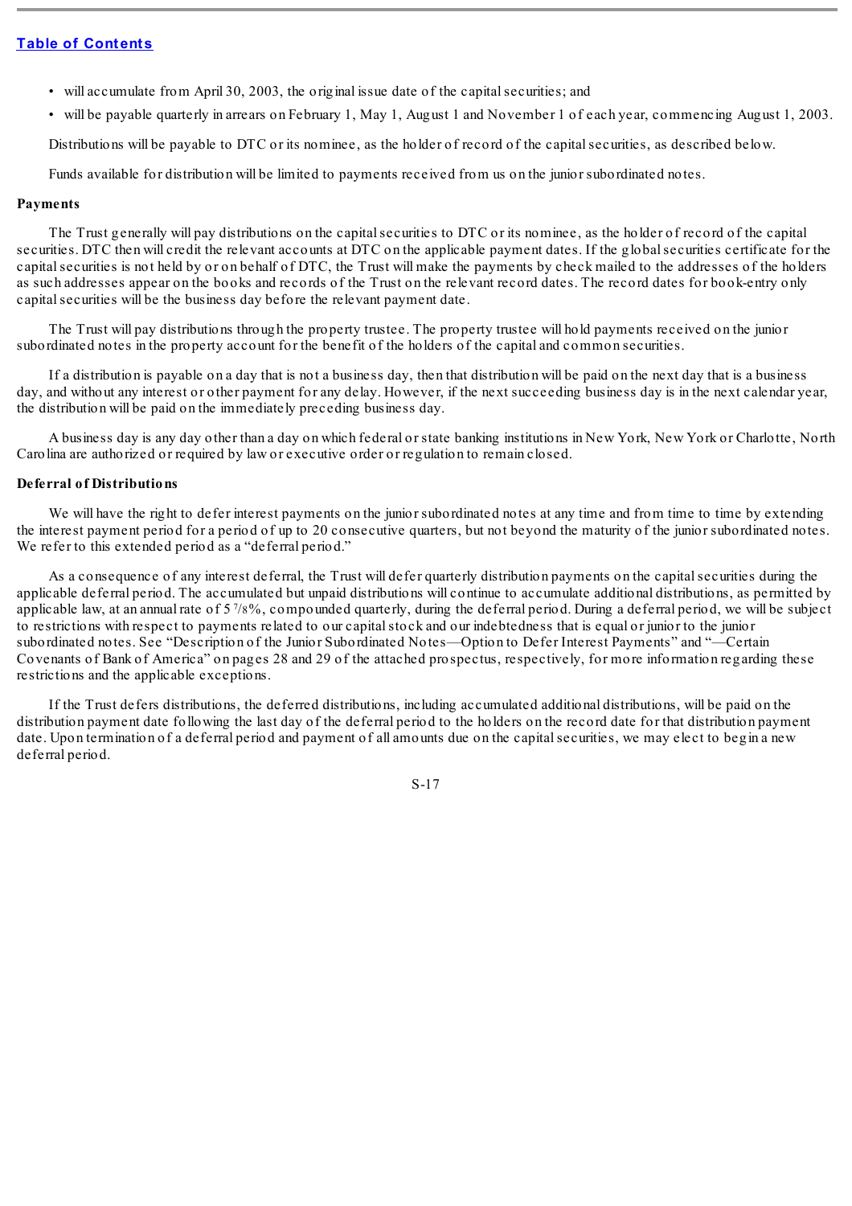- will accumulate from April 30, 2003, the original issue date of the capital securities; and
- will be payable quarterly in arrears on February 1, May 1, August 1 and November 1 of each year, commencing August 1, 2003.

Distributions will be payable to DTC or its nominee, as the holder of record of the capital securities, as described below.

Funds available for distribution will be limited to payments received from us on the junior subordinated notes.

**Payments**

The Trust generally will pay distributions on the capital securities to DTC or its nominee, as the holder of record of the capital securities. DTC then will credit the relevant accounts at DTC on the applicable payment dates. If the global securities certificate for the capital securities is not held by or on behalf of DTC, the Trust will make the payments by check mailed to the addresses of the holders as such addresses appear on the books and records of the Trust on the relevant record dates. The record dates for book-entry only capital securities will be the business day before the relevant payment date.

The Trust will pay distributions through the property trustee. The property trustee will hold payments received on the junior subordinated notes in the property account for the benefit of the holders of the capital and common securities.

If a distribution is payable on a day that is not a business day, then that distribution will be paid on the next day that is a business day, and without any interest or other payment for any delay. However, if the next succeeding business day is in the next calendar year, the distribution will be paid on the immediately preceding business day.

A business day is any day other than a day on which federal or state banking institutions in New York, New York or Charlotte, North Carolina are authorized or required by law or executive order or regulation to remain closed.

**Deferral of Distributions**

We will have the right to defer interest payments on the junior subordinated notes at any time and from time to time by extending the interest payment period for a period of up to 20 consecutive quarters, but not beyond the maturity of the junior subordinated notes. We refer to this extended period as a "deferral period."

As a consequence of any interest deferral, the Trust will defer quarterly distribution payments on the capital securities during the applicable deferral period. The accumulated but unpaid distributions will continue to accumulate additional distributions, as permitted by applicable law, at an annual rate of 5 7/8%, compounded quarterly, during the deferral period. During a deferral period, we will be subject to restrictions with respect to payments related to our capital stock and our indebtedness that is equal or junior to the junior subordinated notes. See "Description of the Junior Subordinated Notes—Option to Defer Interest Payments" and "—Certain Covenants of Bank of America" on pages 28 and 29 of the attached prospectus, respectively, for more information regarding these restrictions and the applicable exceptions.

If the Trust defers distributions, the deferred distributions, including accumulated additional distributions, will be paid on the distribution payment date following the last day of the deferral period to the holders on the record date for that distribution payment date. Upon termination of a deferral period and payment of all amounts due on the capital securities, we may elect to begin a new deferral period.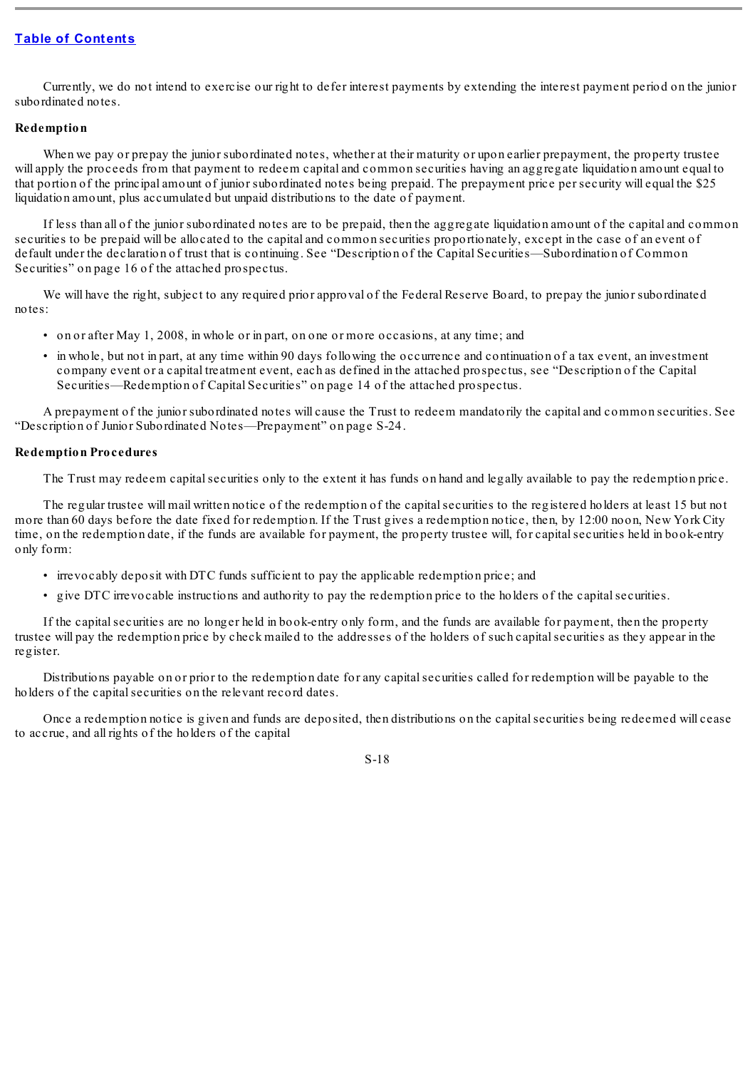Currently, we do not intend to exercise our right to defer interest payments by extending the interest payment period on the junior subordinated notes.

**Redemption**

When we pay or prepay the junior subordinated notes, whether at their maturity or upon earlier prepayment, the property trustee will apply the proceeds from that payment to redeem capital and common securities having an aggregate liquidation amount equal to that portion of the principal amount of junior subordinated notes being prepaid. The prepayment price per security will equal the $25 liquidation amount, plus accumulated but unpaid distributions to the date of payment.

If less than all of the junior subordinated notes are to be prepaid, then the aggregate liquidation amount of the capital and common securities to be prepaid will be allocated to the capital and common securities proportionately, except in the case of an event of default under the declaration of trust that is continuing. See "Description of the Capital Securities—Subordination of Common Securities" on page 16 of the attached prospectus.

We will have the right, subject to any required prior approval of the Federal Reserve Board, to prepay the junior subordinated notes:

- on or after May 1, 2008, in whole or in part, on one or more occasions, at any time; and
- in whole, but not in part, at any time within 90 days following the occurrence and continuation of a tax event, an investment company event or a capital treatment event, each as defined in the attached prospectus, see "Description of the Capital Securities—Redemption of Capital Securities" on page 14 of the attached prospectus.

A prepayment of the junior subordinated notes will cause the Trust to redeem mandatorily the capital and common securities. See "Description of Junior Subordinated Notes—Prepayment" on page S-24.

**Redemption Procedures**

The Trust may redeem capital securities only to the extent it has funds on hand and legally available to pay the redemption price.

The regular trustee will mail written notice of the redemption of the capital securities to the registered holders at least 15 but not more than 60 days before the date fixed for redemption. If the Trust gives a redemption notice, then, by 12:00 noon, New York City time, on the redemption date, if the funds are available for payment, the property trustee will, for capital securities held in book-entry only form:

- irrevocably deposit with DTC funds sufficient to pay the applicable redemption price; and
- give DTC irrevocable instructions and authority to pay the redemption price to the holders of the capital securities.

If the capital securities are no longer held in book-entry only form, and the funds are available for payment, then the property trustee will pay the redemption price by check mailed to the addresses of the holders of such capital securities as they appear in the register.

Distributions payable on or prior to the redemption date for any capital securities called for redemption will be payable to the holders of the capital securities on the relevant record dates.

Once a redemption notice is given and funds are deposited, then distributions on the capital securities being redeemed will cease to accrue, and all rights of the holders of the capital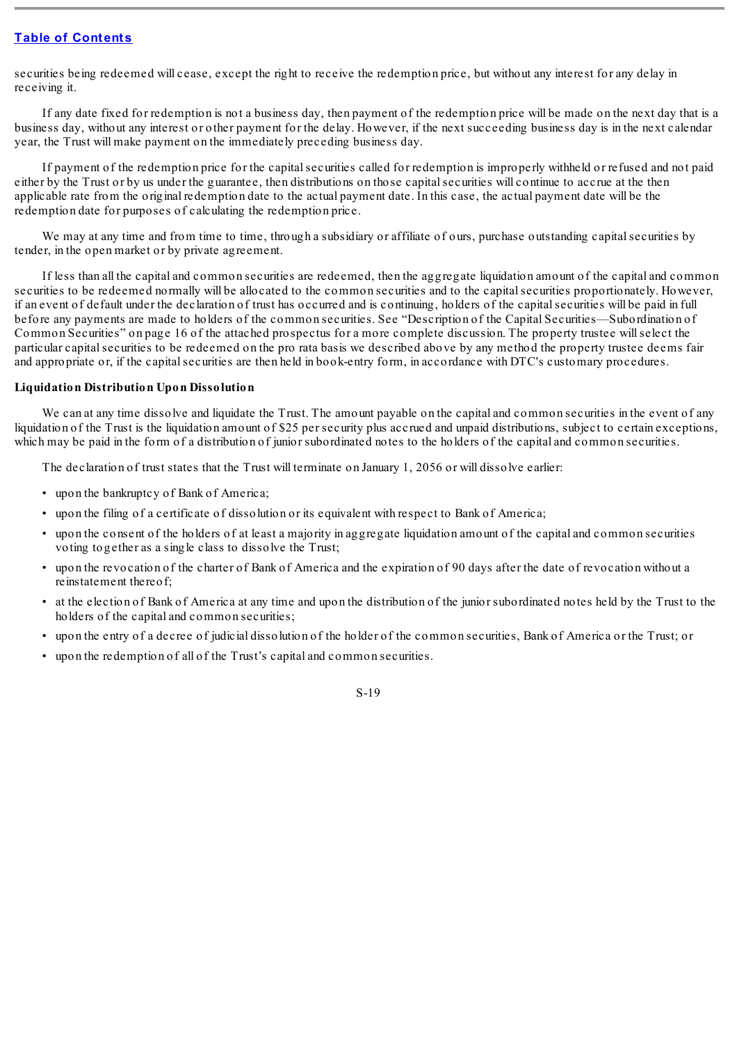securities being redeemed will cease, except the right to receive the redemption price, but without any interest for any delay in receiving it.

If any date fixed for redemption is not a business day, then payment of the redemption price will be made on the next day that is a business day, without any interest or other payment for the delay. However, if the next succeeding business day is in the next calendar year, the Trust will make payment on the immediately preceding business day.

If payment of the redemption price for the capital securities called for redemption is improperly withheld or refused and not paid either by the Trust or by us under the guarantee, then distributions on those capital securities will continue to accrue at the then applicable rate from the original redemption date to the actual payment date. In this case, the actual payment date will be the redemption date for purposes of calculating the redemption price.

We may at any time and from time to time, through a subsidiary or affiliate of ours, purchase outstanding capital securities by tender, in the open market or by private agreement.

If less than all the capital and common securities are redeemed, then the aggregate liquidation amount of the capital and common securities to be redeemed normally will be allocated to the common securities and to the capital securities proportionately. However, if an event of default under the declaration of trust has occurred and is continuing, holders of the capital securities will be paid in full before any payments are made to holders of the common securities. See "Description of the Capital Securities—Subordination of Common Securities" on page 16 of the attached prospectus for a more complete discussion. The property trustee will select the particular capital securities to be redeemed on the pro rata basis we described above by any method the property trustee deems fair and appropriate or, if the capital securities are then held in book-entry form, in accordance with DTC's customary procedures.

**Liquidation Distribution Upon Dissolution**

We can at any time dissolve and liquidate the Trust. The amount payable on the capital and common securities in the event of any liquidation of the Trust is the liquidation amount of $25 per security plus accrued and unpaid distributions, subject to certain exceptions, which may be paid in the form of a distribution of junior subordinated notes to the holders of the capital and common securities.

The declaration of trust states that the Trust will terminate on January 1, 2056 or will dissolve earlier:

- upon the bankruptcy of Bank of America;
- upon the filing of a certificate of dissolution or its equivalent with respect to Bank of America;
- upon the consent of the holders of at least a majority in aggregate liquidation amount of the capital and common securities voting together as a single class to dissolve the Trust;
- upon the revocation of the charter of Bank of America and the expiration of 90 days after the date of revocation without a reinstatement thereof;
- at the election of Bank of America at any time and upon the distribution of the junior subordinated notes held by the Trust to the holders of the capital and common securities;
- upon the entry of a decree of judicial dissolution of the holder of the common securities, Bank of America or the Trust; or
- upon the redemption of all of the Trust's capital and common securities.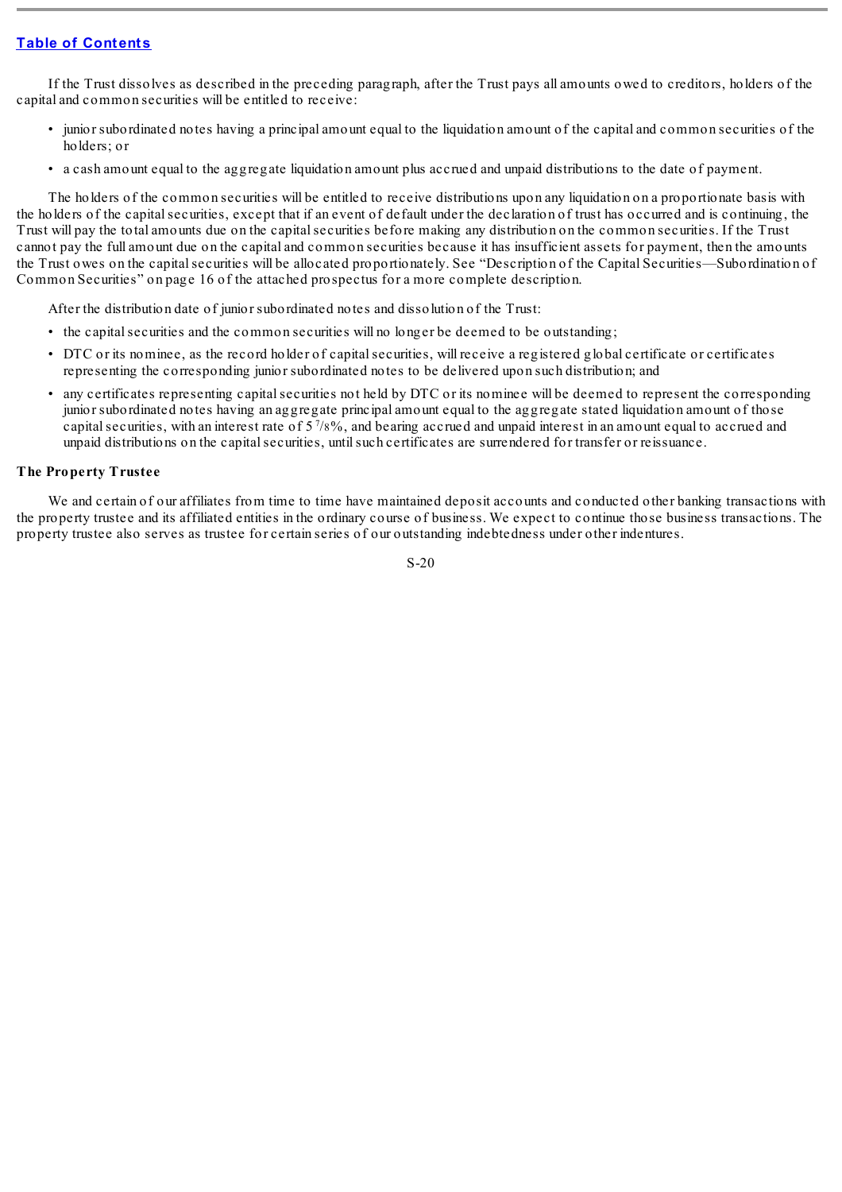If the Trust dissolves as described in the preceding paragraph, after the Trust pays all amounts owed to creditors, holders of the capital and common securities will be entitled to receive:

- junior subordinated notes having a principal amount equal to the liquidation amount of the capital and common securities of the holders; or
- a cash amount equal to the aggregate liquidation amount plus accrued and unpaid distributions to the date of payment.

The holders of the common securities will be entitled to receive distributions upon any liquidation on a proportionate basis with the holders of the capital securities, except that if an event of default under the declaration of trust has occurred and is continuing, the Trust will pay the total amounts due on the capital securities before making any distribution on the common securities. If the Trust cannot pay the full amount due on the capital and common securities because it has insufficient assets for payment, then the amounts the Trust owes on the capital securities will be allocated proportionately. See "Description of the Capital Securities—Subordination of Common Securities" on page 16 of the attached prospectus for a more complete description.

After the distribution date of junior subordinated notes and dissolution of the Trust:

- the capital securities and the common securities will no longer be deemed to be outstanding;
- DTC or its nominee, as the record holder of capital securities, will receive a registered global certificate or certificates representing the corresponding junior subordinated notes to be delivered upon such distribution; and
- any certificates representing capital securities not held by DTC or its nominee will be deemed to represent the corresponding junior subordinated notes having an aggregate principal amount equal to the aggregate stated liquidation amount of those capital securities, with an interest rate of 5 7/8%, and bearing accrued and unpaid interest in an amount equal to accrued and unpaid distributions on the capital securities, until such certificates are surrendered for transfer or reissuance.

**The Property Trustee**

We and certain of our affiliates from time to time have maintained deposit accounts and conducted other banking transactions with the property trustee and its affiliated entities in the ordinary course of business. We expect to continue those business transactions. The property trustee also serves as trustee for certain series of our outstanding indebtedness under other indentures.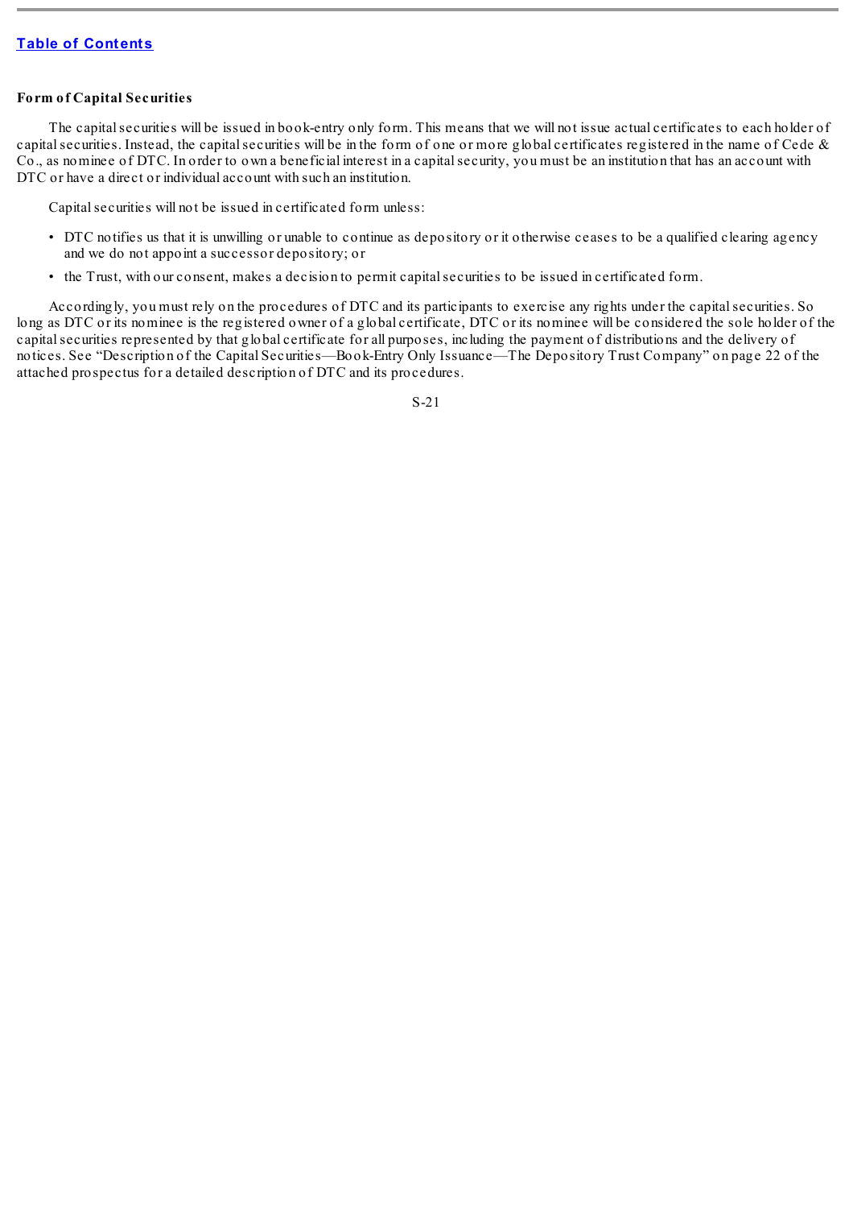### Form of Capital Securities

The capital securities will be issued in book-entry only form. This means that we will not issue actual certificates to each holder of capital securities. Instead, the capital securities will be in the form of one or more global certificates registered in the name of Cede & Co., as nominee of DTC. In order to own a beneficial interest in a capital security, you must be an institution that has an account with DTC or have a direct or individual account with such an institution.

Capital securities will not be issued in certificated form unless:

- DTC notifies us that it is unwilling or unable to continue as depository or it otherwise ceases to be a qualified clearing agency and we do not appoint a successor depository; or
- the Trust, with our consent, makes a decision to permit capital securities to be issued in certificated form.

Accordingly, you must rely on the procedures of DTC and its participants to exercise any rights under the capital securities. So long as DTC or its nominee is the registered owner of a global certificate, DTC or its nominee will be considered the sole holder of the capital securities represented by that global certificate for all purposes, including the payment of distributions and the delivery of notices. See "Description of the Capital Securities—Book-Entry Only Issuance—The Depository Trust Company" on page 22 of the attached prospectus for a detailed description of DTC and its procedures.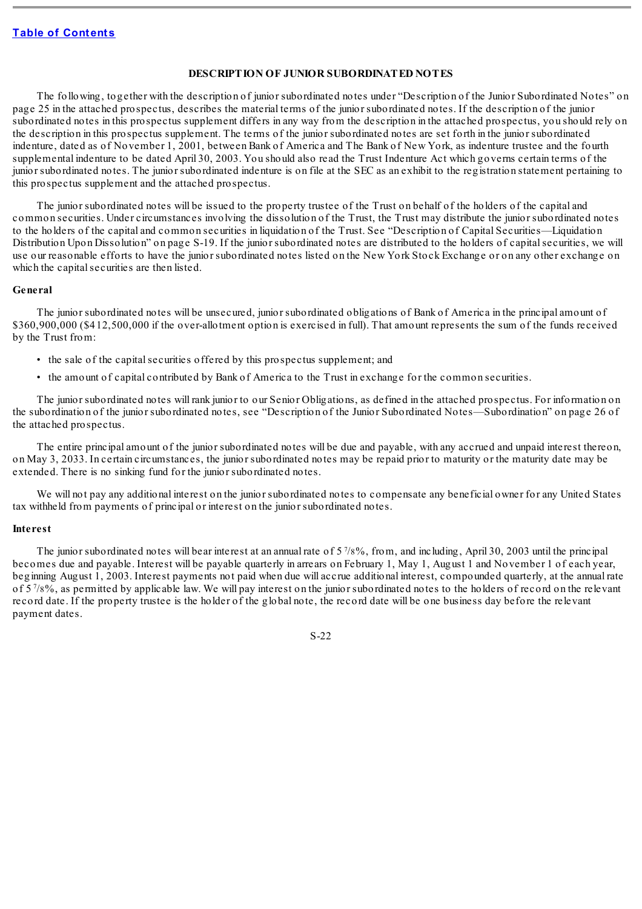[Table of Contents](#)

## DESCRIPTION OF JUNIOR SUBORDINATED NOTES

The following, together with the description of junior subordinated notes under "Description of the Junior Subordinated Notes" on page 25 in the attached prospectus, describes the material terms of the junior subordinated notes. If the description of the junior subordinated notes in this prospectus supplement differs in any way from the description in the attached prospectus, you should rely on the description in this prospectus supplement. The terms of the junior subordinated notes are set forth in the junior subordinated indenture, dated as of November 1, 2001, between Bank of America and The Bank of New York, as indenture trustee and the fourth supplemental indenture to be dated April 30, 2003. You should also read the Trust Indenture Act which governs certain terms of the junior subordinated notes. The junior subordinated indenture is on file at the SEC as an exhibit to the registration statement pertaining to this prospectus supplement and the attached prospectus.

The junior subordinated notes will be issued to the property trustee of the Trust on behalf of the holders of the capital and common securities. Under circumstances involving the dissolution of the Trust, the Trust may distribute the junior subordinated notes to the holders of the capital and common securities in liquidation of the Trust. See "Description of Capital Securities—Liquidation Distribution Upon Dissolution" on page S-19. If the junior subordinated notes are distributed to the holders of capital securities, we will use our reasonable efforts to have the junior subordinated notes listed on the New York Stock Exchange or on any other exchange on which the capital securities are then listed.

### General

The junior subordinated notes will be unsecured, junior subordinated obligations of Bank of America in the principal amount of $360,900,000 ($412,500,000 if the over-allotment option is exercised in full). That amount represents the sum of the funds received by the Trust from:

- the sale of the capital securities offered by this prospectus supplement; and
- the amount of capital contributed by Bank of America to the Trust in exchange for the common securities.

The junior subordinated notes will rank junior to our Senior Obligations, as defined in the attached prospectus. For information on the subordination of the junior subordinated notes, see "Description of the Junior Subordinated Notes—Subordination" on page 26 of the attached prospectus.

The entire principal amount of the junior subordinated notes will be due and payable, with any accrued and unpaid interest thereon, on May 3, 2033. In certain circumstances, the junior subordinated notes may be repaid prior to maturity or the maturity date may be extended. There is no sinking fund for the junior subordinated notes.

We will not pay any additional interest on the junior subordinated notes to compensate any beneficial owner for any United States tax withheld from payments of principal or interest on the junior subordinated notes.

### Interest

The junior subordinated notes will bear interest at an annual rate of 5 7/8%, from, and including, April 30, 2003 until the principal becomes due and payable. Interest will be payable quarterly in arrears on February 1, May 1, August 1 and November 1 of each year, beginning August 1, 2003. Interest payments not paid when due will accrue additional interest, compounded quarterly, at the annual rate of 5 7/8%, as permitted by applicable law. We will pay interest on the junior subordinated notes to the holders of record on the relevant record date. If the property trustee is the holder of the global note, the record date will be one business day before the relevant payment dates.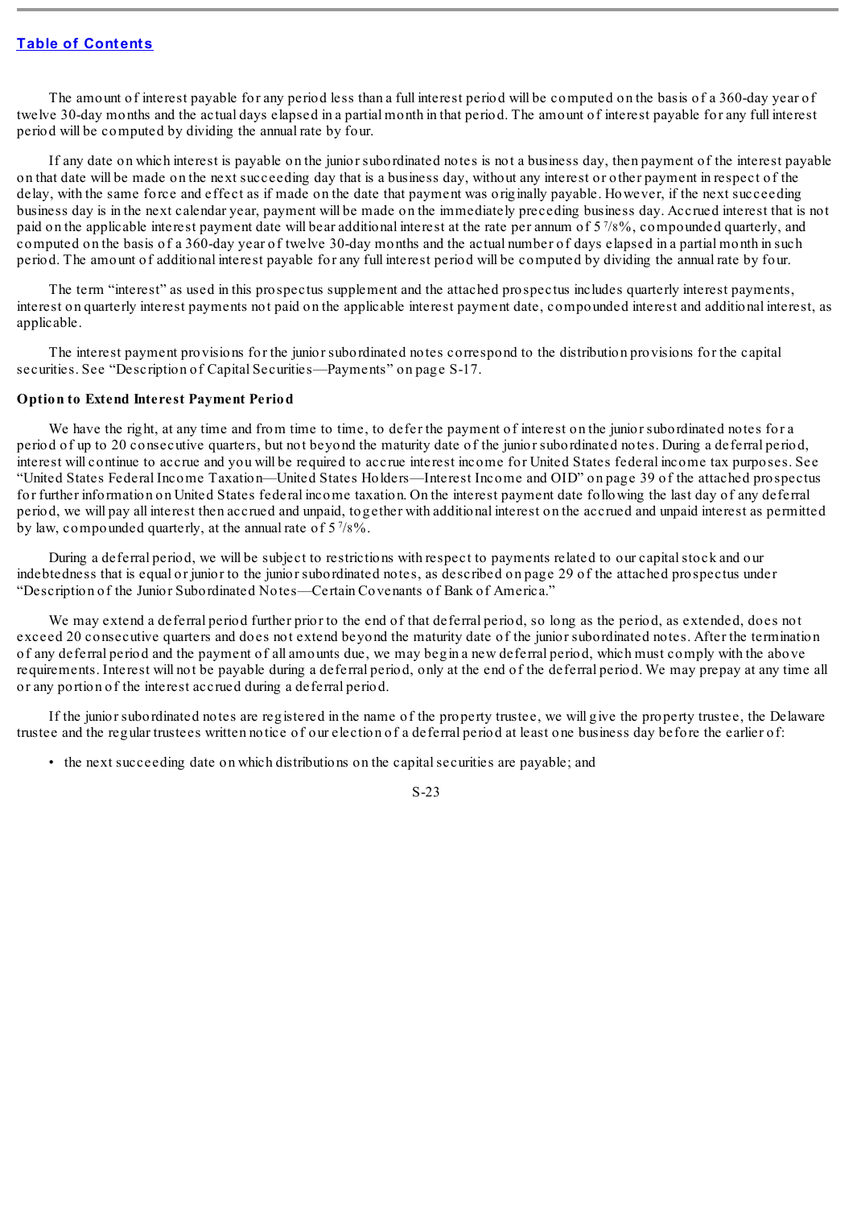The amount of interest payable for any period less than a full interest period will be computed on the basis of a 360-day year of twelve 30-day months and the actual days elapsed in a partial month in that period. The amount of interest payable for any full interest period will be computed by dividing the annual rate by four.

If any date on which interest is payable on the junior subordinated notes is not a business day, then payment of the interest payable on that date will be made on the next succeeding day that is a business day, without any interest or other payment in respect of the delay, with the same force and effect as if made on the date that payment was originally payable. However, if the next succeeding business day is in the next calendar year, payment will be made on the immediately preceding business day. Accrued interest that is not paid on the applicable interest payment date will bear additional interest at the rate per annum of 5 7/8%, compounded quarterly, and computed on the basis of a 360-day year of twelve 30-day months and the actual number of days elapsed in a partial month in such period. The amount of additional interest payable for any full interest period will be computed by dividing the annual rate by four.

The term "interest" as used in this prospectus supplement and the attached prospectus includes quarterly interest payments, interest on quarterly interest payments not paid on the applicable interest payment date, compounded interest and additional interest, as applicable.

The interest payment provisions for the junior subordinated notes correspond to the distribution provisions for the capital securities. See "Description of Capital Securities—Payments" on page S-17.

**Option to Extend Interest Payment Period**

We have the right, at any time and from time to time, to defer the payment of interest on the junior subordinated notes for a period of up to 20 consecutive quarters, but not beyond the maturity date of the junior subordinated notes. During a deferral period, interest will continue to accrue and you will be required to accrue interest income for United States federal income tax purposes. See "United States Federal Income Taxation—United States Holders—Interest Income and OID" on page 39 of the attached prospectus for further information on United States federal income taxation. On the interest payment date following the last day of any deferral period, we will pay all interest then accrued and unpaid, together with additional interest on the accrued and unpaid interest as permitted by law, compounded quarterly, at the annual rate of 5 7/8%.

During a deferral period, we will be subject to restrictions with respect to payments related to our capital stock and our indebtedness that is equal or junior to the junior subordinated notes, as described on page 29 of the attached prospectus under "Description of the Junior Subordinated Notes—Certain Covenants of Bank of America."

We may extend a deferral period further prior to the end of that deferral period, so long as the period, as extended, does not exceed 20 consecutive quarters and does not extend beyond the maturity date of the junior subordinated notes. After the termination of any deferral period and the payment of all amounts due, we may begin a new deferral period, which must comply with the above requirements. Interest will not be payable during a deferral period, only at the end of the deferral period. We may prepay at any time all or any portion of the interest accrued during a deferral period.

If the junior subordinated notes are registered in the name of the property trustee, we will give the property trustee, the Delaware trustee and the regular trustees written notice of our election of a deferral period at least one business day before the earlier of:

- the next succeeding date on which distributions on the capital securities are payable; and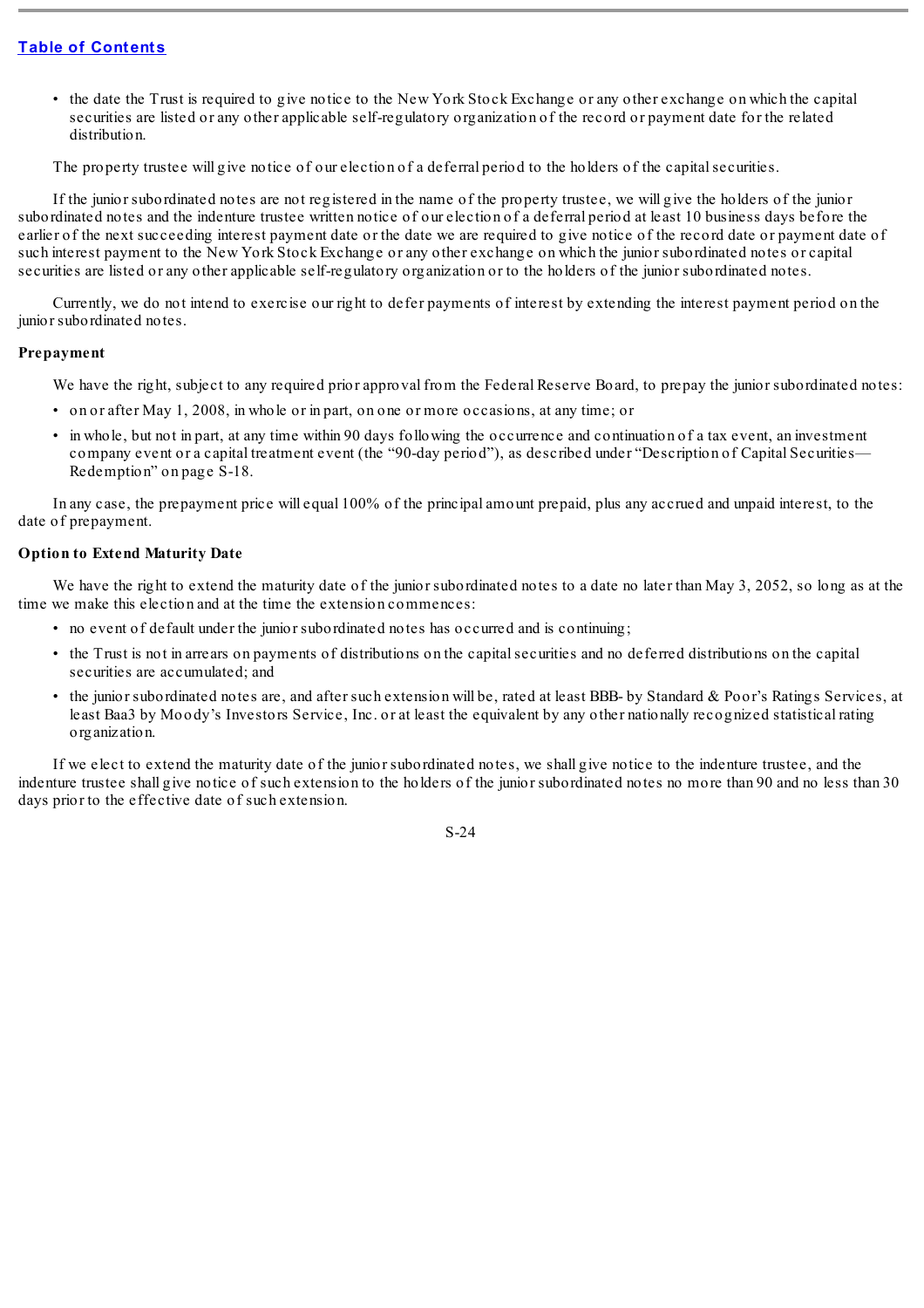- the date the Trust is required to give notice to the New York Stock Exchange or any other exchange on which the capital securities are listed or any other applicable self-regulatory organization of the record or payment date for the related distribution.

The property trustee will give notice of our election of a deferral period to the holders of the capital securities.

If the junior subordinated notes are not registered in the name of the property trustee, we will give the holders of the junior subordinated notes and the indenture trustee written notice of our election of a deferral period at least 10 business days before the earlier of the next succeeding interest payment date or the date we are required to give notice of the record date or payment date of such interest payment to the New York Stock Exchange or any other exchange on which the junior subordinated notes or capital securities are listed or any other applicable self-regulatory organization or to the holders of the junior subordinated notes.

Currently, we do not intend to exercise our right to defer payments of interest by extending the interest payment period on the junior subordinated notes.

**Prepayment**

We have the right, subject to any required prior approval from the Federal Reserve Board, to prepay the junior subordinated notes:

- on or after May 1, 2008, in whole or in part, on one or more occasions, at any time; or
- in whole, but not in part, at any time within 90 days following the occurrence and continuation of a tax event, an investment company event or a capital treatment event (the "90-day period"), as described under "Description of Capital Securities—Redemption" on page S-18.

In any case, the prepayment price will equal 100% of the principal amount prepaid, plus any accrued and unpaid interest, to the date of prepayment.

**Option to Extend Maturity Date**

We have the right to extend the maturity date of the junior subordinated notes to a date no later than May 3, 2052, so long as at the time we make this election and at the time the extension commences:

- no event of default under the junior subordinated notes has occurred and is continuing;
- the Trust is not in arrears on payments of distributions on the capital securities and no deferred distributions on the capital securities are accumulated; and
- the junior subordinated notes are, and after such extension will be, rated at least BBB- by Standard & Poor's Ratings Services, at least Baa3 by Moody's Investors Service, Inc. or at least the equivalent by any other nationally recognized statistical rating organization.

If we elect to extend the maturity date of the junior subordinated notes, we shall give notice to the indenture trustee, and the indenture trustee shall give notice of such extension to the holders of the junior subordinated notes no more than 90 and no less than 30 days prior to the effective date of such extension.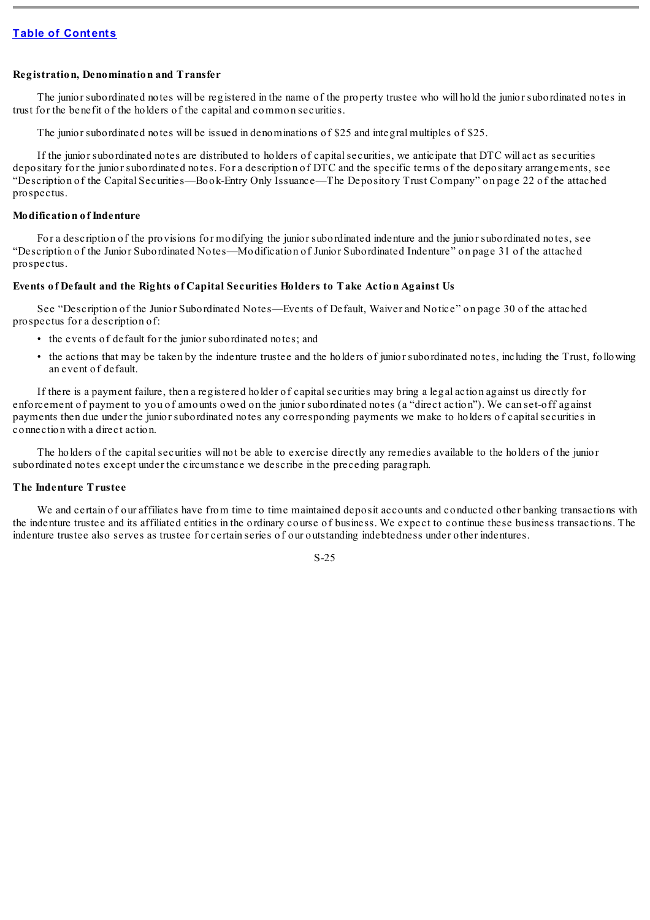**Registration, Denomination and Transfer**

The junior subordinated notes will be registered in the name of the property trustee who will hold the junior subordinated notes in trust for the benefit of the holders of the capital and common securities.

The junior subordinated notes will be issued in denominations of $25 and integral multiples of $25.

If the junior subordinated notes are distributed to holders of capital securities, we anticipate that DTC will act as securities depositary for the junior subordinated notes. For a description of DTC and the specific terms of the depositary arrangements, see "Description of the Capital Securities—Book-Entry Only Issuance—The Depository Trust Company" on page 22 of the attached prospectus.

**Modification of Indenture**

For a description of the provisions for modifying the junior subordinated indenture and the junior subordinated notes, see "Description of the Junior Subordinated Notes—Modification of Junior Subordinated Indenture" on page 31 of the attached prospectus.

**Events of Default and the Rights of Capital Securities Holders to Take Action Against Us**

See "Description of the Junior Subordinated Notes—Events of Default, Waiver and Notice" on page 30 of the attached prospectus for a description of:

- the events of default for the junior subordinated notes; and
- the actions that may be taken by the indenture trustee and the holders of junior subordinated notes, including the Trust, following an event of default.

If there is a payment failure, then a registered holder of capital securities may bring a legal action against us directly for enforcement of payment to you of amounts owed on the junior subordinated notes (a "direct action"). We can set-off against payments then due under the junior subordinated notes any corresponding payments we make to holders of capital securities in connection with a direct action.

The holders of the capital securities will not be able to exercise directly any remedies available to the holders of the junior subordinated notes except under the circumstance we describe in the preceding paragraph.

**The Indenture Trustee**

We and certain of our affiliates have from time to time maintained deposit accounts and conducted other banking transactions with the indenture trustee and its affiliated entities in the ordinary course of business. We expect to continue these business transactions. The indenture trustee also serves as trustee for certain series of our outstanding indebtedness under other indentures.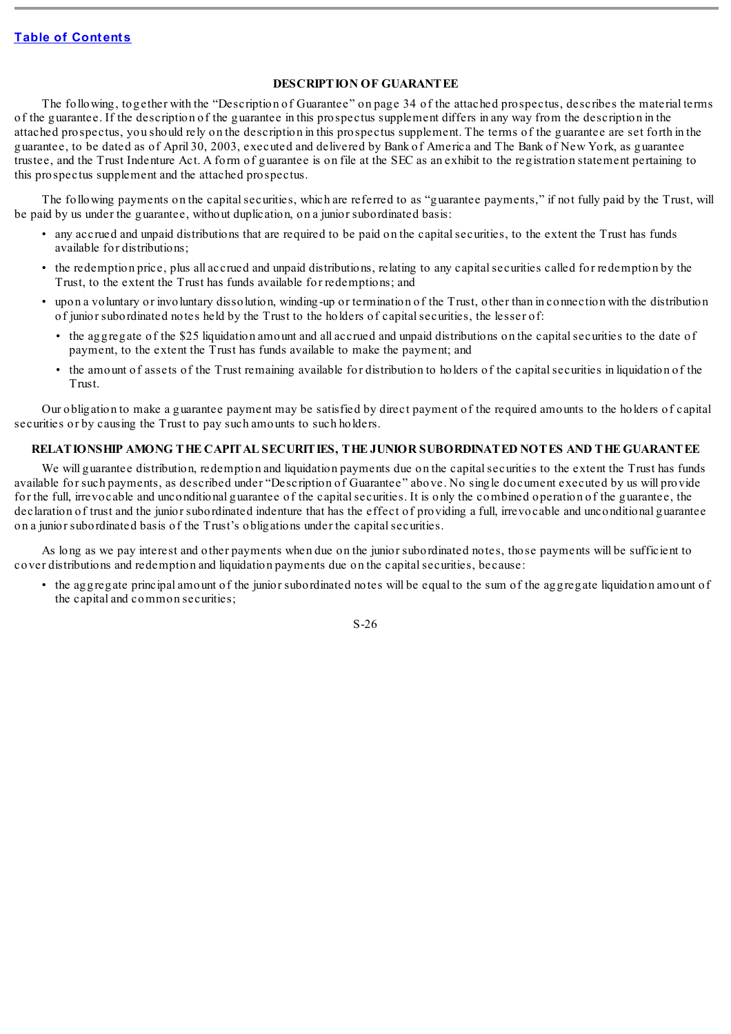## DESCRIPTION OF GUARANTEE

The following, together with the "Description of Guarantee" on page 34 of the attached prospectus, describes the material terms of the guarantee. If the description of the guarantee in this prospectus supplement differs in any way from the description in the attached prospectus, you should rely on the description in this prospectus supplement. The terms of the guarantee are set forth in the guarantee, to be dated as of April 30, 2003, executed and delivered by Bank of America and The Bank of New York, as guarantee trustee, and the Trust Indenture Act. A form of guarantee is on file at the SEC as an exhibit to the registration statement pertaining to this prospectus supplement and the attached prospectus.

The following payments on the capital securities, which are referred to as "guarantee payments," if not fully paid by the Trust, will be paid by us under the guarantee, without duplication, on a junior subordinated basis:

- any accrued and unpaid distributions that are required to be paid on the capital securities, to the extent the Trust has funds available for distributions;
- the redemption price, plus all accrued and unpaid distributions, relating to any capital securities called for redemption by the Trust, to the extent the Trust has funds available for redemptions; and
- upon a voluntary or involuntary dissolution, winding-up or termination of the Trust, other than in connection with the distribution of junior subordinated notes held by the Trust to the holders of capital securities, the lesser of:
  - the aggregate of the $25 liquidation amount and all accrued and unpaid distributions on the capital securities to the date of payment, to the extent the Trust has funds available to make the payment; and
  - the amount of assets of the Trust remaining available for distribution to holders of the capital securities in liquidation of the Trust.

Our obligation to make a guarantee payment may be satisfied by direct payment of the required amounts to the holders of capital securities or by causing the Trust to pay such amounts to such holders.

## RELATIONSHIP AMONG THE CAPITAL SECURITIES, THE JUNIOR SUBORDINATED NOTES AND THE GUARANTEE

We will guarantee distribution, redemption and liquidation payments due on the capital securities to the extent the Trust has funds available for such payments, as described under "Description of Guarantee" above. No single document executed by us will provide for the full, irrevocable and unconditional guarantee of the capital securities. It is only the combined operation of the guarantee, the declaration of trust and the junior subordinated indenture that has the effect of providing a full, irrevocable and unconditional guarantee on a junior subordinated basis of the Trust's obligations under the capital securities.

As long as we pay interest and other payments when due on the junior subordinated notes, those payments will be sufficient to cover distributions and redemption and liquidation payments due on the capital securities, because:

- the aggregate principal amount of the junior subordinated notes will be equal to the sum of the aggregate liquidation amount of the capital and common securities;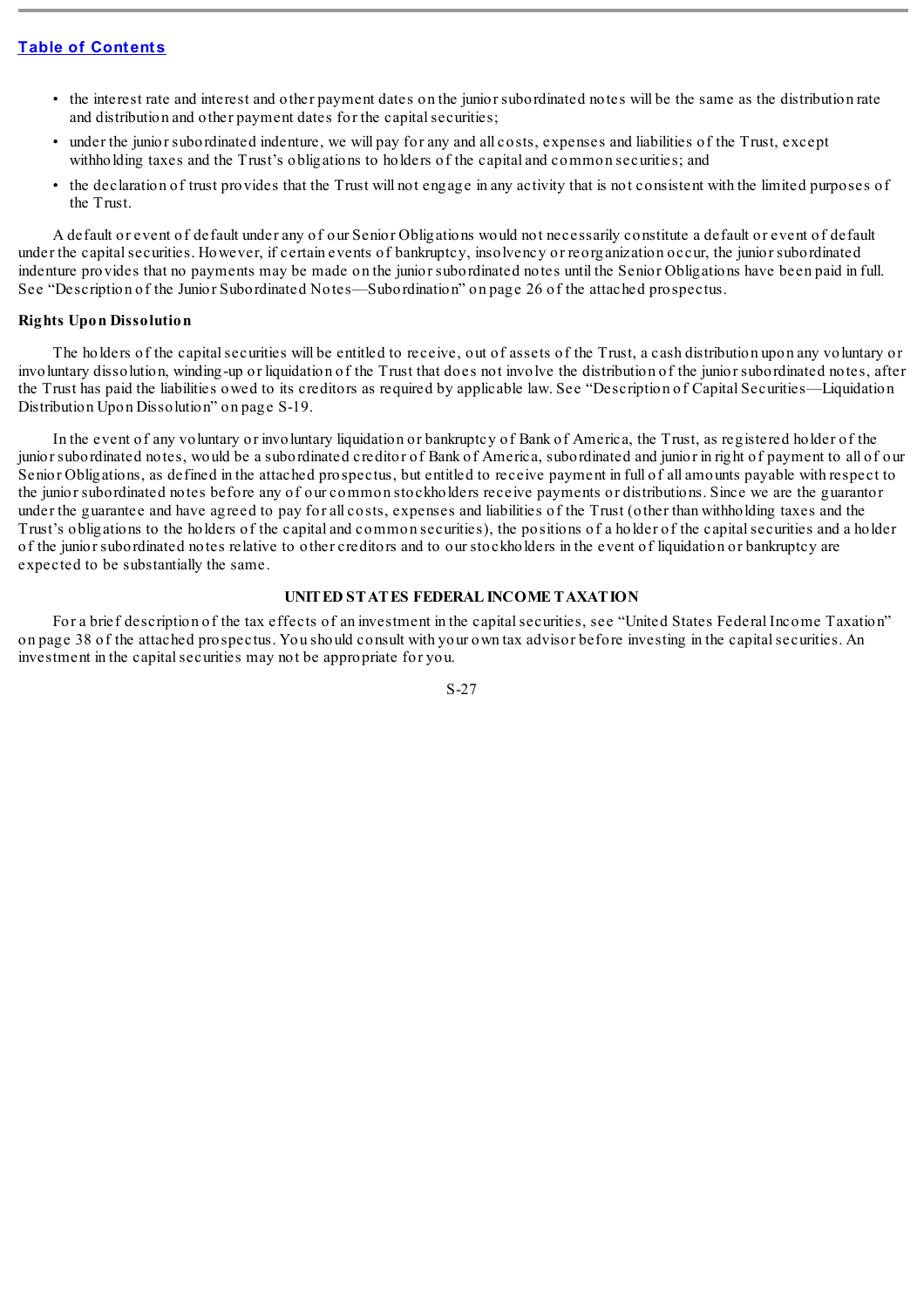- the interest rate and interest and other payment dates on the junior subordinated notes will be the same as the distribution rate and distribution and other payment dates for the capital securities;
- under the junior subordinated indenture, we will pay for any and all costs, expenses and liabilities of the Trust, except withholding taxes and the Trust's obligations to holders of the capital and common securities; and
- the declaration of trust provides that the Trust will not engage in any activity that is not consistent with the limited purposes of the Trust.

A default or event of default under any of our Senior Obligations would not necessarily constitute a default or event of default under the capital securities. However, if certain events of bankruptcy, insolvency or reorganization occur, the junior subordinated indenture provides that no payments may be made on the junior subordinated notes until the Senior Obligations have been paid in full. See "Description of the Junior Subordinated Notes—Subordination" on page 26 of the attached prospectus.

**Rights Upon Dissolution**

The holders of the capital securities will be entitled to receive, out of assets of the Trust, a cash distribution upon any voluntary or involuntary dissolution, winding-up or liquidation of the Trust that does not involve the distribution of the junior subordinated notes, after the Trust has paid the liabilities owed to its creditors as required by applicable law. See "Description of Capital Securities—Liquidation Distribution Upon Dissolution" on page S-19.

In the event of any voluntary or involuntary liquidation or bankruptcy of Bank of America, the Trust, as registered holder of the junior subordinated notes, would be a subordinated creditor of Bank of America, subordinated and junior in right of payment to all of our Senior Obligations, as defined in the attached prospectus, but entitled to receive payment in full of all amounts payable with respect to the junior subordinated notes before any of our common stockholders receive payments or distributions. Since we are the guarantor under the guarantee and have agreed to pay for all costs, expenses and liabilities of the Trust (other than withholding taxes and the Trust's obligations to the holders of the capital and common securities), the positions of a holder of the capital securities and a holder of the junior subordinated notes relative to other creditors and to our stockholders in the event of liquidation or bankruptcy are expected to be substantially the same.

## UNITED STATES FEDERAL INCOME TAXATION

For a brief description of the tax effects of an investment in the capital securities, see "United States Federal Income Taxation" on page 38 of the attached prospectus. You should consult with your own tax advisor before investing in the capital securities. An investment in the capital securities may not be appropriate for you.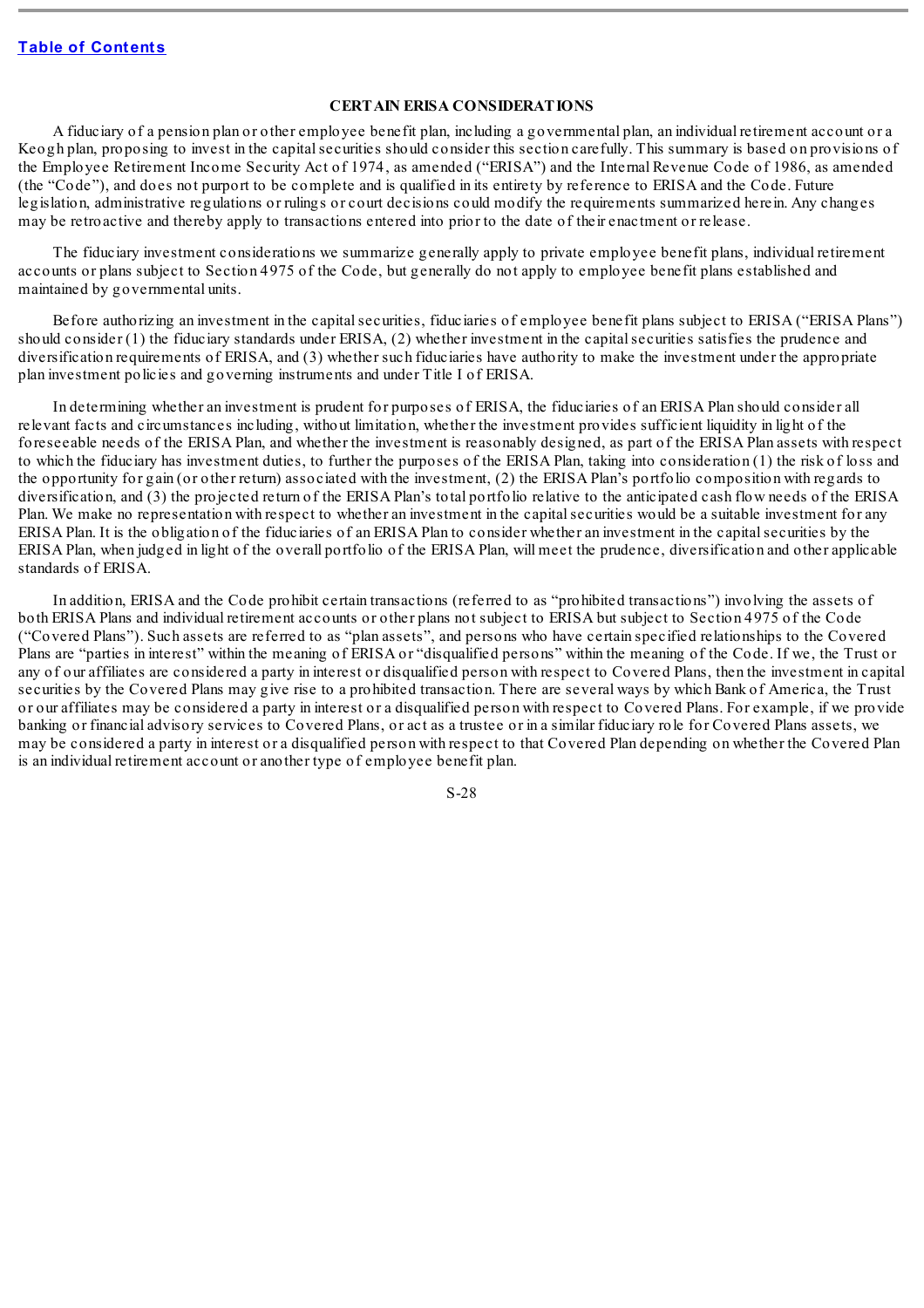## CERTAIN ERISA CONSIDERATIONS

A fiduciary of a pension plan or other employee benefit plan, including a governmental plan, an individual retirement account or a Keogh plan, proposing to invest in the capital securities should consider this section carefully. This summary is based on provisions of the Employee Retirement Income Security Act of 1974, as amended ("ERISA") and the Internal Revenue Code of 1986, as amended (the "Code"), and does not purport to be complete and is qualified in its entirety by reference to ERISA and the Code. Future legislation, administrative regulations or rulings or court decisions could modify the requirements summarized herein. Any changes may be retroactive and thereby apply to transactions entered into prior to the date of their enactment or release.

The fiduciary investment considerations we summarize generally apply to private employee benefit plans, individual retirement accounts or plans subject to Section 4975 of the Code, but generally do not apply to employee benefit plans established and maintained by governmental units.

Before authorizing an investment in the capital securities, fiduciaries of employee benefit plans subject to ERISA ("ERISA Plans") should consider (1) the fiduciary standards under ERISA, (2) whether investment in the capital securities satisfies the prudence and diversification requirements of ERISA, and (3) whether such fiduciaries have authority to make the investment under the appropriate plan investment policies and governing instruments and under Title I of ERISA.

In determining whether an investment is prudent for purposes of ERISA, the fiduciaries of an ERISA Plan should consider all relevant facts and circumstances including, without limitation, whether the investment provides sufficient liquidity in light of the foreseeable needs of the ERISA Plan, and whether the investment is reasonably designed, as part of the ERISA Plan assets with respect to which the fiduciary has investment duties, to further the purposes of the ERISA Plan, taking into consideration (1) the risk of loss and the opportunity for gain (or other return) associated with the investment, (2) the ERISA Plan's portfolio composition with regards to diversification, and (3) the projected return of the ERISA Plan's total portfolio relative to the anticipated cash flow needs of the ERISA Plan. We make no representation with respect to whether an investment in the capital securities would be a suitable investment for any ERISA Plan. It is the obligation of the fiduciaries of an ERISA Plan to consider whether an investment in the capital securities by the ERISA Plan, when judged in light of the overall portfolio of the ERISA Plan, will meet the prudence, diversification and other applicable standards of ERISA.

In addition, ERISA and the Code prohibit certain transactions (referred to as "prohibited transactions") involving the assets of both ERISA Plans and individual retirement accounts or other plans not subject to ERISA but subject to Section 4975 of the Code ("Covered Plans"). Such assets are referred to as "plan assets", and persons who have certain specified relationships to the Covered Plans are "parties in interest" within the meaning of ERISA or "disqualified persons" within the meaning of the Code. If we, the Trust or any of our affiliates are considered a party in interest or disqualified person with respect to Covered Plans, then the investment in capital securities by the Covered Plans may give rise to a prohibited transaction. There are several ways by which Bank of America, the Trust or our affiliates may be considered a party in interest or a disqualified person with respect to Covered Plans. For example, if we provide banking or financial advisory services to Covered Plans, or act as a trustee or in a similar fiduciary role for Covered Plans assets, we may be considered a party in interest or a disqualified person with respect to that Covered Plan depending on whether the Covered Plan is an individual retirement account or another type of employee benefit plan.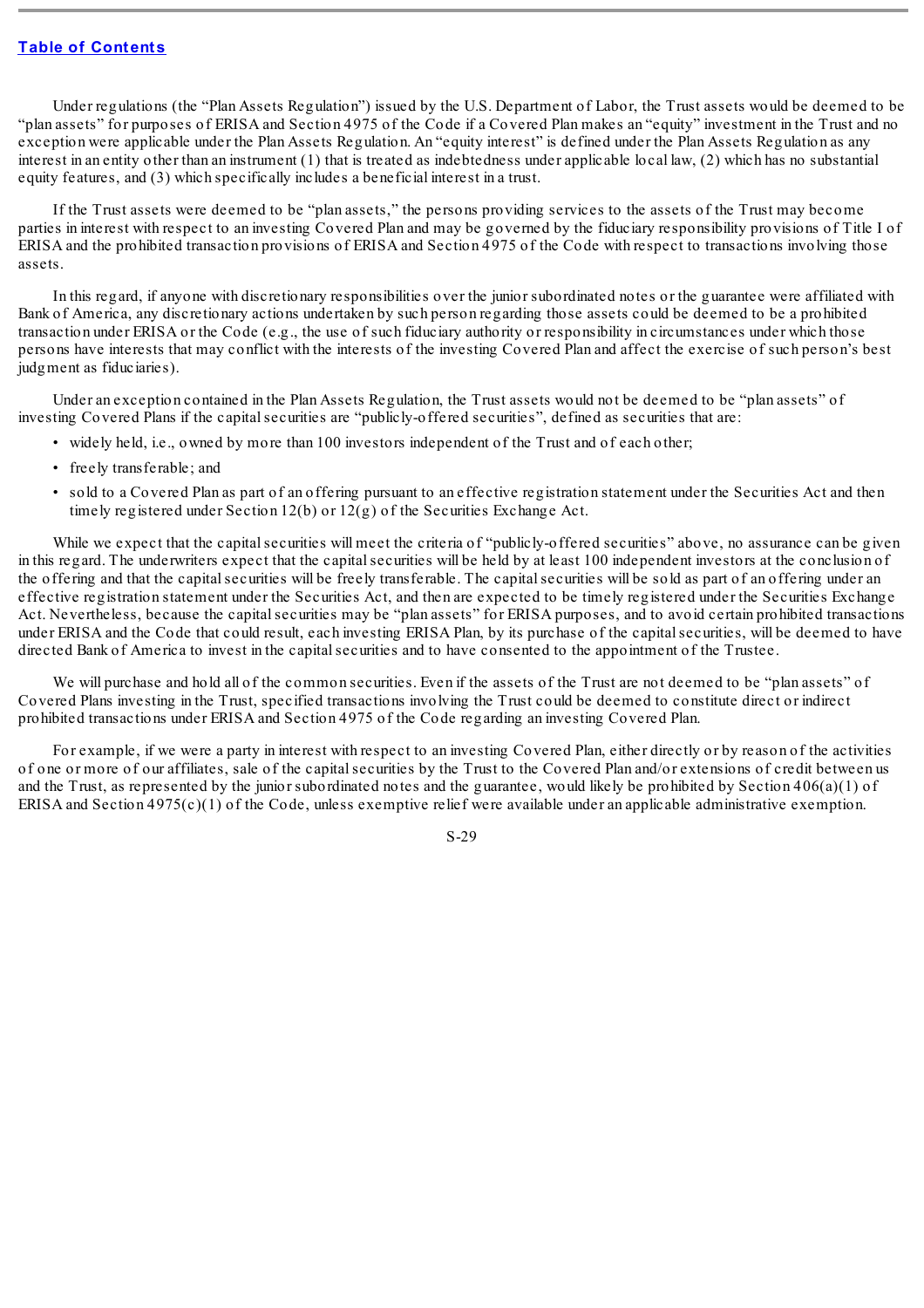Under regulations (the "Plan Assets Regulation") issued by the U.S. Department of Labor, the Trust assets would be deemed to be "plan assets" for purposes of ERISA and Section 4975 of the Code if a Covered Plan makes an "equity" investment in the Trust and no exception were applicable under the Plan Assets Regulation. An "equity interest" is defined under the Plan Assets Regulation as any interest in an entity other than an instrument (1) that is treated as indebtedness under applicable local law, (2) which has no substantial equity features, and (3) which specifically includes a beneficial interest in a trust.

If the Trust assets were deemed to be "plan assets," the persons providing services to the assets of the Trust may become parties in interest with respect to an investing Covered Plan and may be governed by the fiduciary responsibility provisions of Title I of ERISA and the prohibited transaction provisions of ERISA and Section 4975 of the Code with respect to transactions involving those assets.

In this regard, if anyone with discretionary responsibilities over the junior subordinated notes or the guarantee were affiliated with Bank of America, any discretionary actions undertaken by such person regarding those assets could be deemed to be a prohibited transaction under ERISA or the Code (e.g., the use of such fiduciary authority or responsibility in circumstances under which those persons have interests that may conflict with the interests of the investing Covered Plan and affect the exercise of such person's best judgment as fiduciaries).

Under an exception contained in the Plan Assets Regulation, the Trust assets would not be deemed to be "plan assets" of investing Covered Plans if the capital securities are "publicly-offered securities", defined as securities that are:

- widely held, i.e., owned by more than 100 investors independent of the Trust and of each other;
- freely transferable; and
- sold to a Covered Plan as part of an offering pursuant to an effective registration statement under the Securities Act and then timely registered under Section 12(b) or 12(g) of the Securities Exchange Act.

While we expect that the capital securities will meet the criteria of "publicly-offered securities" above, no assurance can be given in this regard. The underwriters expect that the capital securities will be held by at least 100 independent investors at the conclusion of the offering and that the capital securities will be freely transferable. The capital securities will be sold as part of an offering under an effective registration statement under the Securities Act, and then are expected to be timely registered under the Securities Exchange Act. Nevertheless, because the capital securities may be "plan assets" for ERISA purposes, and to avoid certain prohibited transactions under ERISA and the Code that could result, each investing ERISA Plan, by its purchase of the capital securities, will be deemed to have directed Bank of America to invest in the capital securities and to have consented to the appointment of the Trustee.

We will purchase and hold all of the common securities. Even if the assets of the Trust are not deemed to be "plan assets" of Covered Plans investing in the Trust, specified transactions involving the Trust could be deemed to constitute direct or indirect prohibited transactions under ERISA and Section 4975 of the Code regarding an investing Covered Plan.

For example, if we were a party in interest with respect to an investing Covered Plan, either directly or by reason of the activities of one or more of our affiliates, sale of the capital securities by the Trust to the Covered Plan and/or extensions of credit between us and the Trust, as represented by the junior subordinated notes and the guarantee, would likely be prohibited by Section 406(a)(1) of ERISA and Section 4975(c)(1) of the Code, unless exemptive relief were available under an applicable administrative exemption.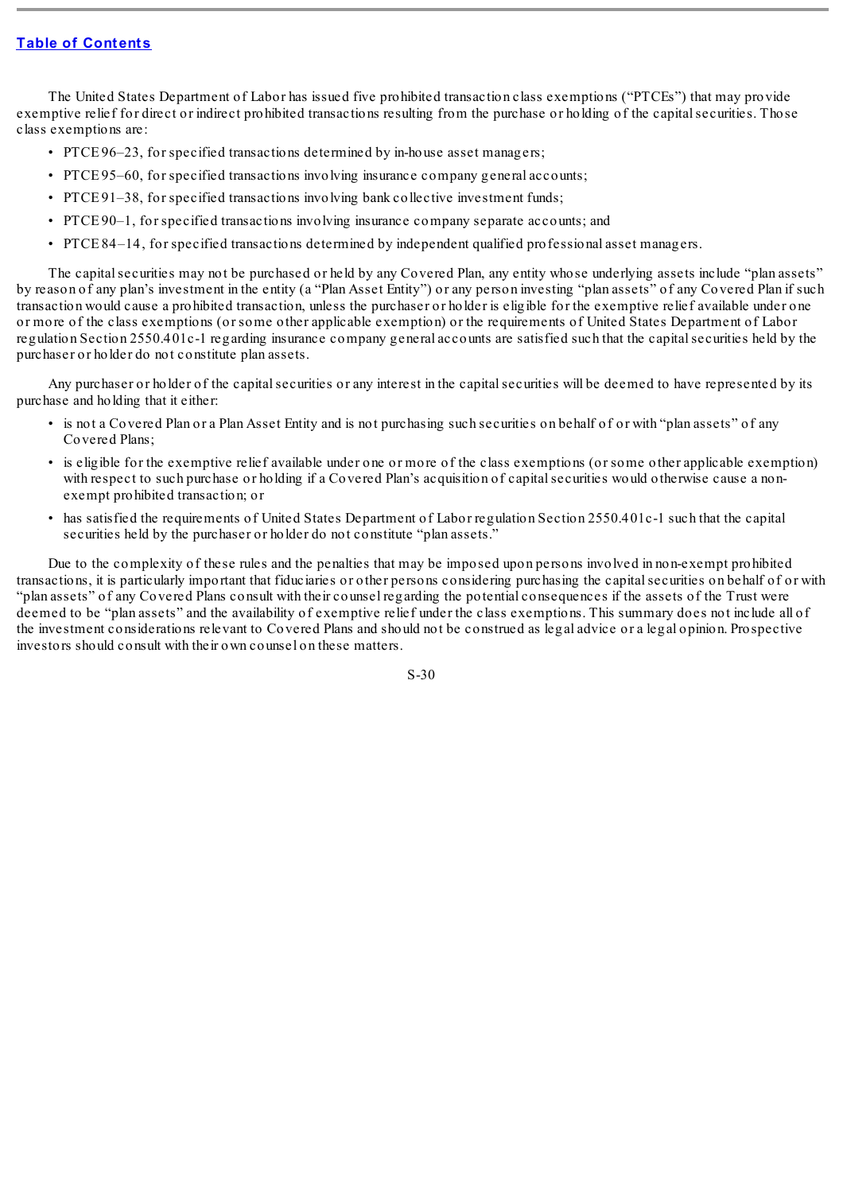The United States Department of Labor has issued five prohibited transaction class exemptions ("PTCEs") that may provide exemptive relief for direct or indirect prohibited transactions resulting from the purchase or holding of the capital securities. Those class exemptions are:

- PTCE 96–23, for specified transactions determined by in-house asset managers;
- PTCE 95–60, for specified transactions involving insurance company general accounts;
- PTCE 91–38, for specified transactions involving bank collective investment funds;
- PTCE 90–1, for specified transactions involving insurance company separate accounts; and
- PTCE 84–14, for specified transactions determined by independent qualified professional asset managers.

The capital securities may not be purchased or held by any Covered Plan, any entity whose underlying assets include "plan assets" by reason of any plan's investment in the entity (a "Plan Asset Entity") or any person investing "plan assets" of any Covered Plan if such transaction would cause a prohibited transaction, unless the purchaser or holder is eligible for the exemptive relief available under one or more of the class exemptions (or some other applicable exemption) or the requirements of United States Department of Labor regulation Section 2550.401c-1 regarding insurance company general accounts are satisfied such that the capital securities held by the purchaser or holder do not constitute plan assets.

Any purchaser or holder of the capital securities or any interest in the capital securities will be deemed to have represented by its purchase and holding that it either:

- is not a Covered Plan or a Plan Asset Entity and is not purchasing such securities on behalf of or with "plan assets" of any Covered Plans;
- is eligible for the exemptive relief available under one or more of the class exemptions (or some other applicable exemption) with respect to such purchase or holding if a Covered Plan's acquisition of capital securities would otherwise cause a non-exempt prohibited transaction; or
- has satisfied the requirements of United States Department of Labor regulation Section 2550.401c-1 such that the capital securities held by the purchaser or holder do not constitute "plan assets."

Due to the complexity of these rules and the penalties that may be imposed upon persons involved in non-exempt prohibited transactions, it is particularly important that fiduciaries or other persons considering purchasing the capital securities on behalf of or with "plan assets" of any Covered Plans consult with their counsel regarding the potential consequences if the assets of the Trust were deemed to be "plan assets" and the availability of exemptive relief under the class exemptions. This summary does not include all of the investment considerations relevant to Covered Plans and should not be construed as legal advice or a legal opinion. Prospective investors should consult with their own counsel on these matters.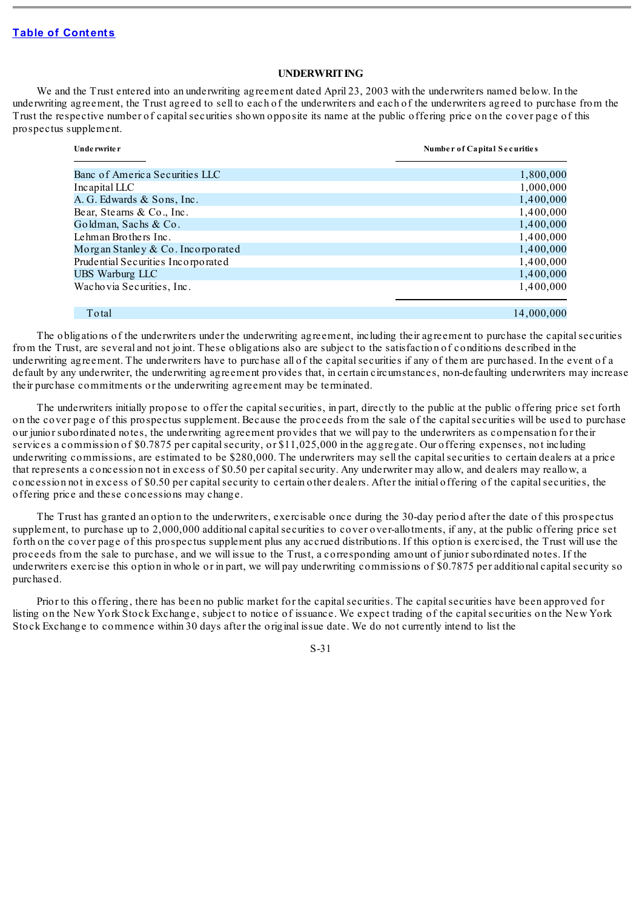## UNDERWRITING

We and the Trust entered into an underwriting agreement dated April 23, 2003 with the underwriters named below. In the underwriting agreement, the Trust agreed to sell to each of the underwriters and each of the underwriters agreed to purchase from the Trust the respective number of capital securities shown opposite its name at the public offering price on the cover page of this prospectus supplement.

| Underwriter | Number of Capital Securities |
|---|---|
| Banc of America Securities LLC | 1,800,000 |
| Incapital LLC | 1,000,000 |
| A. G. Edwards & Sons, Inc. | 1,400,000 |
| Bear, Stearns & Co., Inc. | 1,400,000 |
| Goldman, Sachs & Co. | 1,400,000 |
| Lehman Brothers Inc. | 1,400,000 |
| Morgan Stanley & Co. Incorporated | 1,400,000 |
| Prudential Securities Incorporated | 1,400,000 |
| UBS Warburg LLC | 1,400,000 |
| Wachovia Securities, Inc. | 1,400,000 |
| Total | 14,000,000 |

The obligations of the underwriters under the underwriting agreement, including their agreement to purchase the capital securities from the Trust, are several and not joint. These obligations also are subject to the satisfaction of conditions described in the underwriting agreement. The underwriters have to purchase all of the capital securities if any of them are purchased. In the event of a default by any underwriter, the underwriting agreement provides that, in certain circumstances, non-defaulting underwriters may increase their purchase commitments or the underwriting agreement may be terminated.

The underwriters initially propose to offer the capital securities, in part, directly to the public at the public offering price set forth on the cover page of this prospectus supplement. Because the proceeds from the sale of the capital securities will be used to purchase our junior subordinated notes, the underwriting agreement provides that we will pay to the underwriters as compensation for their services a commission of $0.7875 per capital security, or $11,025,000 in the aggregate. Our offering expenses, not including underwriting commissions, are estimated to be $280,000. The underwriters may sell the capital securities to certain dealers at a price that represents a concession not in excess of $0.50 per capital security. Any underwriter may allow, and dealers may reallow, a concession not in excess of $0.50 per capital security to certain other dealers. After the initial offering of the capital securities, the offering price and these concessions may change.

The Trust has granted an option to the underwriters, exercisable once during the 30-day period after the date of this prospectus supplement, to purchase up to 2,000,000 additional capital securities to cover over-allotments, if any, at the public offering price set forth on the cover page of this prospectus supplement plus any accrued distributions. If this option is exercised, the Trust will use the proceeds from the sale to purchase, and we will issue to the Trust, a corresponding amount of junior subordinated notes. If the underwriters exercise this option in whole or in part, we will pay underwriting commissions of $0.7875 per additional capital security so purchased.

Prior to this offering, there has been no public market for the capital securities. The capital securities have been approved for listing on the New York Stock Exchange, subject to notice of issuance. We expect trading of the capital securities on the New York Stock Exchange to commence within 30 days after the original issue date. We do not currently intend to list the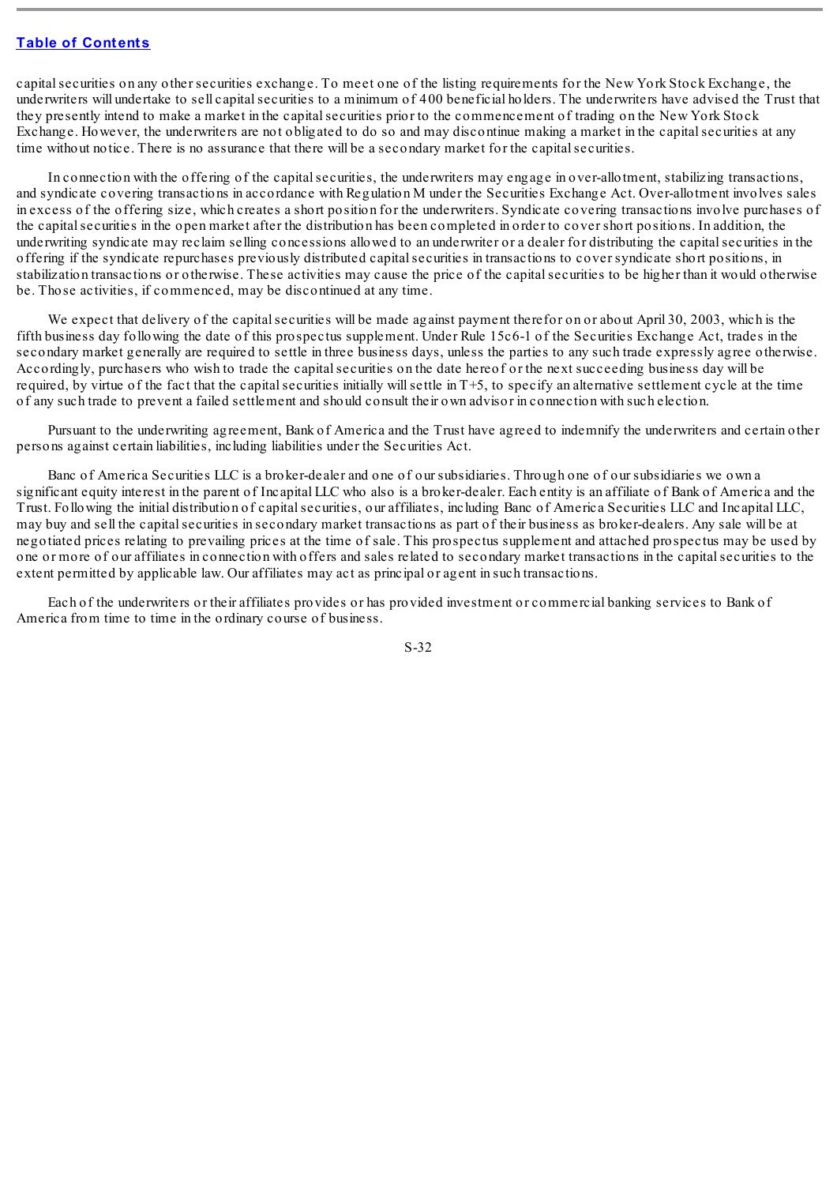capital securities on any other securities exchange. To meet one of the listing requirements for the New York Stock Exchange, the underwriters will undertake to sell capital securities to a minimum of 400 beneficial holders. The underwriters have advised the Trust that they presently intend to make a market in the capital securities prior to the commencement of trading on the New York Stock Exchange. However, the underwriters are not obligated to do so and may discontinue making a market in the capital securities at any time without notice. There is no assurance that there will be a secondary market for the capital securities.

In connection with the offering of the capital securities, the underwriters may engage in over-allotment, stabilizing transactions, and syndicate covering transactions in accordance with Regulation M under the Securities Exchange Act. Over-allotment involves sales in excess of the offering size, which creates a short position for the underwriters. Syndicate covering transactions involve purchases of the capital securities in the open market after the distribution has been completed in order to cover short positions. In addition, the underwriting syndicate may reclaim selling concessions allowed to an underwriter or a dealer for distributing the capital securities in the offering if the syndicate repurchases previously distributed capital securities in transactions to cover syndicate short positions, in stabilization transactions or otherwise. These activities may cause the price of the capital securities to be higher than it would otherwise be. Those activities, if commenced, may be discontinued at any time.

We expect that delivery of the capital securities will be made against payment therefor on or about April 30, 2003, which is the fifth business day following the date of this prospectus supplement. Under Rule 15c6-1 of the Securities Exchange Act, trades in the secondary market generally are required to settle in three business days, unless the parties to any such trade expressly agree otherwise. Accordingly, purchasers who wish to trade the capital securities on the date hereof or the next succeeding business day will be required, by virtue of the fact that the capital securities initially will settle in T+5, to specify an alternative settlement cycle at the time of any such trade to prevent a failed settlement and should consult their own advisor in connection with such election.

Pursuant to the underwriting agreement, Bank of America and the Trust have agreed to indemnify the underwriters and certain other persons against certain liabilities, including liabilities under the Securities Act.

Banc of America Securities LLC is a broker-dealer and one of our subsidiaries. Through one of our subsidiaries we own a significant equity interest in the parent of Incapital LLC who also is a broker-dealer. Each entity is an affiliate of Bank of America and the Trust. Following the initial distribution of capital securities, our affiliates, including Banc of America Securities LLC and Incapital LLC, may buy and sell the capital securities in secondary market transactions as part of their business as broker-dealers. Any sale will be at negotiated prices relating to prevailing prices at the time of sale. This prospectus supplement and attached prospectus may be used by one or more of our affiliates in connection with offers and sales related to secondary market transactions in the capital securities to the extent permitted by applicable law. Our affiliates may act as principal or agent in such transactions.

Each of the underwriters or their affiliates provides or has provided investment or commercial banking services to Bank of America from time to time in the ordinary course of business.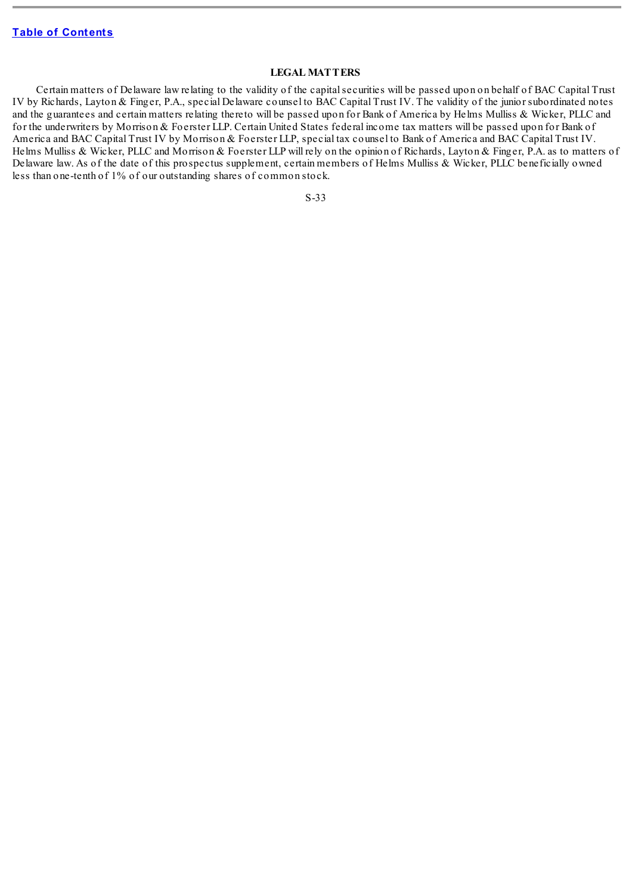## LEGAL MATTERS

Certain matters of Delaware law relating to the validity of the capital securities will be passed upon on behalf of BAC Capital Trust IV by Richards, Layton & Finger, P.A., special Delaware counsel to BAC Capital Trust IV. The validity of the junior subordinated notes and the guarantees and certain matters relating thereto will be passed upon for Bank of America by Helms Mulliss & Wicker, PLLC and for the underwriters by Morrison & Foerster LLP. Certain United States federal income tax matters will be passed upon for Bank of America and BAC Capital Trust IV by Morrison & Foerster LLP, special tax counsel to Bank of America and BAC Capital Trust IV. Helms Mulliss & Wicker, PLLC and Morrison & Foerster LLP will rely on the opinion of Richards, Layton & Finger, P.A. as to matters of Delaware law. As of the date of this prospectus supplement, certain members of Helms Mulliss & Wicker, PLLC beneficially owned less than one-tenth of 1% of our outstanding shares of common stock.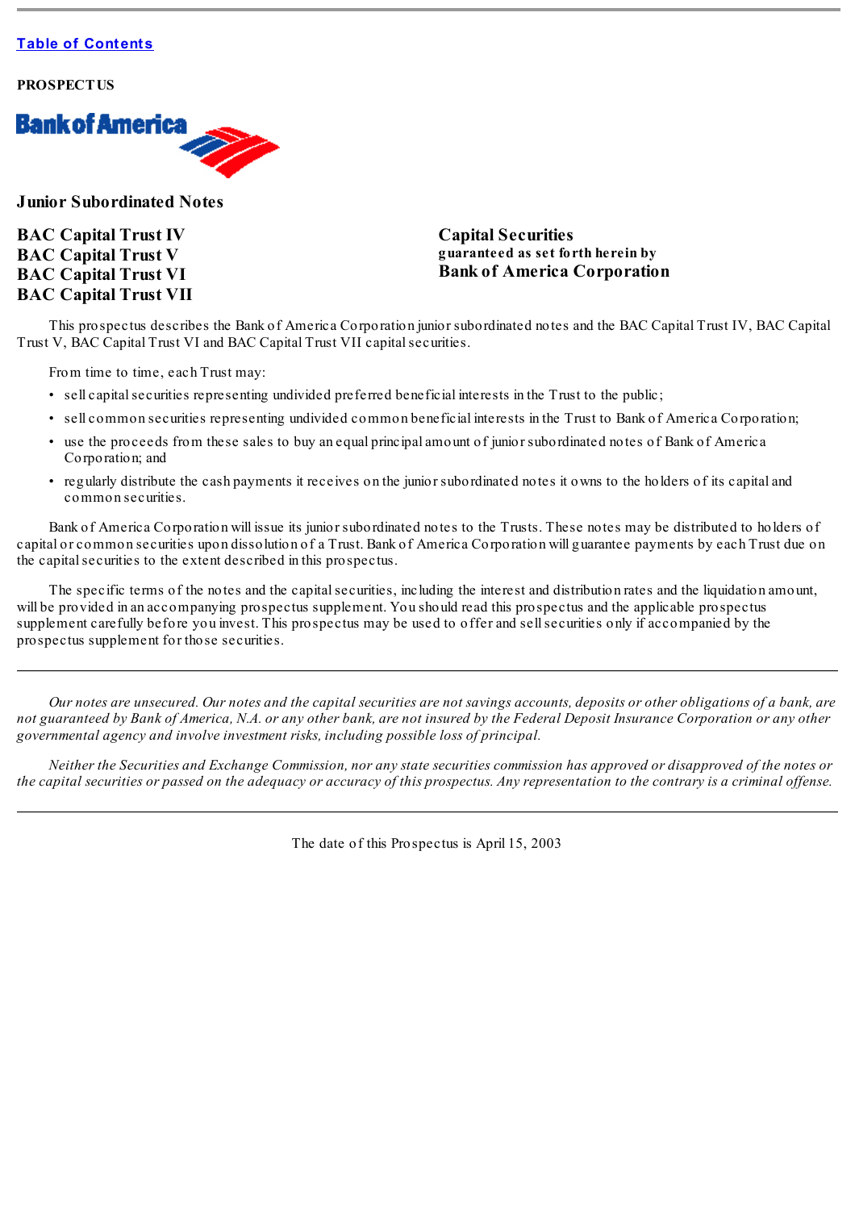[Table of Contents](#)

**PROSPECTUS**

Bank of America

## Junior Subordinated Notes

**BAC Capital Trust IV**
**BAC Capital Trust V**
**BAC Capital Trust VI**
**BAC Capital Trust VII**

**Capital Securities**
**guaranteed as set forth herein by**
**Bank of America Corporation**

This prospectus describes the Bank of America Corporation junior subordinated notes and the BAC Capital Trust IV, BAC Capital Trust V, BAC Capital Trust VI and BAC Capital Trust VII capital securities.

From time to time, each Trust may:

- sell capital securities representing undivided preferred beneficial interests in the Trust to the public;
- sell common securities representing undivided common beneficial interests in the Trust to Bank of America Corporation;
- use the proceeds from these sales to buy an equal principal amount of junior subordinated notes of Bank of America Corporation; and
- regularly distribute the cash payments it receives on the junior subordinated notes it owns to the holders of its capital and common securities.

Bank of America Corporation will issue its junior subordinated notes to the Trusts. These notes may be distributed to holders of capital or common securities upon dissolution of a Trust. Bank of America Corporation will guarantee payments by each Trust due on the capital securities to the extent described in this prospectus.

The specific terms of the notes and the capital securities, including the interest and distribution rates and the liquidation amount, will be provided in an accompanying prospectus supplement. You should read this prospectus and the applicable prospectus supplement carefully before you invest. This prospectus may be used to offer and sell securities only if accompanied by the prospectus supplement for those securities.

---

*Our notes are unsecured. Our notes and the capital securities are not savings accounts, deposits or other obligations of a bank, are not guaranteed by Bank of America, N.A. or any other bank, are not insured by the Federal Deposit Insurance Corporation or any other governmental agency and involve investment risks, including possible loss of principal.*

*Neither the Securities and Exchange Commission, nor any state securities commission has approved or disapproved of the notes or the capital securities or passed on the adequacy or accuracy of this prospectus. Any representation to the contrary is a criminal offense.*

---

The date of this Prospectus is April 15, 2003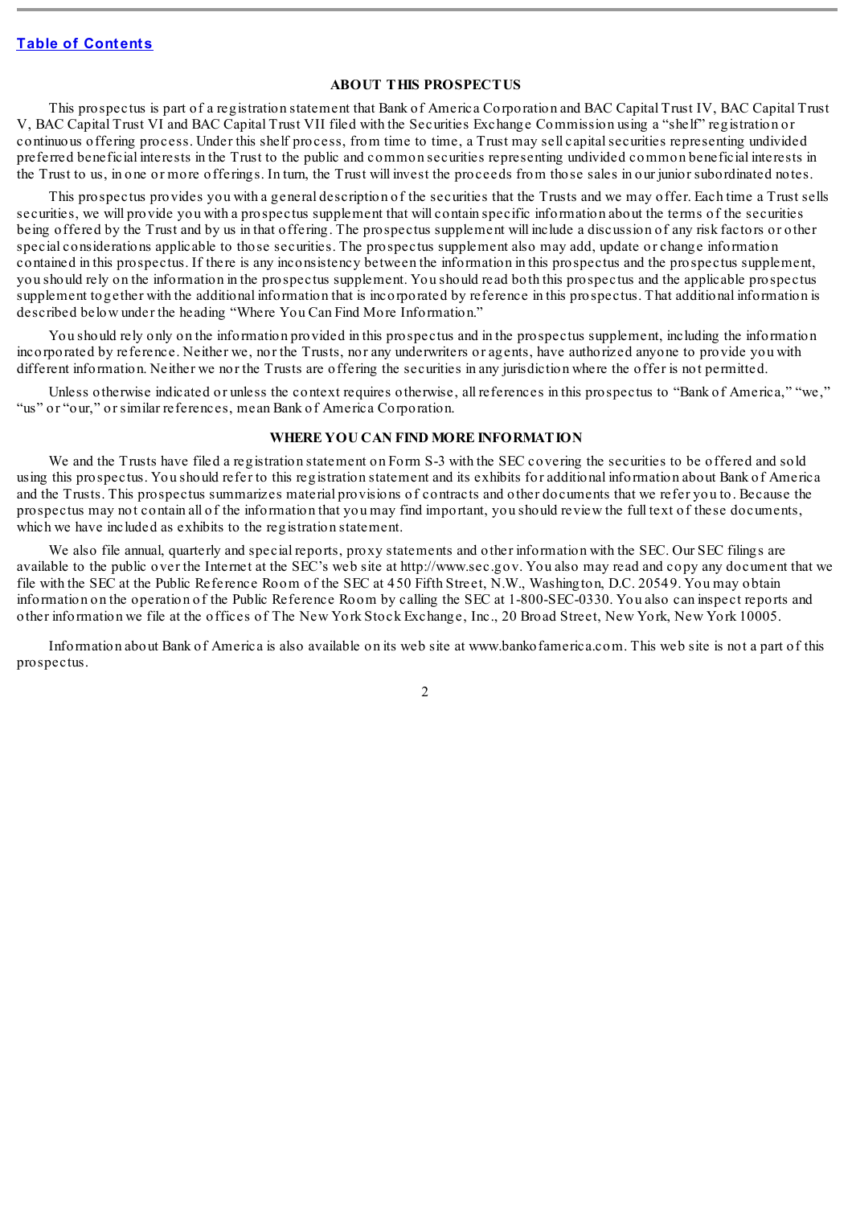## ABOUT THIS PROSPECTUS

This prospectus is part of a registration statement that Bank of America Corporation and BAC Capital Trust IV, BAC Capital Trust V, BAC Capital Trust VI and BAC Capital Trust VII filed with the Securities Exchange Commission using a "shelf" registration or continuous offering process. Under this shelf process, from time to time, a Trust may sell capital securities representing undivided preferred beneficial interests in the Trust to the public and common securities representing undivided common beneficial interests in the Trust to us, in one or more offerings. In turn, the Trust will invest the proceeds from those sales in our junior subordinated notes.

This prospectus provides you with a general description of the securities that the Trusts and we may offer. Each time a Trust sells securities, we will provide you with a prospectus supplement that will contain specific information about the terms of the securities being offered by the Trust and by us in that offering. The prospectus supplement will include a discussion of any risk factors or other special considerations applicable to those securities. The prospectus supplement also may add, update or change information contained in this prospectus. If there is any inconsistency between the information in this prospectus and the prospectus supplement, you should rely on the information in the prospectus supplement. You should read both this prospectus and the applicable prospectus supplement together with the additional information that is incorporated by reference in this prospectus. That additional information is described below under the heading "Where You Can Find More Information."

You should rely only on the information provided in this prospectus and in the prospectus supplement, including the information incorporated by reference. Neither we, nor the Trusts, nor any underwriters or agents, have authorized anyone to provide you with different information. Neither we nor the Trusts are offering the securities in any jurisdiction where the offer is not permitted.

Unless otherwise indicated or unless the context requires otherwise, all references in this prospectus to "Bank of America," "we," "us" or "our," or similar references, mean Bank of America Corporation.

## WHERE YOU CAN FIND MORE INFORMATION

We and the Trusts have filed a registration statement on Form S-3 with the SEC covering the securities to be offered and sold using this prospectus. You should refer to this registration statement and its exhibits for additional information about Bank of America and the Trusts. This prospectus summarizes material provisions of contracts and other documents that we refer you to. Because the prospectus may not contain all of the information that you may find important, you should review the full text of these documents, which we have included as exhibits to the registration statement.

We also file annual, quarterly and special reports, proxy statements and other information with the SEC. Our SEC filings are available to the public over the Internet at the SEC's web site at http://www.sec.gov. You also may read and copy any document that we file with the SEC at the Public Reference Room of the SEC at 450 Fifth Street, N.W., Washington, D.C. 20549. You may obtain information on the operation of the Public Reference Room by calling the SEC at 1-800-SEC-0330. You also can inspect reports and other information we file at the offices of The New York Stock Exchange, Inc., 20 Broad Street, New York, New York 10005.

Information about Bank of America is also available on its web site at www.bankofamerica.com. This web site is not a part of this prospectus.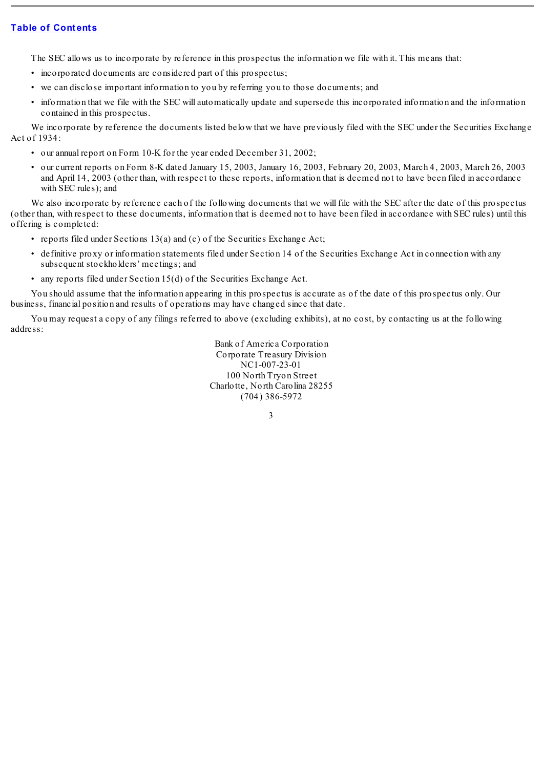The SEC allows us to incorporate by reference in this prospectus the information we file with it. This means that:

- incorporated documents are considered part of this prospectus;
- we can disclose important information to you by referring you to those documents; and
- information that we file with the SEC will automatically update and supersede this incorporated information and the information contained in this prospectus.

We incorporate by reference the documents listed below that we have previously filed with the SEC under the Securities Exchange Act of 1934:

- our annual report on Form 10-K for the year ended December 31, 2002;
- our current reports on Form 8-K dated January 15, 2003, January 16, 2003, February 20, 2003, March 4, 2003, March 26, 2003 and April 14, 2003 (other than, with respect to these reports, information that is deemed not to have been filed in accordance with SEC rules); and

We also incorporate by reference each of the following documents that we will file with the SEC after the date of this prospectus (other than, with respect to these documents, information that is deemed not to have been filed in accordance with SEC rules) until this offering is completed:

- reports filed under Sections 13(a) and (c) of the Securities Exchange Act;
- definitive proxy or information statements filed under Section 14 of the Securities Exchange Act in connection with any subsequent stockholders' meetings; and
- any reports filed under Section 15(d) of the Securities Exchange Act.

You should assume that the information appearing in this prospectus is accurate as of the date of this prospectus only. Our business, financial position and results of operations may have changed since that date.

You may request a copy of any filings referred to above (excluding exhibits), at no cost, by contacting us at the following address:

Bank of America Corporation
Corporate Treasury Division
NC1-007-23-01
100 North Tryon Street
Charlotte, North Carolina 28255
(704) 386-5972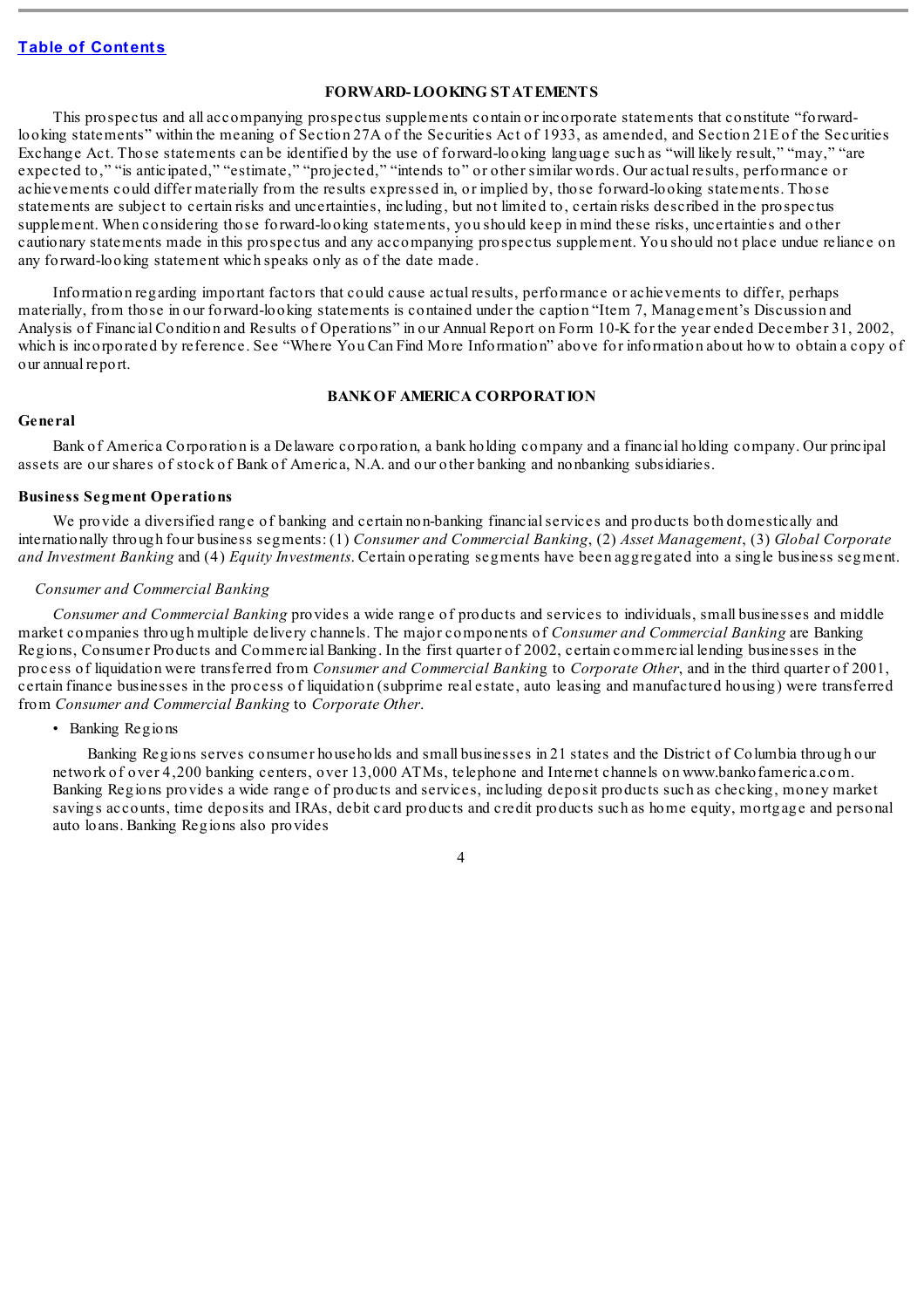## FORWARD-LOOKING STATEMENTS

This prospectus and all accompanying prospectus supplements contain or incorporate statements that constitute "forward-looking statements" within the meaning of Section 27A of the Securities Act of 1933, as amended, and Section 21E of the Securities Exchange Act. Those statements can be identified by the use of forward-looking language such as "will likely result," "may," "are expected to," "is anticipated," "estimate," "projected," "intends to" or other similar words. Our actual results, performance or achievements could differ materially from the results expressed in, or implied by, those forward-looking statements. Those statements are subject to certain risks and uncertainties, including, but not limited to, certain risks described in the prospectus supplement. When considering those forward-looking statements, you should keep in mind these risks, uncertainties and other cautionary statements made in this prospectus and any accompanying prospectus supplement. You should not place undue reliance on any forward-looking statement which speaks only as of the date made.

Information regarding important factors that could cause actual results, performance or achievements to differ, perhaps materially, from those in our forward-looking statements is contained under the caption "Item 7, Management's Discussion and Analysis of Financial Condition and Results of Operations" in our Annual Report on Form 10-K for the year ended December 31, 2002, which is incorporated by reference. See "Where You Can Find More Information" above for information about how to obtain a copy of our annual report.

## BANK OF AMERICA CORPORATION

### General

Bank of America Corporation is a Delaware corporation, a bank holding company and a financial holding company. Our principal assets are our shares of stock of Bank of America, N.A. and our other banking and nonbanking subsidiaries.

### Business Segment Operations

We provide a diversified range of banking and certain non-banking financial services and products both domestically and internationally through four business segments: (1) *Consumer and Commercial Banking*, (2) *Asset Management*, (3) *Global Corporate and Investment Banking* and (4) *Equity Investments*. Certain operating segments have been aggregated into a single business segment.

#### *Consumer and Commercial Banking*

*Consumer and Commercial Banking* provides a wide range of products and services to individuals, small businesses and middle market companies through multiple delivery channels. The major components of *Consumer and Commercial Banking* are Banking Regions, Consumer Products and Commercial Banking. In the first quarter of 2002, certain commercial lending businesses in the process of liquidation were transferred from *Consumer and Commercial Banking* to *Corporate Other*, and in the third quarter of 2001, certain finance businesses in the process of liquidation (subprime real estate, auto leasing and manufactured housing) were transferred from *Consumer and Commercial Banking* to *Corporate Other*.

- Banking Regions

  Banking Regions serves consumer households and small businesses in 21 states and the District of Columbia through our network of over 4,200 banking centers, over 13,000 ATMs, telephone and Internet channels on www.bankofamerica.com. Banking Regions provides a wide range of products and services, including deposit products such as checking, money market savings accounts, time deposits and IRAs, debit card products and credit products such as home equity, mortgage and personal auto loans. Banking Regions also provides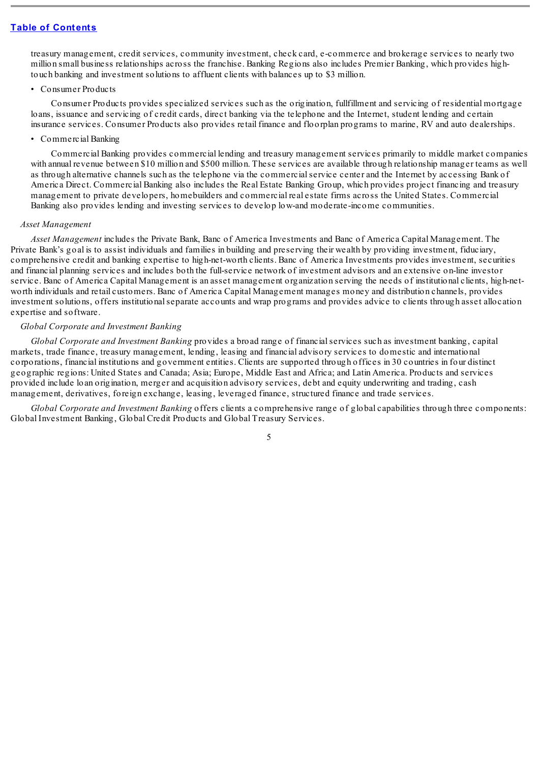treasury management, credit services, community investment, check card, e-commerce and brokerage services to nearly two million small business relationships across the franchise. Banking Regions also includes Premier Banking, which provides high-touch banking and investment solutions to affluent clients with balances up to $3 million.

- Consumer Products

Consumer Products provides specialized services such as the origination, fullfillment and servicing of residential mortgage loans, issuance and servicing of credit cards, direct banking via the telephone and the Internet, student lending and certain insurance services. Consumer Products also provides retail finance and floorplan programs to marine, RV and auto dealerships.

- Commercial Banking

Commercial Banking provides commercial lending and treasury management services primarily to middle market companies with annual revenue between $10 million and $500 million. These services are available through relationship manager teams as well as through alternative channels such as the telephone via the commercial service center and the Internet by accessing Bank of America Direct. Commercial Banking also includes the Real Estate Banking Group, which provides project financing and treasury management to private developers, homebuilders and commercial real estate firms across the United States. Commercial Banking also provides lending and investing services to develop low-and moderate-income communities.

*Asset Management*

*Asset Management* includes the Private Bank, Banc of America Investments and Banc of America Capital Management. The Private Bank's goal is to assist individuals and families in building and preserving their wealth by providing investment, fiduciary, comprehensive credit and banking expertise to high-net-worth clients. Banc of America Investments provides investment, securities and financial planning services and includes both the full-service network of investment advisors and an extensive on-line investor service. Banc of America Capital Management is an asset management organization serving the needs of institutional clients, high-net-worth individuals and retail customers. Banc of America Capital Management manages money and distribution channels, provides investment solutions, offers institutional separate accounts and wrap programs and provides advice to clients through asset allocation expertise and software.

*Global Corporate and Investment Banking*

*Global Corporate and Investment Banking* provides a broad range of financial services such as investment banking, capital markets, trade finance, treasury management, lending, leasing and financial advisory services to domestic and international corporations, financial institutions and government entities. Clients are supported through offices in 30 countries in four distinct geographic regions: United States and Canada; Asia; Europe, Middle East and Africa; and Latin America. Products and services provided include loan origination, merger and acquisition advisory services, debt and equity underwriting and trading, cash management, derivatives, foreign exchange, leasing, leveraged finance, structured finance and trade services.

*Global Corporate and Investment Banking* offers clients a comprehensive range of global capabilities through three components: Global Investment Banking, Global Credit Products and Global Treasury Services.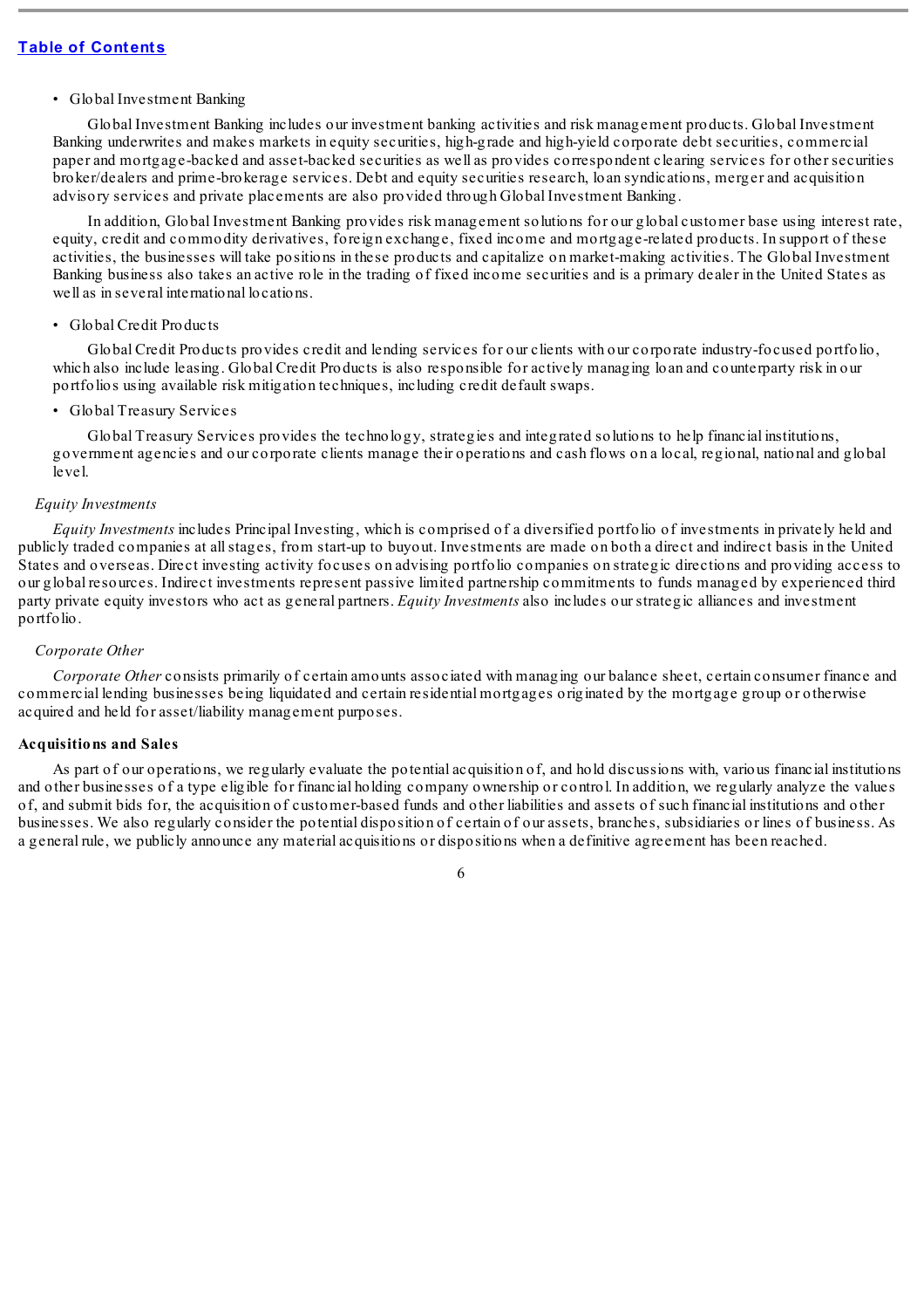- Global Investment Banking

  Global Investment Banking includes our investment banking activities and risk management products. Global Investment Banking underwrites and makes markets in equity securities, high-grade and high-yield corporate debt securities, commercial paper and mortgage-backed and asset-backed securities as well as provides correspondent clearing services for other securities broker/dealers and prime-brokerage services. Debt and equity securities research, loan syndications, merger and acquisition advisory services and private placements are also provided through Global Investment Banking.

  In addition, Global Investment Banking provides risk management solutions for our global customer base using interest rate, equity, credit and commodity derivatives, foreign exchange, fixed income and mortgage-related products. In support of these activities, the businesses will take positions in these products and capitalize on market-making activities. The Global Investment Banking business also takes an active role in the trading of fixed income securities and is a primary dealer in the United States as well as in several international locations.

- Global Credit Products

  Global Credit Products provides credit and lending services for our clients with our corporate industry-focused portfolio, which also include leasing. Global Credit Products is also responsible for actively managing loan and counterparty risk in our portfolios using available risk mitigation techniques, including credit default swaps.

- Global Treasury Services

  Global Treasury Services provides the technology, strategies and integrated solutions to help financial institutions, government agencies and our corporate clients manage their operations and cash flows on a local, regional, national and global level.

*Equity Investments*

*Equity Investments* includes Principal Investing, which is comprised of a diversified portfolio of investments in privately held and publicly traded companies at all stages, from start-up to buyout. Investments are made on both a direct and indirect basis in the United States and overseas. Direct investing activity focuses on advising portfolio companies on strategic directions and providing access to our global resources. Indirect investments represent passive limited partnership commitments to funds managed by experienced third party private equity investors who act as general partners. *Equity Investments* also includes our strategic alliances and investment portfolio.

*Corporate Other*

*Corporate Other* consists primarily of certain amounts associated with managing our balance sheet, certain consumer finance and commercial lending businesses being liquidated and certain residential mortgages originated by the mortgage group or otherwise acquired and held for asset/liability management purposes.

**Acquisitions and Sales**

As part of our operations, we regularly evaluate the potential acquisition of, and hold discussions with, various financial institutions and other businesses of a type eligible for financial holding company ownership or control. In addition, we regularly analyze the values of, and submit bids for, the acquisition of customer-based funds and other liabilities and assets of such financial institutions and other businesses. We also regularly consider the potential disposition of certain of our assets, branches, subsidiaries or lines of business. As a general rule, we publicly announce any material acquisitions or dispositions when a definitive agreement has been reached.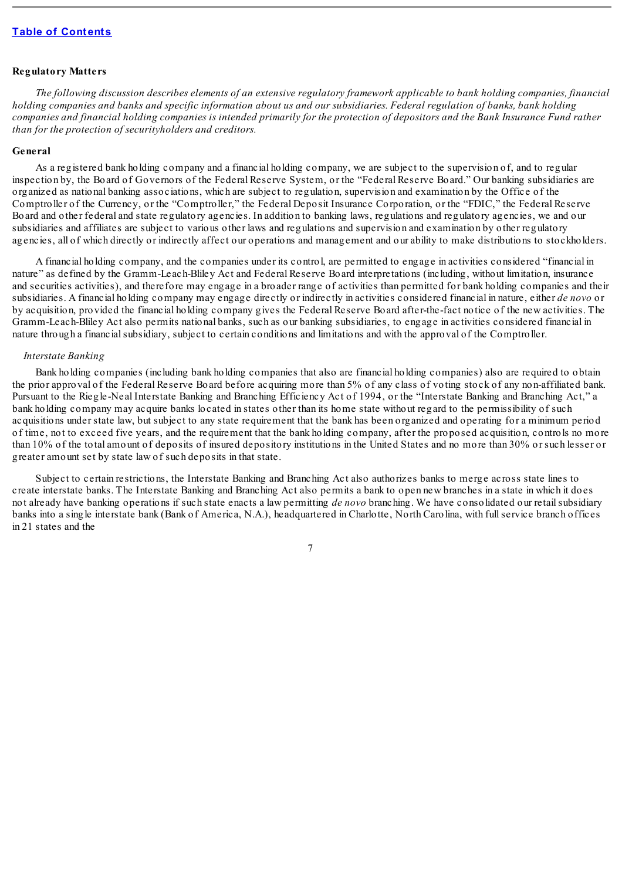## Regulatory Matters

*The following discussion describes elements of an extensive regulatory framework applicable to bank holding companies, financial holding companies and banks and specific information about us and our subsidiaries. Federal regulation of banks, bank holding companies and financial holding companies is intended primarily for the protection of depositors and the Bank Insurance Fund rather than for the protection of securityholders and creditors.*

### General

As a registered bank holding company and a financial holding company, we are subject to the supervision of, and to regular inspection by, the Board of Governors of the Federal Reserve System, or the "Federal Reserve Board." Our banking subsidiaries are organized as national banking associations, which are subject to regulation, supervision and examination by the Office of the Comptroller of the Currency, or the "Comptroller," the Federal Deposit Insurance Corporation, or the "FDIC," the Federal Reserve Board and other federal and state regulatory agencies. In addition to banking laws, regulations and regulatory agencies, we and our subsidiaries and affiliates are subject to various other laws and regulations and supervision and examination by other regulatory agencies, all of which directly or indirectly affect our operations and management and our ability to make distributions to stockholders.

A financial holding company, and the companies under its control, are permitted to engage in activities considered "financial in nature" as defined by the Gramm-Leach-Bliley Act and Federal Reserve Board interpretations (including, without limitation, insurance and securities activities), and therefore may engage in a broader range of activities than permitted for bank holding companies and their subsidiaries. A financial holding company may engage directly or indirectly in activities considered financial in nature, either *de novo* or by acquisition, provided the financial holding company gives the Federal Reserve Board after-the-fact notice of the new activities. The Gramm-Leach-Bliley Act also permits national banks, such as our banking subsidiaries, to engage in activities considered financial in nature through a financial subsidiary, subject to certain conditions and limitations and with the approval of the Comptroller.

#### *Interstate Banking*

Bank holding companies (including bank holding companies that also are financial holding companies) also are required to obtain the prior approval of the Federal Reserve Board before acquiring more than 5% of any class of voting stock of any non-affiliated bank. Pursuant to the Riegle-Neal Interstate Banking and Branching Efficiency Act of 1994, or the "Interstate Banking and Branching Act," a bank holding company may acquire banks located in states other than its home state without regard to the permissibility of such acquisitions under state law, but subject to any state requirement that the bank has been organized and operating for a minimum period of time, not to exceed five years, and the requirement that the bank holding company, after the proposed acquisition, controls no more than 10% of the total amount of deposits of insured depository institutions in the United States and no more than 30% or such lesser or greater amount set by state law of such deposits in that state.

Subject to certain restrictions, the Interstate Banking and Branching Act also authorizes banks to merge across state lines to create interstate banks. The Interstate Banking and Branching Act also permits a bank to open new branches in a state in which it does not already have banking operations if such state enacts a law permitting *de novo* branching. We have consolidated our retail subsidiary banks into a single interstate bank (Bank of America, N.A.), headquartered in Charlotte, North Carolina, with full service branch offices in 21 states and the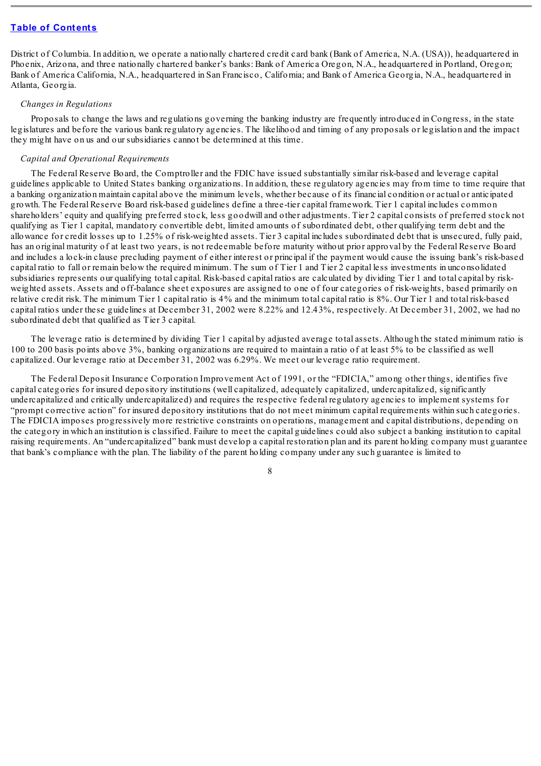District of Columbia. In addition, we operate a nationally chartered credit card bank (Bank of America, N.A. (USA)), headquartered in Phoenix, Arizona, and three nationally chartered banker's banks: Bank of America Oregon, N.A., headquartered in Portland, Oregon; Bank of America California, N.A., headquartered in San Francisco, California; and Bank of America Georgia, N.A., headquartered in Atlanta, Georgia.

*Changes in Regulations*

Proposals to change the laws and regulations governing the banking industry are frequently introduced in Congress, in the state legislatures and before the various bank regulatory agencies. The likelihood and timing of any proposals or legislation and the impact they might have on us and our subsidiaries cannot be determined at this time.

*Capital and Operational Requirements*

The Federal Reserve Board, the Comptroller and the FDIC have issued substantially similar risk-based and leverage capital guidelines applicable to United States banking organizations. In addition, these regulatory agencies may from time to time require that a banking organization maintain capital above the minimum levels, whether because of its financial condition or actual or anticipated growth. The Federal Reserve Board risk-based guidelines define a three-tier capital framework. Tier 1 capital includes common shareholders' equity and qualifying preferred stock, less goodwill and other adjustments. Tier 2 capital consists of preferred stock not qualifying as Tier 1 capital, mandatory convertible debt, limited amounts of subordinated debt, other qualifying term debt and the allowance for credit losses up to 1.25% of risk-weighted assets. Tier 3 capital includes subordinated debt that is unsecured, fully paid, has an original maturity of at least two years, is not redeemable before maturity without prior approval by the Federal Reserve Board and includes a lock-in clause precluding payment of either interest or principal if the payment would cause the issuing bank's risk-based capital ratio to fall or remain below the required minimum. The sum of Tier 1 and Tier 2 capital less investments in unconsolidated subsidiaries represents our qualifying total capital. Risk-based capital ratios are calculated by dividing Tier 1 and total capital by risk-weighted assets. Assets and off-balance sheet exposures are assigned to one of four categories of risk-weights, based primarily on relative credit risk. The minimum Tier 1 capital ratio is 4% and the minimum total capital ratio is 8%. Our Tier 1 and total risk-based capital ratios under these guidelines at December 31, 2002 were 8.22% and 12.43%, respectively. At December 31, 2002, we had no subordinated debt that qualified as Tier 3 capital.

The leverage ratio is determined by dividing Tier 1 capital by adjusted average total assets. Although the stated minimum ratio is 100 to 200 basis points above 3%, banking organizations are required to maintain a ratio of at least 5% to be classified as well capitalized. Our leverage ratio at December 31, 2002 was 6.29%. We meet our leverage ratio requirement.

The Federal Deposit Insurance Corporation Improvement Act of 1991, or the "FDICIA," among other things, identifies five capital categories for insured depository institutions (well capitalized, adequately capitalized, undercapitalized, significantly undercapitalized and critically undercapitalized) and requires the respective federal regulatory agencies to implement systems for "prompt corrective action" for insured depository institutions that do not meet minimum capital requirements within such categories. The FDICIA imposes progressively more restrictive constraints on operations, management and capital distributions, depending on the category in which an institution is classified. Failure to meet the capital guidelines could also subject a banking institution to capital raising requirements. An "undercapitalized" bank must develop a capital restoration plan and its parent holding company must guarantee that bank's compliance with the plan. The liability of the parent holding company under any such guarantee is limited to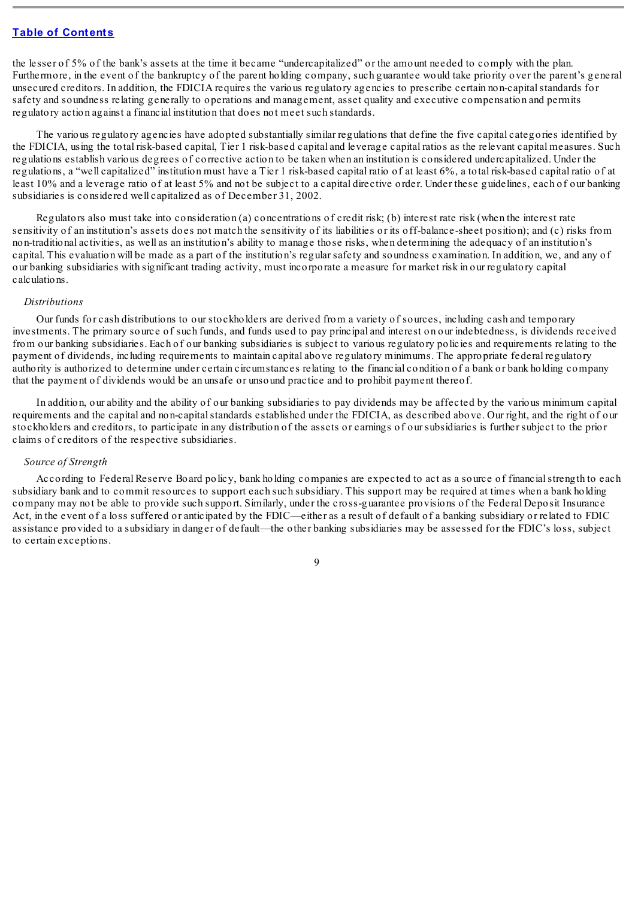the lesser of 5% of the bank's assets at the time it became "undercapitalized" or the amount needed to comply with the plan. Furthermore, in the event of the bankruptcy of the parent holding company, such guarantee would take priority over the parent's general unsecured creditors. In addition, the FDICIA requires the various regulatory agencies to prescribe certain non-capital standards for safety and soundness relating generally to operations and management, asset quality and executive compensation and permits regulatory action against a financial institution that does not meet such standards.

The various regulatory agencies have adopted substantially similar regulations that define the five capital categories identified by the FDICIA, using the total risk-based capital, Tier 1 risk-based capital and leverage capital ratios as the relevant capital measures. Such regulations establish various degrees of corrective action to be taken when an institution is considered undercapitalized. Under the regulations, a "well capitalized" institution must have a Tier 1 risk-based capital ratio of at least 6%, a total risk-based capital ratio of at least 10% and a leverage ratio of at least 5% and not be subject to a capital directive order. Under these guidelines, each of our banking subsidiaries is considered well capitalized as of December 31, 2002.

Regulators also must take into consideration (a) concentrations of credit risk; (b) interest rate risk (when the interest rate sensitivity of an institution's assets does not match the sensitivity of its liabilities or its off-balance-sheet position); and (c) risks from non-traditional activities, as well as an institution's ability to manage those risks, when determining the adequacy of an institution's capital. This evaluation will be made as a part of the institution's regular safety and soundness examination. In addition, we, and any of our banking subsidiaries with significant trading activity, must incorporate a measure for market risk in our regulatory capital calculations.

*Distributions*

Our funds for cash distributions to our stockholders are derived from a variety of sources, including cash and temporary investments. The primary source of such funds, and funds used to pay principal and interest on our indebtedness, is dividends received from our banking subsidiaries. Each of our banking subsidiaries is subject to various regulatory policies and requirements relating to the payment of dividends, including requirements to maintain capital above regulatory minimums. The appropriate federal regulatory authority is authorized to determine under certain circumstances relating to the financial condition of a bank or bank holding company that the payment of dividends would be an unsafe or unsound practice and to prohibit payment thereof.

In addition, our ability and the ability of our banking subsidiaries to pay dividends may be affected by the various minimum capital requirements and the capital and non-capital standards established under the FDICIA, as described above. Our right, and the right of our stockholders and creditors, to participate in any distribution of the assets or earnings of our subsidiaries is further subject to the prior claims of creditors of the respective subsidiaries.

*Source of Strength*

According to Federal Reserve Board policy, bank holding companies are expected to act as a source of financial strength to each subsidiary bank and to commit resources to support each such subsidiary. This support may be required at times when a bank holding company may not be able to provide such support. Similarly, under the cross-guarantee provisions of the Federal Deposit Insurance Act, in the event of a loss suffered or anticipated by the FDIC—either as a result of default of a banking subsidiary or related to FDIC assistance provided to a subsidiary in danger of default—the other banking subsidiaries may be assessed for the FDIC's loss, subject to certain exceptions.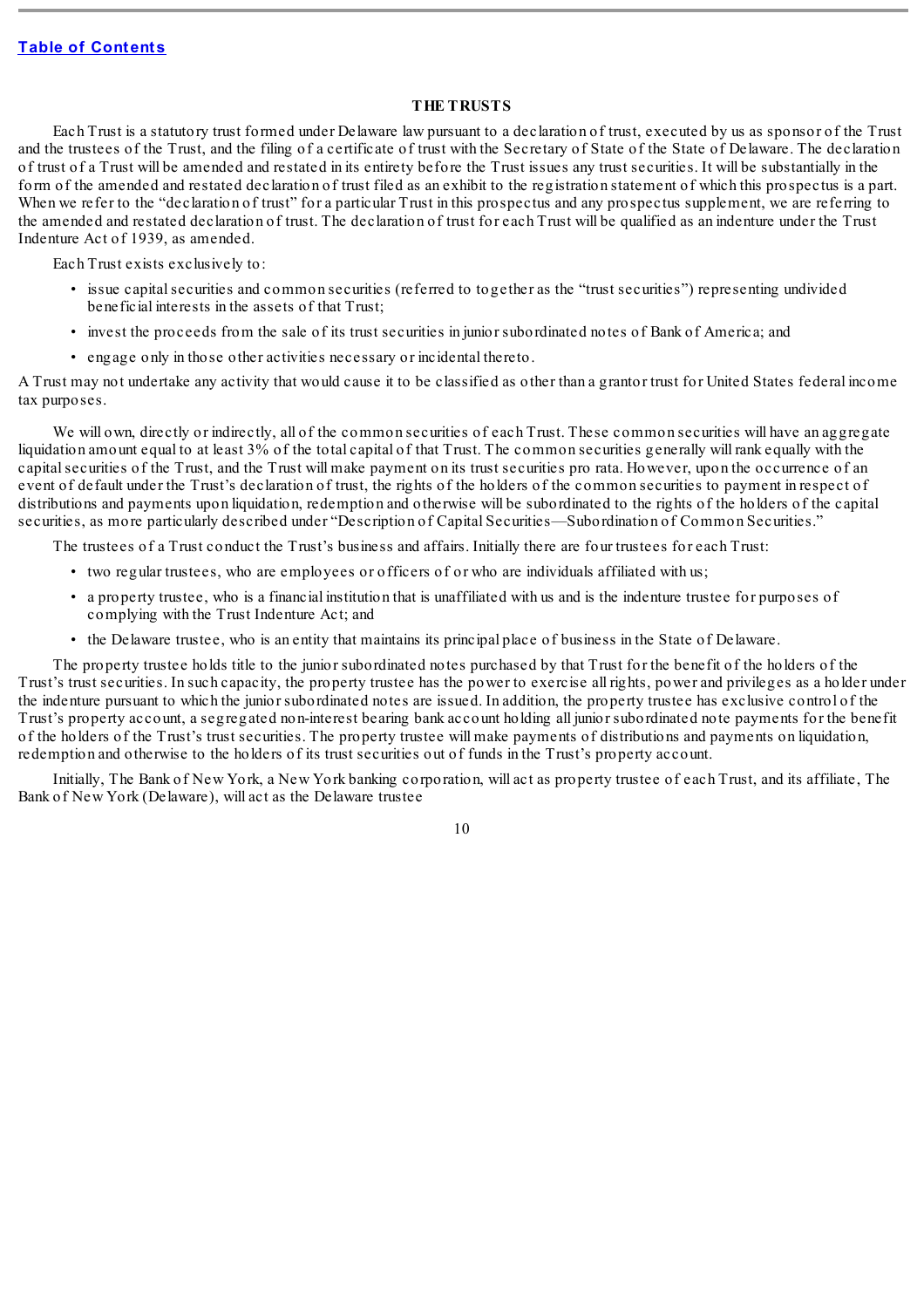## THE TRUSTS

Each Trust is a statutory trust formed under Delaware law pursuant to a declaration of trust, executed by us as sponsor of the Trust and the trustees of the Trust, and the filing of a certificate of trust with the Secretary of State of the State of Delaware. The declaration of trust of a Trust will be amended and restated in its entirety before the Trust issues any trust securities. It will be substantially in the form of the amended and restated declaration of trust filed as an exhibit to the registration statement of which this prospectus is a part. When we refer to the "declaration of trust" for a particular Trust in this prospectus and any prospectus supplement, we are referring to the amended and restated declaration of trust. The declaration of trust for each Trust will be qualified as an indenture under the Trust Indenture Act of 1939, as amended.

Each Trust exists exclusively to:

- issue capital securities and common securities (referred to together as the "trust securities") representing undivided beneficial interests in the assets of that Trust;
- invest the proceeds from the sale of its trust securities in junior subordinated notes of Bank of America; and
- engage only in those other activities necessary or incidental thereto.

A Trust may not undertake any activity that would cause it to be classified as other than a grantor trust for United States federal income tax purposes.

We will own, directly or indirectly, all of the common securities of each Trust. These common securities will have an aggregate liquidation amount equal to at least 3% of the total capital of that Trust. The common securities generally will rank equally with the capital securities of the Trust, and the Trust will make payment on its trust securities pro rata. However, upon the occurrence of an event of default under the Trust's declaration of trust, the rights of the holders of the common securities to payment in respect of distributions and payments upon liquidation, redemption and otherwise will be subordinated to the rights of the holders of the capital securities, as more particularly described under "Description of Capital Securities—Subordination of Common Securities."

The trustees of a Trust conduct the Trust's business and affairs. Initially there are four trustees for each Trust:

- two regular trustees, who are employees or officers of or who are individuals affiliated with us;
- a property trustee, who is a financial institution that is unaffiliated with us and is the indenture trustee for purposes of complying with the Trust Indenture Act; and
- the Delaware trustee, who is an entity that maintains its principal place of business in the State of Delaware.

The property trustee holds title to the junior subordinated notes purchased by that Trust for the benefit of the holders of the Trust's trust securities. In such capacity, the property trustee has the power to exercise all rights, power and privileges as a holder under the indenture pursuant to which the junior subordinated notes are issued. In addition, the property trustee has exclusive control of the Trust's property account, a segregated non-interest bearing bank account holding all junior subordinated note payments for the benefit of the holders of the Trust's trust securities. The property trustee will make payments of distributions and payments on liquidation, redemption and otherwise to the holders of its trust securities out of funds in the Trust's property account.

Initially, The Bank of New York, a New York banking corporation, will act as property trustee of each Trust, and its affiliate, The Bank of New York (Delaware), will act as the Delaware trustee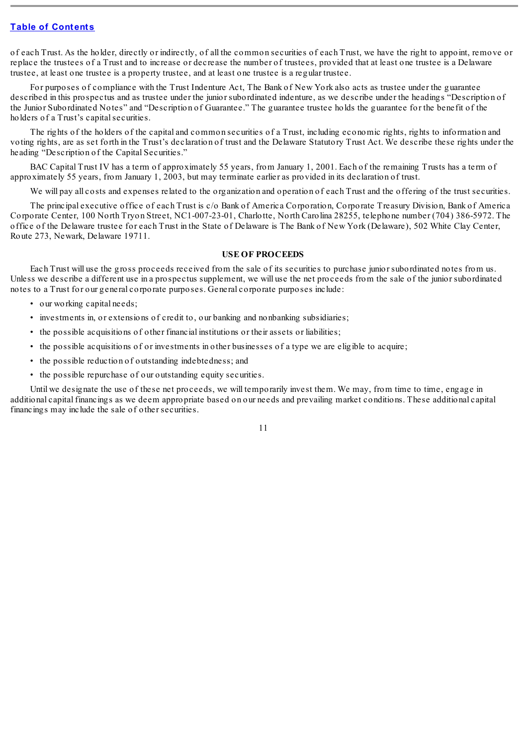of each Trust. As the holder, directly or indirectly, of all the common securities of each Trust, we have the right to appoint, remove or replace the trustees of a Trust and to increase or decrease the number of trustees, provided that at least one trustee is a Delaware trustee, at least one trustee is a property trustee, and at least one trustee is a regular trustee.

For purposes of compliance with the Trust Indenture Act, The Bank of New York also acts as trustee under the guarantee described in this prospectus and as trustee under the junior subordinated indenture, as we describe under the headings "Description of the Junior Subordinated Notes" and "Description of Guarantee." The guarantee trustee holds the guarantee for the benefit of the holders of a Trust's capital securities.

The rights of the holders of the capital and common securities of a Trust, including economic rights, rights to information and voting rights, are as set forth in the Trust's declaration of trust and the Delaware Statutory Trust Act. We describe these rights under the heading "Description of the Capital Securities."

BAC Capital Trust IV has a term of approximately 55 years, from January 1, 2001. Each of the remaining Trusts has a term of approximately 55 years, from January 1, 2003, but may terminate earlier as provided in its declaration of trust.

We will pay all costs and expenses related to the organization and operation of each Trust and the offering of the trust securities.

The principal executive office of each Trust is c/o Bank of America Corporation, Corporate Treasury Division, Bank of America Corporate Center, 100 North Tryon Street, NC1-007-23-01, Charlotte, North Carolina 28255, telephone number (704) 386-5972. The office of the Delaware trustee for each Trust in the State of Delaware is The Bank of New York (Delaware), 502 White Clay Center, Route 273, Newark, Delaware 19711.

## USE OF PROCEEDS

Each Trust will use the gross proceeds received from the sale of its securities to purchase junior subordinated notes from us. Unless we describe a different use in a prospectus supplement, we will use the net proceeds from the sale of the junior subordinated notes to a Trust for our general corporate purposes. General corporate purposes include:

- our working capital needs;
- investments in, or extensions of credit to, our banking and nonbanking subsidiaries;
- the possible acquisitions of other financial institutions or their assets or liabilities;
- the possible acquisitions of or investments in other businesses of a type we are eligible to acquire;
- the possible reduction of outstanding indebtedness; and
- the possible repurchase of our outstanding equity securities.

Until we designate the use of these net proceeds, we will temporarily invest them. We may, from time to time, engage in additional capital financings as we deem appropriate based on our needs and prevailing market conditions. These additional capital financings may include the sale of other securities.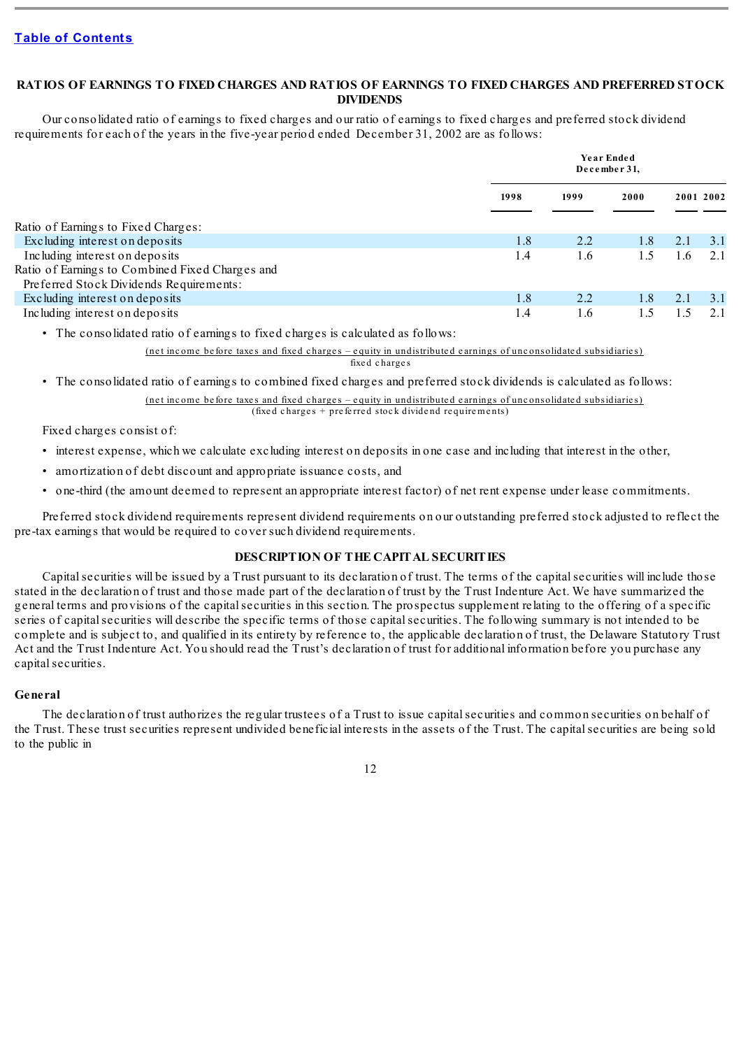[Table of Contents](#)

## RATIOS OF EARNINGS TO FIXED CHARGES AND RATIOS OF EARNINGS TO FIXED CHARGES AND PREFERRED STOCK DIVIDENDS

Our consolidated ratio of earnings to fixed charges and our ratio of earnings to fixed charges and preferred stock dividend requirements for each of the years in the five-year period ended December 31, 2002 are as follows:

| | Year Ended December 31, | | | | |
|---|---|---|---|---|---|
| | 1998 | 1999 | 2000 | 2001 | 2002 |
| Ratio of Earnings to Fixed Charges: | | | | | |
| Excluding interest on deposits | 1.8 | 2.2 | 1.8 | 2.1 | 3.1 |
| Including interest on deposits | 1.4 | 1.6 | 1.5 | 1.6 | 2.1 |
| Ratio of Earnings to Combined Fixed Charges and Preferred Stock Dividends Requirements: | | | | | |
| Excluding interest on deposits | 1.8 | 2.2 | 1.8 | 2.1 | 3.1 |
| Including interest on deposits | 1.4 | 1.6 | 1.5 | 1.5 | 2.1 |

- The consolidated ratio of earnings to fixed charges is calculated as follows:

$$\frac{\text{(net income before taxes and fixed charges – equity in undistributed earnings of unconsolidated subsidiaries)}}{\text{fixed charges}}$$

- The consolidated ratio of earnings to combined fixed charges and preferred stock dividends is calculated as follows:

$$\frac{\text{(net income before taxes and fixed charges – equity in undistributed earnings of unconsolidated subsidiaries)}}{\text{(fixed charges + preferred stock dividend requirements)}}$$

Fixed charges consist of:

- interest expense, which we calculate excluding interest on deposits in one case and including that interest in the other,
- amortization of debt discount and appropriate issuance costs, and
- one-third (the amount deemed to represent an appropriate interest factor) of net rent expense under lease commitments.

Preferred stock dividend requirements represent dividend requirements on our outstanding preferred stock adjusted to reflect the pre-tax earnings that would be required to cover such dividend requirements.

## DESCRIPTION OF THE CAPITAL SECURITIES

Capital securities will be issued by a Trust pursuant to its declaration of trust. The terms of the capital securities will include those stated in the declaration of trust and those made part of the declaration of trust by the Trust Indenture Act. We have summarized the general terms and provisions of the capital securities in this section. The prospectus supplement relating to the offering of a specific series of capital securities will describe the specific terms of those capital securities. The following summary is not intended to be complete and is subject to, and qualified in its entirety by reference to, the applicable declaration of trust, the Delaware Statutory Trust Act and the Trust Indenture Act. You should read the Trust's declaration of trust for additional information before you purchase any capital securities.

### General

The declaration of trust authorizes the regular trustees of a Trust to issue capital securities and common securities on behalf of the Trust. These trust securities represent undivided beneficial interests in the assets of the Trust. The capital securities are being sold to the public in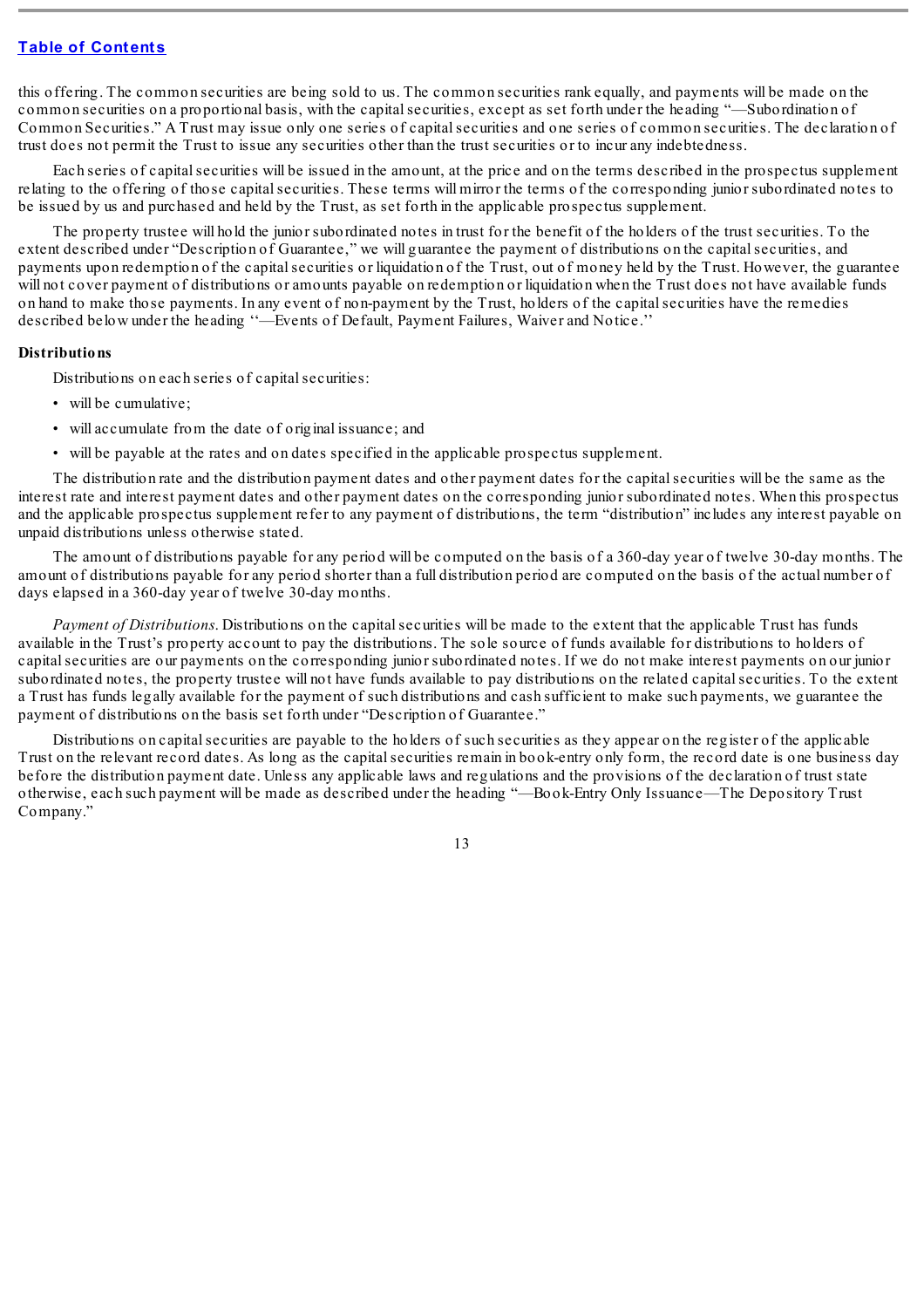this offering. The common securities are being sold to us. The common securities rank equally, and payments will be made on the common securities on a proportional basis, with the capital securities, except as set forth under the heading "—Subordination of Common Securities." A Trust may issue only one series of capital securities and one series of common securities. The declaration of trust does not permit the Trust to issue any securities other than the trust securities or to incur any indebtedness.

Each series of capital securities will be issued in the amount, at the price and on the terms described in the prospectus supplement relating to the offering of those capital securities. These terms will mirror the terms of the corresponding junior subordinated notes to be issued by us and purchased and held by the Trust, as set forth in the applicable prospectus supplement.

The property trustee will hold the junior subordinated notes in trust for the benefit of the holders of the trust securities. To the extent described under "Description of Guarantee," we will guarantee the payment of distributions on the capital securities, and payments upon redemption of the capital securities or liquidation of the Trust, out of money held by the Trust. However, the guarantee will not cover payment of distributions or amounts payable on redemption or liquidation when the Trust does not have available funds on hand to make those payments. In any event of non-payment by the Trust, holders of the capital securities have the remedies described below under the heading "—Events of Default, Payment Failures, Waiver and Notice."

**Distributions**

Distributions on each series of capital securities:

- will be cumulative;
- will accumulate from the date of original issuance; and
- will be payable at the rates and on dates specified in the applicable prospectus supplement.

The distribution rate and the distribution payment dates and other payment dates for the capital securities will be the same as the interest rate and interest payment dates and other payment dates on the corresponding junior subordinated notes. When this prospectus and the applicable prospectus supplement refer to any payment of distributions, the term "distribution" includes any interest payable on unpaid distributions unless otherwise stated.

The amount of distributions payable for any period will be computed on the basis of a 360-day year of twelve 30-day months. The amount of distributions payable for any period shorter than a full distribution period are computed on the basis of the actual number of days elapsed in a 360-day year of twelve 30-day months.

*Payment of Distributions.* Distributions on the capital securities will be made to the extent that the applicable Trust has funds available in the Trust's property account to pay the distributions. The sole source of funds available for distributions to holders of capital securities are our payments on the corresponding junior subordinated notes. If we do not make interest payments on our junior subordinated notes, the property trustee will not have funds available to pay distributions on the related capital securities. To the extent a Trust has funds legally available for the payment of such distributions and cash sufficient to make such payments, we guarantee the payment of distributions on the basis set forth under "Description of Guarantee."

Distributions on capital securities are payable to the holders of such securities as they appear on the register of the applicable Trust on the relevant record dates. As long as the capital securities remain in book-entry only form, the record date is one business day before the distribution payment date. Unless any applicable laws and regulations and the provisions of the declaration of trust state otherwise, each such payment will be made as described under the heading "—Book-Entry Only Issuance—The Depository Trust Company."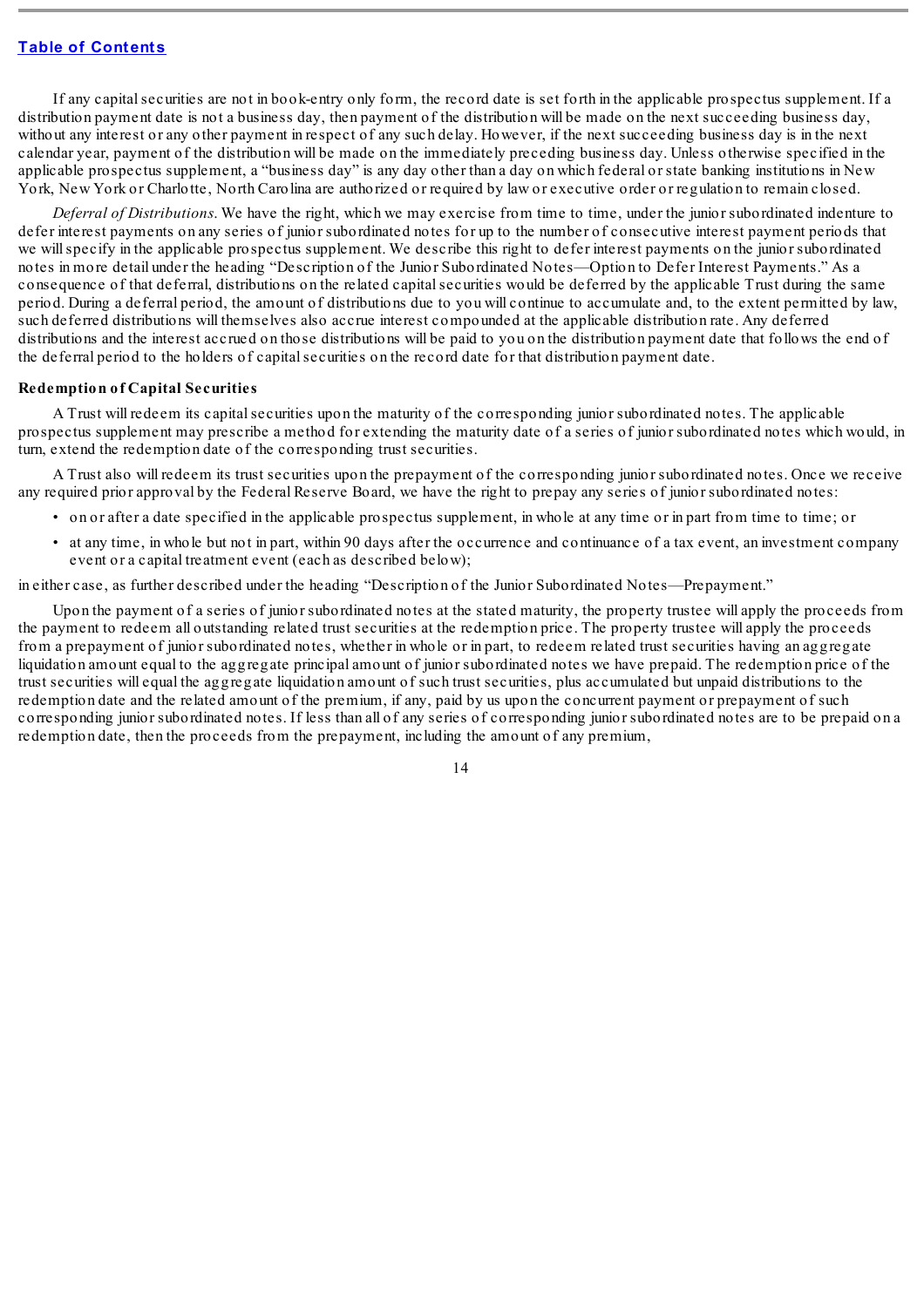If any capital securities are not in book-entry only form, the record date is set forth in the applicable prospectus supplement. If a distribution payment date is not a business day, then payment of the distribution will be made on the next succeeding business day, without any interest or any other payment in respect of any such delay. However, if the next succeeding business day is in the next calendar year, payment of the distribution will be made on the immediately preceding business day. Unless otherwise specified in the applicable prospectus supplement, a "business day" is any day other than a day on which federal or state banking institutions in New York, New York or Charlotte, North Carolina are authorized or required by law or executive order or regulation to remain closed.

*Deferral of Distributions*. We have the right, which we may exercise from time to time, under the junior subordinated indenture to defer interest payments on any series of junior subordinated notes for up to the number of consecutive interest payment periods that we will specify in the applicable prospectus supplement. We describe this right to defer interest payments on the junior subordinated notes in more detail under the heading "Description of the Junior Subordinated Notes—Option to Defer Interest Payments." As a consequence of that deferral, distributions on the related capital securities would be deferred by the applicable Trust during the same period. During a deferral period, the amount of distributions due to you will continue to accumulate and, to the extent permitted by law, such deferred distributions will themselves also accrue interest compounded at the applicable distribution rate. Any deferred distributions and the interest accrued on those distributions will be paid to you on the distribution payment date that follows the end of the deferral period to the holders of capital securities on the record date for that distribution payment date.

**Redemption of Capital Securities**

A Trust will redeem its capital securities upon the maturity of the corresponding junior subordinated notes. The applicable prospectus supplement may prescribe a method for extending the maturity date of a series of junior subordinated notes which would, in turn, extend the redemption date of the corresponding trust securities.

A Trust also will redeem its trust securities upon the prepayment of the corresponding junior subordinated notes. Once we receive any required prior approval by the Federal Reserve Board, we have the right to prepay any series of junior subordinated notes:

- on or after a date specified in the applicable prospectus supplement, in whole at any time or in part from time to time; or
- at any time, in whole but not in part, within 90 days after the occurrence and continuance of a tax event, an investment company event or a capital treatment event (each as described below);

in either case, as further described under the heading "Description of the Junior Subordinated Notes—Prepayment."

Upon the payment of a series of junior subordinated notes at the stated maturity, the property trustee will apply the proceeds from the payment to redeem all outstanding related trust securities at the redemption price. The property trustee will apply the proceeds from a prepayment of junior subordinated notes, whether in whole or in part, to redeem related trust securities having an aggregate liquidation amount equal to the aggregate principal amount of junior subordinated notes we have prepaid. The redemption price of the trust securities will equal the aggregate liquidation amount of such trust securities, plus accumulated but unpaid distributions to the redemption date and the related amount of the premium, if any, paid by us upon the concurrent payment or prepayment of such corresponding junior subordinated notes. If less than all of any series of corresponding junior subordinated notes are to be prepaid on a redemption date, then the proceeds from the prepayment, including the amount of any premium,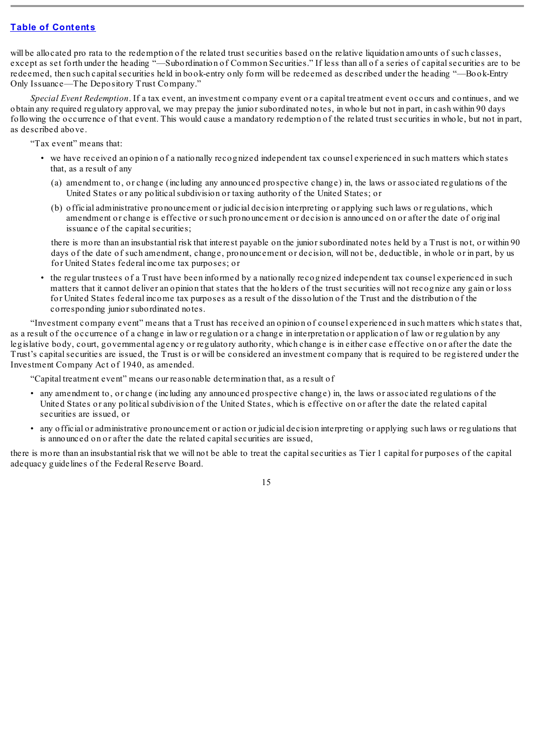will be allocated pro rata to the redemption of the related trust securities based on the relative liquidation amounts of such classes, except as set forth under the heading "—Subordination of Common Securities." If less than all of a series of capital securities are to be redeemed, then such capital securities held in book-entry only form will be redeemed as described under the heading "—Book-Entry Only Issuance—The Depository Trust Company."

*Special Event Redemption*. If a tax event, an investment company event or a capital treatment event occurs and continues, and we obtain any required regulatory approval, we may prepay the junior subordinated notes, in whole but not in part, in cash within 90 days following the occurrence of that event. This would cause a mandatory redemption of the related trust securities in whole, but not in part, as described above.

"Tax event" means that:

- we have received an opinion of a nationally recognized independent tax counsel experienced in such matters which states that, as a result of any
  - (a) amendment to, or change (including any announced prospective change) in, the laws or associated regulations of the United States or any political subdivision or taxing authority of the United States; or
  - (b) official administrative pronouncement or judicial decision interpreting or applying such laws or regulations, which amendment or change is effective or such pronouncement or decision is announced on or after the date of original issuance of the capital securities;

  there is more than an insubstantial risk that interest payable on the junior subordinated notes held by a Trust is not, or within 90 days of the date of such amendment, change, pronouncement or decision, will not be, deductible, in whole or in part, by us for United States federal income tax purposes; or
- the regular trustees of a Trust have been informed by a nationally recognized independent tax counsel experienced in such matters that it cannot deliver an opinion that states that the holders of the trust securities will not recognize any gain or loss for United States federal income tax purposes as a result of the dissolution of the Trust and the distribution of the corresponding junior subordinated notes.

"Investment company event" means that a Trust has received an opinion of counsel experienced in such matters which states that, as a result of the occurrence of a change in law or regulation or a change in interpretation or application of law or regulation by any legislative body, court, governmental agency or regulatory authority, which change is in either case effective on or after the date the Trust's capital securities are issued, the Trust is or will be considered an investment company that is required to be registered under the Investment Company Act of 1940, as amended.

"Capital treatment event" means our reasonable determination that, as a result of

- any amendment to, or change (including any announced prospective change) in, the laws or associated regulations of the United States or any political subdivision of the United States, which is effective on or after the date the related capital securities are issued, or
- any official or administrative pronouncement or action or judicial decision interpreting or applying such laws or regulations that is announced on or after the date the related capital securities are issued,

there is more than an insubstantial risk that we will not be able to treat the capital securities as Tier 1 capital for purposes of the capital adequacy guidelines of the Federal Reserve Board.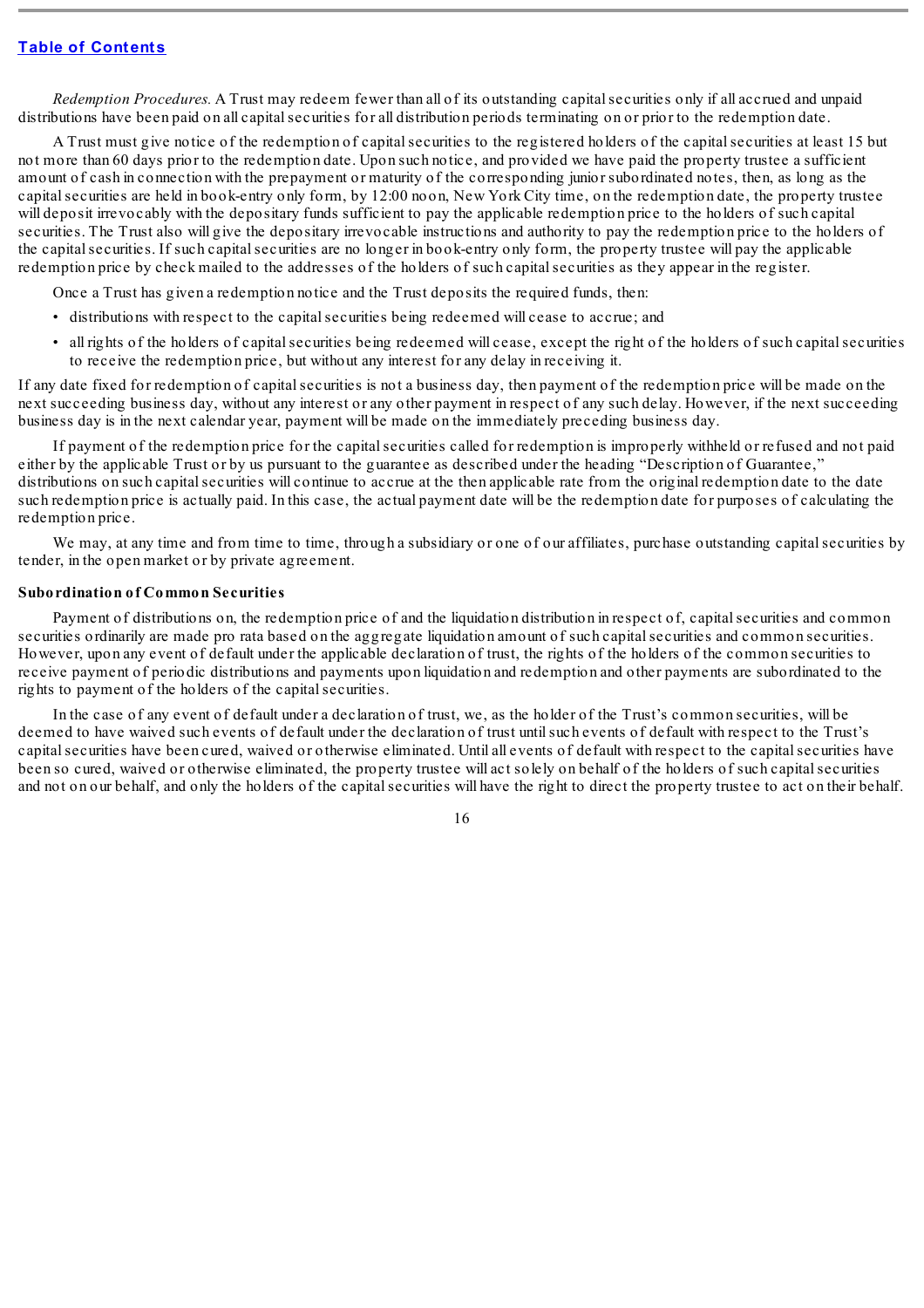*Redemption Procedures.* A Trust may redeem fewer than all of its outstanding capital securities only if all accrued and unpaid distributions have been paid on all capital securities for all distribution periods terminating on or prior to the redemption date.

A Trust must give notice of the redemption of capital securities to the registered holders of the capital securities at least 15 but not more than 60 days prior to the redemption date. Upon such notice, and provided we have paid the property trustee a sufficient amount of cash in connection with the prepayment or maturity of the corresponding junior subordinated notes, then, as long as the capital securities are held in book-entry only form, by 12:00 noon, New York City time, on the redemption date, the property trustee will deposit irrevocably with the depositary funds sufficient to pay the applicable redemption price to the holders of such capital securities. The Trust also will give the depositary irrevocable instructions and authority to pay the redemption price to the holders of the capital securities. If such capital securities are no longer in book-entry only form, the property trustee will pay the applicable redemption price by check mailed to the addresses of the holders of such capital securities as they appear in the register.

Once a Trust has given a redemption notice and the Trust deposits the required funds, then:

- distributions with respect to the capital securities being redeemed will cease to accrue; and
- all rights of the holders of capital securities being redeemed will cease, except the right of the holders of such capital securities to receive the redemption price, but without any interest for any delay in receiving it.

If any date fixed for redemption of capital securities is not a business day, then payment of the redemption price will be made on the next succeeding business day, without any interest or any other payment in respect of any such delay. However, if the next succeeding business day is in the next calendar year, payment will be made on the immediately preceding business day.

If payment of the redemption price for the capital securities called for redemption is improperly withheld or refused and not paid either by the applicable Trust or by us pursuant to the guarantee as described under the heading "Description of Guarantee," distributions on such capital securities will continue to accrue at the then applicable rate from the original redemption date to the date such redemption price is actually paid. In this case, the actual payment date will be the redemption date for purposes of calculating the redemption price.

We may, at any time and from time to time, through a subsidiary or one of our affiliates, purchase outstanding capital securities by tender, in the open market or by private agreement.

**Subordination of Common Securities**

Payment of distributions on, the redemption price of and the liquidation distribution in respect of, capital securities and common securities ordinarily are made pro rata based on the aggregate liquidation amount of such capital securities and common securities. However, upon any event of default under the applicable declaration of trust, the rights of the holders of the common securities to receive payment of periodic distributions and payments upon liquidation and redemption and other payments are subordinated to the rights to payment of the holders of the capital securities.

In the case of any event of default under a declaration of trust, we, as the holder of the Trust's common securities, will be deemed to have waived such events of default under the declaration of trust until such events of default with respect to the Trust's capital securities have been cured, waived or otherwise eliminated. Until all events of default with respect to the capital securities have been so cured, waived or otherwise eliminated, the property trustee will act solely on behalf of the holders of such capital securities and not on our behalf, and only the holders of the capital securities will have the right to direct the property trustee to act on their behalf.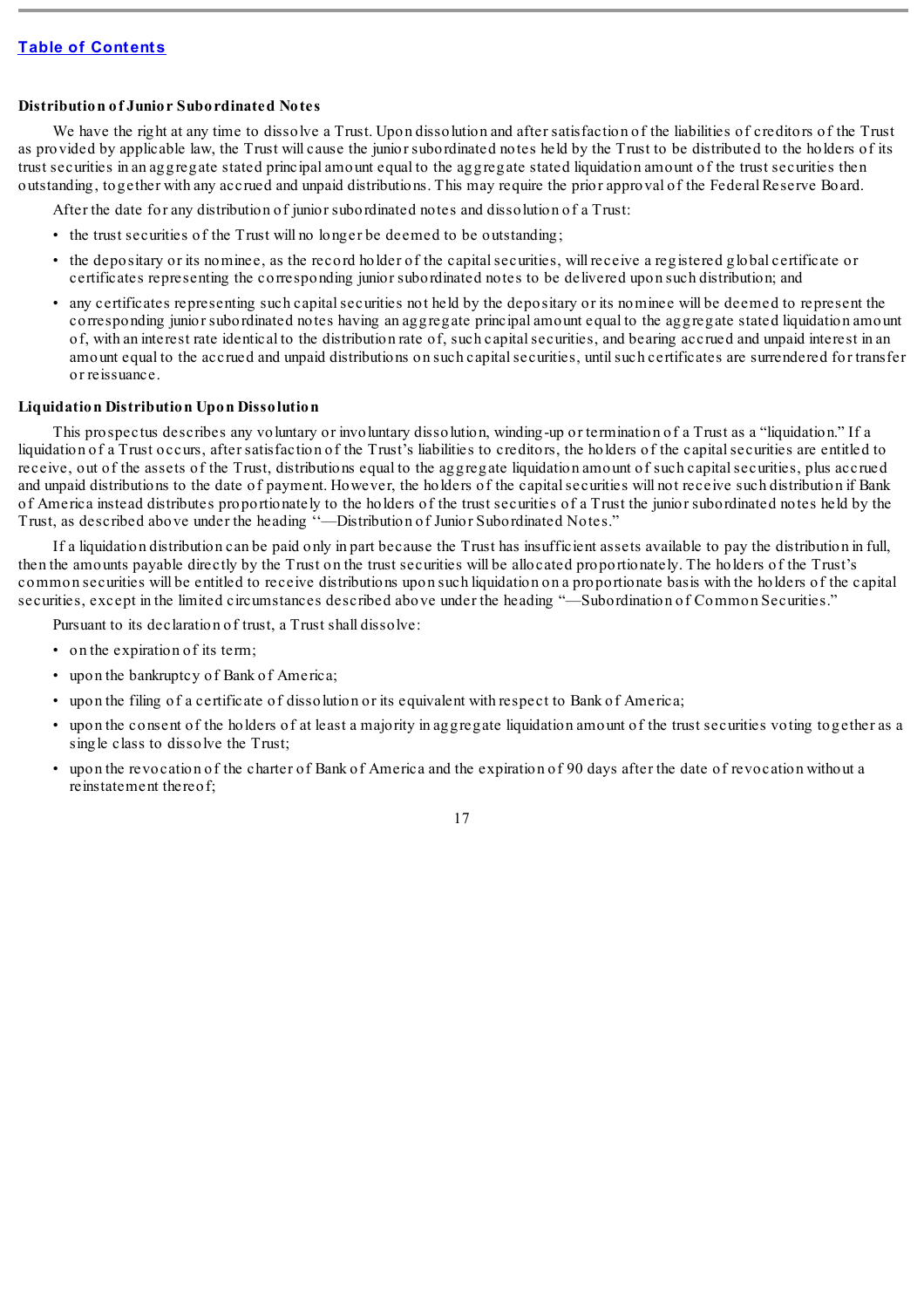#### Distribution of Junior Subordinated Notes

We have the right at any time to dissolve a Trust. Upon dissolution and after satisfaction of the liabilities of creditors of the Trust as provided by applicable law, the Trust will cause the junior subordinated notes held by the Trust to be distributed to the holders of its trust securities in an aggregate stated principal amount equal to the aggregate stated liquidation amount of the trust securities then outstanding, together with any accrued and unpaid distributions. This may require the prior approval of the Federal Reserve Board.

After the date for any distribution of junior subordinated notes and dissolution of a Trust:

- the trust securities of the Trust will no longer be deemed to be outstanding;
- the depositary or its nominee, as the record holder of the capital securities, will receive a registered global certificate or certificates representing the corresponding junior subordinated notes to be delivered upon such distribution; and
- any certificates representing such capital securities not held by the depositary or its nominee will be deemed to represent the corresponding junior subordinated notes having an aggregate principal amount equal to the aggregate stated liquidation amount of, with an interest rate identical to the distribution rate of, such capital securities, and bearing accrued and unpaid interest in an amount equal to the accrued and unpaid distributions on such capital securities, until such certificates are surrendered for transfer or reissuance.

#### Liquidation Distribution Upon Dissolution

This prospectus describes any voluntary or involuntary dissolution, winding-up or termination of a Trust as a "liquidation." If a liquidation of a Trust occurs, after satisfaction of the Trust's liabilities to creditors, the holders of the capital securities are entitled to receive, out of the assets of the Trust, distributions equal to the aggregate liquidation amount of such capital securities, plus accrued and unpaid distributions to the date of payment. However, the holders of the capital securities will not receive such distribution if Bank of America instead distributes proportionately to the holders of the trust securities of a Trust the junior subordinated notes held by the Trust, as described above under the heading "—Distribution of Junior Subordinated Notes."

If a liquidation distribution can be paid only in part because the Trust has insufficient assets available to pay the distribution in full, then the amounts payable directly by the Trust on the trust securities will be allocated proportionately. The holders of the Trust's common securities will be entitled to receive distributions upon such liquidation on a proportionate basis with the holders of the capital securities, except in the limited circumstances described above under the heading "—Subordination of Common Securities."

Pursuant to its declaration of trust, a Trust shall dissolve:

- on the expiration of its term;
- upon the bankruptcy of Bank of America;
- upon the filing of a certificate of dissolution or its equivalent with respect to Bank of America;
- upon the consent of the holders of at least a majority in aggregate liquidation amount of the trust securities voting together as a single class to dissolve the Trust;
- upon the revocation of the charter of Bank of America and the expiration of 90 days after the date of revocation without a reinstatement thereof;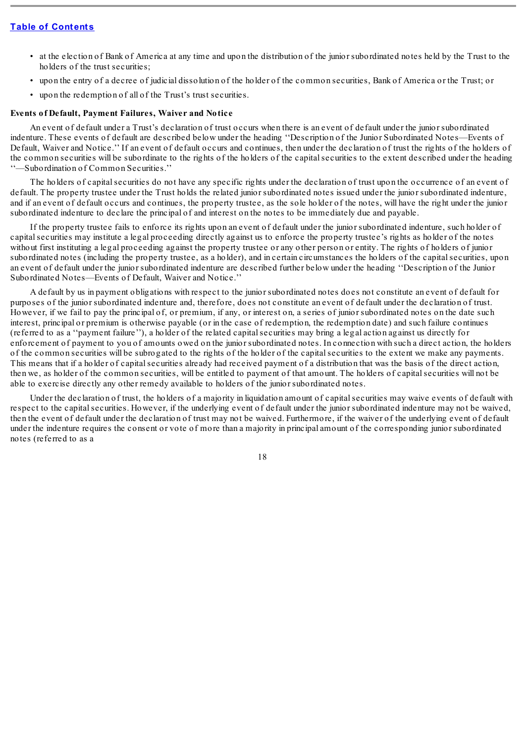- at the election of Bank of America at any time and upon the distribution of the junior subordinated notes held by the Trust to the holders of the trust securities;
- upon the entry of a decree of judicial dissolution of the holder of the common securities, Bank of America or the Trust; or
- upon the redemption of all of the Trust's trust securities.

**Events of Default, Payment Failures, Waiver and Notice**

An event of default under a Trust's declaration of trust occurs when there is an event of default under the junior subordinated indenture. These events of default are described below under the heading ''Description of the Junior Subordinated Notes—Events of Default, Waiver and Notice.'' If an event of default occurs and continues, then under the declaration of trust the rights of the holders of the common securities will be subordinate to the rights of the holders of the capital securities to the extent described under the heading ''—Subordination of Common Securities.''

The holders of capital securities do not have any specific rights under the declaration of trust upon the occurrence of an event of default. The property trustee under the Trust holds the related junior subordinated notes issued under the junior subordinated indenture, and if an event of default occurs and continues, the property trustee, as the sole holder of the notes, will have the right under the junior subordinated indenture to declare the principal of and interest on the notes to be immediately due and payable.

If the property trustee fails to enforce its rights upon an event of default under the junior subordinated indenture, such holder of capital securities may institute a legal proceeding directly against us to enforce the property trustee's rights as holder of the notes without first instituting a legal proceeding against the property trustee or any other person or entity. The rights of holders of junior subordinated notes (including the property trustee, as a holder), and in certain circumstances the holders of the capital securities, upon an event of default under the junior subordinated indenture are described further below under the heading ''Description of the Junior Subordinated Notes—Events of Default, Waiver and Notice.''

A default by us in payment obligations with respect to the junior subordinated notes does not constitute an event of default for purposes of the junior subordinated indenture and, therefore, does not constitute an event of default under the declaration of trust. However, if we fail to pay the principal of, or premium, if any, or interest on, a series of junior subordinated notes on the date such interest, principal or premium is otherwise payable (or in the case of redemption, the redemption date) and such failure continues (referred to as a ''payment failure''), a holder of the related capital securities may bring a legal action against us directly for enforcement of payment to you of amounts owed on the junior subordinated notes. In connection with such a direct action, the holders of the common securities will be subrogated to the rights of the holder of the capital securities to the extent we make any payments. This means that if a holder of capital securities already had received payment of a distribution that was the basis of the direct action, then we, as holder of the common securities, will be entitled to payment of that amount. The holders of capital securities will not be able to exercise directly any other remedy available to holders of the junior subordinated notes.

Under the declaration of trust, the holders of a majority in liquidation amount of capital securities may waive events of default with respect to the capital securities. However, if the underlying event of default under the junior subordinated indenture may not be waived, then the event of default under the declaration of trust may not be waived. Furthermore, if the waiver of the underlying event of default under the indenture requires the consent or vote of more than a majority in principal amount of the corresponding junior subordinated notes (referred to as a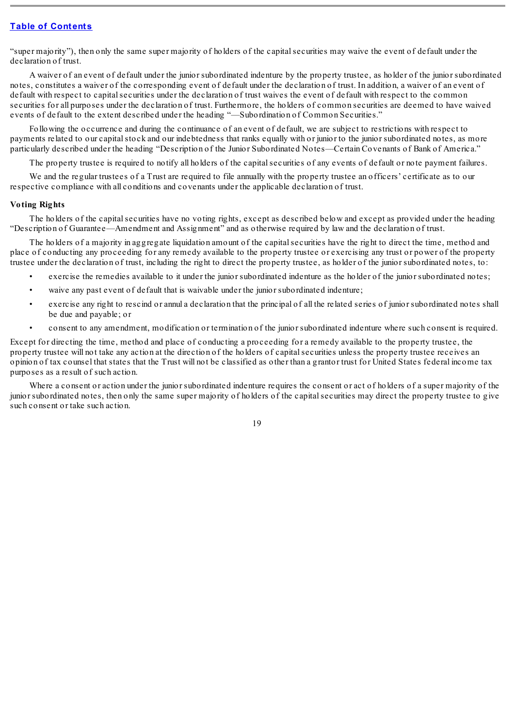"super majority"), then only the same super majority of holders of the capital securities may waive the event of default under the declaration of trust.

A waiver of an event of default under the junior subordinated indenture by the property trustee, as holder of the junior subordinated notes, constitutes a waiver of the corresponding event of default under the declaration of trust. In addition, a waiver of an event of default with respect to capital securities under the declaration of trust waives the event of default with respect to the common securities for all purposes under the declaration of trust. Furthermore, the holders of common securities are deemed to have waived events of default to the extent described under the heading "—Subordination of Common Securities."

Following the occurrence and during the continuance of an event of default, we are subject to restrictions with respect to payments related to our capital stock and our indebtedness that ranks equally with or junior to the junior subordinated notes, as more particularly described under the heading "Description of the Junior Subordinated Notes—Certain Covenants of Bank of America."

The property trustee is required to notify all holders of the capital securities of any events of default or note payment failures.

We and the regular trustees of a Trust are required to file annually with the property trustee an officers' certificate as to our respective compliance with all conditions and covenants under the applicable declaration of trust.

**Voting Rights**

The holders of the capital securities have no voting rights, except as described below and except as provided under the heading "Description of Guarantee—Amendment and Assignment" and as otherwise required by law and the declaration of trust.

The holders of a majority in aggregate liquidation amount of the capital securities have the right to direct the time, method and place of conducting any proceeding for any remedy available to the property trustee or exercising any trust or power of the property trustee under the declaration of trust, including the right to direct the property trustee, as holder of the junior subordinated notes, to:

- exercise the remedies available to it under the junior subordinated indenture as the holder of the junior subordinated notes;
- waive any past event of default that is waivable under the junior subordinated indenture;
- exercise any right to rescind or annul a declaration that the principal of all the related series of junior subordinated notes shall be due and payable; or
- consent to any amendment, modification or termination of the junior subordinated indenture where such consent is required.

Except for directing the time, method and place of conducting a proceeding for a remedy available to the property trustee, the property trustee will not take any action at the direction of the holders of capital securities unless the property trustee receives an opinion of tax counsel that states that the Trust will not be classified as other than a grantor trust for United States federal income tax purposes as a result of such action.

Where a consent or action under the junior subordinated indenture requires the consent or act of holders of a super majority of the junior subordinated notes, then only the same super majority of holders of the capital securities may direct the property trustee to give such consent or take such action.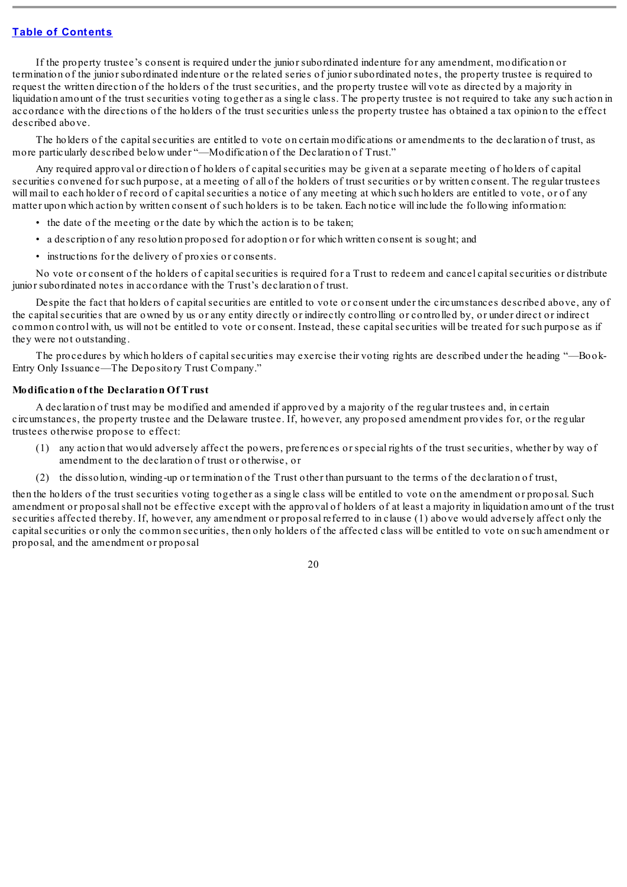If the property trustee's consent is required under the junior subordinated indenture for any amendment, modification or termination of the junior subordinated indenture or the related series of junior subordinated notes, the property trustee is required to request the written direction of the holders of the trust securities, and the property trustee will vote as directed by a majority in liquidation amount of the trust securities voting together as a single class. The property trustee is not required to take any such action in accordance with the directions of the holders of the trust securities unless the property trustee has obtained a tax opinion to the effect described above.

The holders of the capital securities are entitled to vote on certain modifications or amendments to the declaration of trust, as more particularly described below under "—Modification of the Declaration of Trust."

Any required approval or direction of holders of capital securities may be given at a separate meeting of holders of capital securities convened for such purpose, at a meeting of all of the holders of trust securities or by written consent. The regular trustees will mail to each holder of record of capital securities a notice of any meeting at which such holders are entitled to vote, or of any matter upon which action by written consent of such holders is to be taken. Each notice will include the following information:

- the date of the meeting or the date by which the action is to be taken;
- a description of any resolution proposed for adoption or for which written consent is sought; and
- instructions for the delivery of proxies or consents.

No vote or consent of the holders of capital securities is required for a Trust to redeem and cancel capital securities or distribute junior subordinated notes in accordance with the Trust's declaration of trust.

Despite the fact that holders of capital securities are entitled to vote or consent under the circumstances described above, any of the capital securities that are owned by us or any entity directly or indirectly controlling or controlled by, or under direct or indirect common control with, us will not be entitled to vote or consent. Instead, these capital securities will be treated for such purpose as if they were not outstanding.

The procedures by which holders of capital securities may exercise their voting rights are described under the heading "—Book-Entry Only Issuance—The Depository Trust Company."

**Modification of the Declaration Of Trust**

A declaration of trust may be modified and amended if approved by a majority of the regular trustees and, in certain circumstances, the property trustee and the Delaware trustee. If, however, any proposed amendment provides for, or the regular trustees otherwise propose to effect:

(1) any action that would adversely affect the powers, preferences or special rights of the trust securities, whether by way of amendment to the declaration of trust or otherwise, or

(2) the dissolution, winding-up or termination of the Trust other than pursuant to the terms of the declaration of trust,

then the holders of the trust securities voting together as a single class will be entitled to vote on the amendment or proposal. Such amendment or proposal shall not be effective except with the approval of holders of at least a majority in liquidation amount of the trust securities affected thereby. If, however, any amendment or proposal referred to in clause (1) above would adversely affect only the capital securities or only the common securities, then only holders of the affected class will be entitled to vote on such amendment or proposal, and the amendment or proposal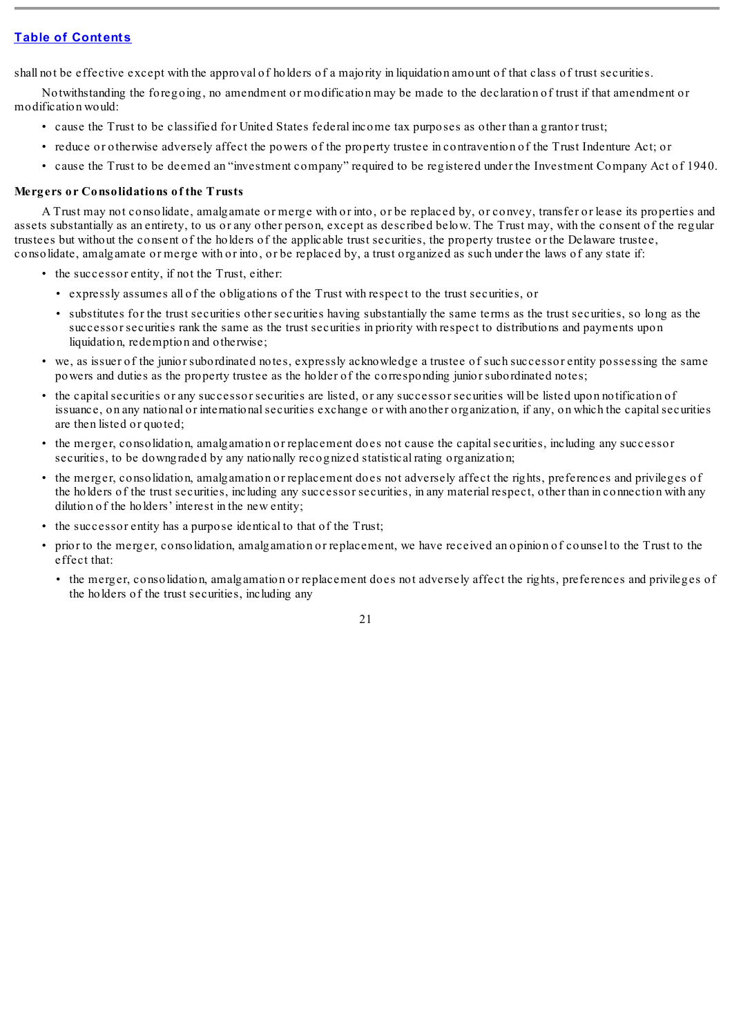shall not be effective except with the approval of holders of a majority in liquidation amount of that class of trust securities.

Notwithstanding the foregoing, no amendment or modification may be made to the declaration of trust if that amendment or modification would:

- cause the Trust to be classified for United States federal income tax purposes as other than a grantor trust;
- reduce or otherwise adversely affect the powers of the property trustee in contravention of the Trust Indenture Act; or
- cause the Trust to be deemed an "investment company" required to be registered under the Investment Company Act of 1940.

**Mergers or Consolidations of the Trusts**

A Trust may not consolidate, amalgamate or merge with or into, or be replaced by, or convey, transfer or lease its properties and assets substantially as an entirety, to us or any other person, except as described below. The Trust may, with the consent of the regular trustees but without the consent of the holders of the applicable trust securities, the property trustee or the Delaware trustee, consolidate, amalgamate or merge with or into, or be replaced by, a trust organized as such under the laws of any state if:

- the successor entity, if not the Trust, either:
  - expressly assumes all of the obligations of the Trust with respect to the trust securities, or
  - substitutes for the trust securities other securities having substantially the same terms as the trust securities, so long as the successor securities rank the same as the trust securities in priority with respect to distributions and payments upon liquidation, redemption and otherwise;
- we, as issuer of the junior subordinated notes, expressly acknowledge a trustee of such successor entity possessing the same powers and duties as the property trustee as the holder of the corresponding junior subordinated notes;
- the capital securities or any successor securities are listed, or any successor securities will be listed upon notification of issuance, on any national or international securities exchange or with another organization, if any, on which the capital securities are then listed or quoted;
- the merger, consolidation, amalgamation or replacement does not cause the capital securities, including any successor securities, to be downgraded by any nationally recognized statistical rating organization;
- the merger, consolidation, amalgamation or replacement does not adversely affect the rights, preferences and privileges of the holders of the trust securities, including any successor securities, in any material respect, other than in connection with any dilution of the holders' interest in the new entity;
- the successor entity has a purpose identical to that of the Trust;
- prior to the merger, consolidation, amalgamation or replacement, we have received an opinion of counsel to the Trust to the effect that:
  - the merger, consolidation, amalgamation or replacement does not adversely affect the rights, preferences and privileges of the holders of the trust securities, including any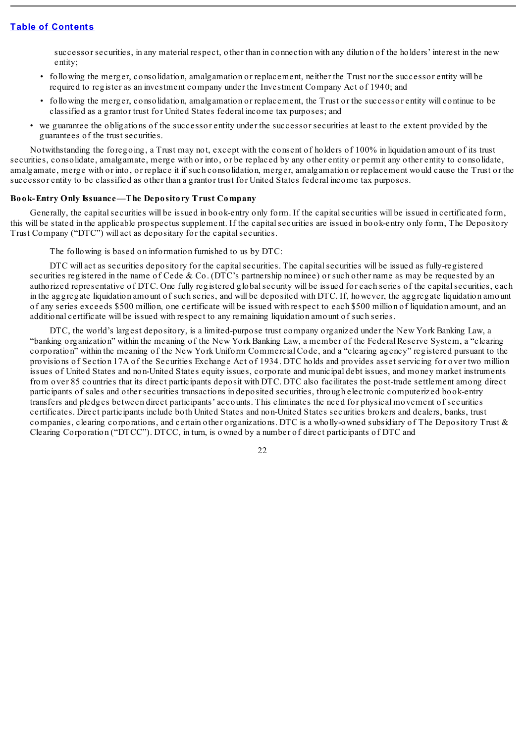successor securities, in any material respect, other than in connection with any dilution of the holders' interest in the new entity;

- following the merger, consolidation, amalgamation or replacement, neither the Trust nor the successor entity will be required to register as an investment company under the Investment Company Act of 1940; and
- following the merger, consolidation, amalgamation or replacement, the Trust or the successor entity will continue to be classified as a grantor trust for United States federal income tax purposes; and

- we guarantee the obligations of the successor entity under the successor securities at least to the extent provided by the guarantees of the trust securities.

Notwithstanding the foregoing, a Trust may not, except with the consent of holders of 100% in liquidation amount of its trust securities, consolidate, amalgamate, merge with or into, or be replaced by any other entity or permit any other entity to consolidate, amalgamate, merge with or into, or replace it if such consolidation, merger, amalgamation or replacement would cause the Trust or the successor entity to be classified as other than a grantor trust for United States federal income tax purposes.

**Book-Entry Only Issuance—The Depository Trust Company**

Generally, the capital securities will be issued in book-entry only form. If the capital securities will be issued in certificated form, this will be stated in the applicable prospectus supplement. If the capital securities are issued in book-entry only form, The Depository Trust Company ("DTC") will act as depositary for the capital securities.

The following is based on information furnished to us by DTC:

DTC will act as securities depository for the capital securities. The capital securities will be issued as fully-registered securities registered in the name of Cede & Co. (DTC's partnership nominee) or such other name as may be requested by an authorized representative of DTC. One fully registered global security will be issued for each series of the capital securities, each in the aggregate liquidation amount of such series, and will be deposited with DTC. If, however, the aggregate liquidation amount of any series exceeds $500 million, one certificate will be issued with respect to each $500 million of liquidation amount, and an additional certificate will be issued with respect to any remaining liquidation amount of such series.

DTC, the world's largest depository, is a limited-purpose trust company organized under the New York Banking Law, a "banking organization" within the meaning of the New York Banking Law, a member of the Federal Reserve System, a "clearing corporation" within the meaning of the New York Uniform Commercial Code, and a "clearing agency" registered pursuant to the provisions of Section 17A of the Securities Exchange Act of 1934. DTC holds and provides asset servicing for over two million issues of United States and non-United States equity issues, corporate and municipal debt issues, and money market instruments from over 85 countries that its direct participants deposit with DTC. DTC also facilitates the post-trade settlement among direct participants of sales and other securities transactions in deposited securities, through electronic computerized book-entry transfers and pledges between direct participants' accounts. This eliminates the need for physical movement of securities certificates. Direct participants include both United States and non-United States securities brokers and dealers, banks, trust companies, clearing corporations, and certain other organizations. DTC is a wholly-owned subsidiary of The Depository Trust & Clearing Corporation ("DTCC"). DTCC, in turn, is owned by a number of direct participants of DTC and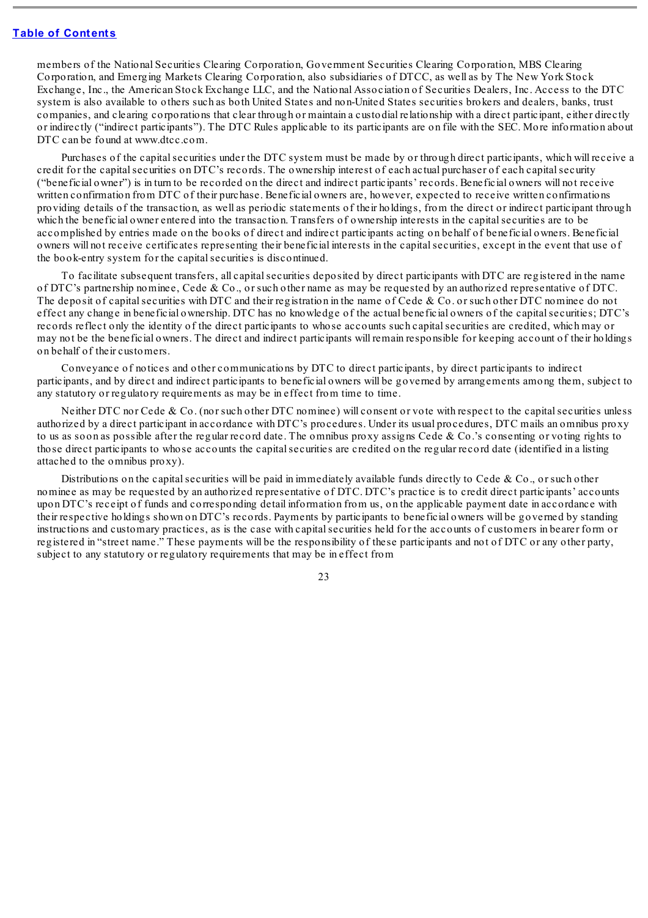members of the National Securities Clearing Corporation, Government Securities Clearing Corporation, MBS Clearing Corporation, and Emerging Markets Clearing Corporation, also subsidiaries of DTCC, as well as by The New York Stock Exchange, Inc., the American Stock Exchange LLC, and the National Association of Securities Dealers, Inc. Access to the DTC system is also available to others such as both United States and non-United States securities brokers and dealers, banks, trust companies, and clearing corporations that clear through or maintain a custodial relationship with a direct participant, either directly or indirectly ("indirect participants"). The DTC Rules applicable to its participants are on file with the SEC. More information about DTC can be found at www.dtcc.com.

Purchases of the capital securities under the DTC system must be made by or through direct participants, which will receive a credit for the capital securities on DTC's records. The ownership interest of each actual purchaser of each capital security ("beneficial owner") is in turn to be recorded on the direct and indirect participants' records. Beneficial owners will not receive written confirmation from DTC of their purchase. Beneficial owners are, however, expected to receive written confirmations providing details of the transaction, as well as periodic statements of their holdings, from the direct or indirect participant through which the beneficial owner entered into the transaction. Transfers of ownership interests in the capital securities are to be accomplished by entries made on the books of direct and indirect participants acting on behalf of beneficial owners. Beneficial owners will not receive certificates representing their beneficial interests in the capital securities, except in the event that use of the book-entry system for the capital securities is discontinued.

To facilitate subsequent transfers, all capital securities deposited by direct participants with DTC are registered in the name of DTC's partnership nominee, Cede & Co., or such other name as may be requested by an authorized representative of DTC. The deposit of capital securities with DTC and their registration in the name of Cede & Co. or such other DTC nominee do not effect any change in beneficial ownership. DTC has no knowledge of the actual beneficial owners of the capital securities; DTC's records reflect only the identity of the direct participants to whose accounts such capital securities are credited, which may or may not be the beneficial owners. The direct and indirect participants will remain responsible for keeping account of their holdings on behalf of their customers.

Conveyance of notices and other communications by DTC to direct participants, by direct participants to indirect participants, and by direct and indirect participants to beneficial owners will be governed by arrangements among them, subject to any statutory or regulatory requirements as may be in effect from time to time.

Neither DTC nor Cede & Co. (nor such other DTC nominee) will consent or vote with respect to the capital securities unless authorized by a direct participant in accordance with DTC's procedures. Under its usual procedures, DTC mails an omnibus proxy to us as soon as possible after the regular record date. The omnibus proxy assigns Cede & Co.'s consenting or voting rights to those direct participants to whose accounts the capital securities are credited on the regular record date (identified in a listing attached to the omnibus proxy).

Distributions on the capital securities will be paid in immediately available funds directly to Cede & Co., or such other nominee as may be requested by an authorized representative of DTC. DTC's practice is to credit direct participants' accounts upon DTC's receipt of funds and corresponding detail information from us, on the applicable payment date in accordance with their respective holdings shown on DTC's records. Payments by participants to beneficial owners will be governed by standing instructions and customary practices, as is the case with capital securities held for the accounts of customers in bearer form or registered in "street name." These payments will be the responsibility of these participants and not of DTC or any other party, subject to any statutory or regulatory requirements that may be in effect from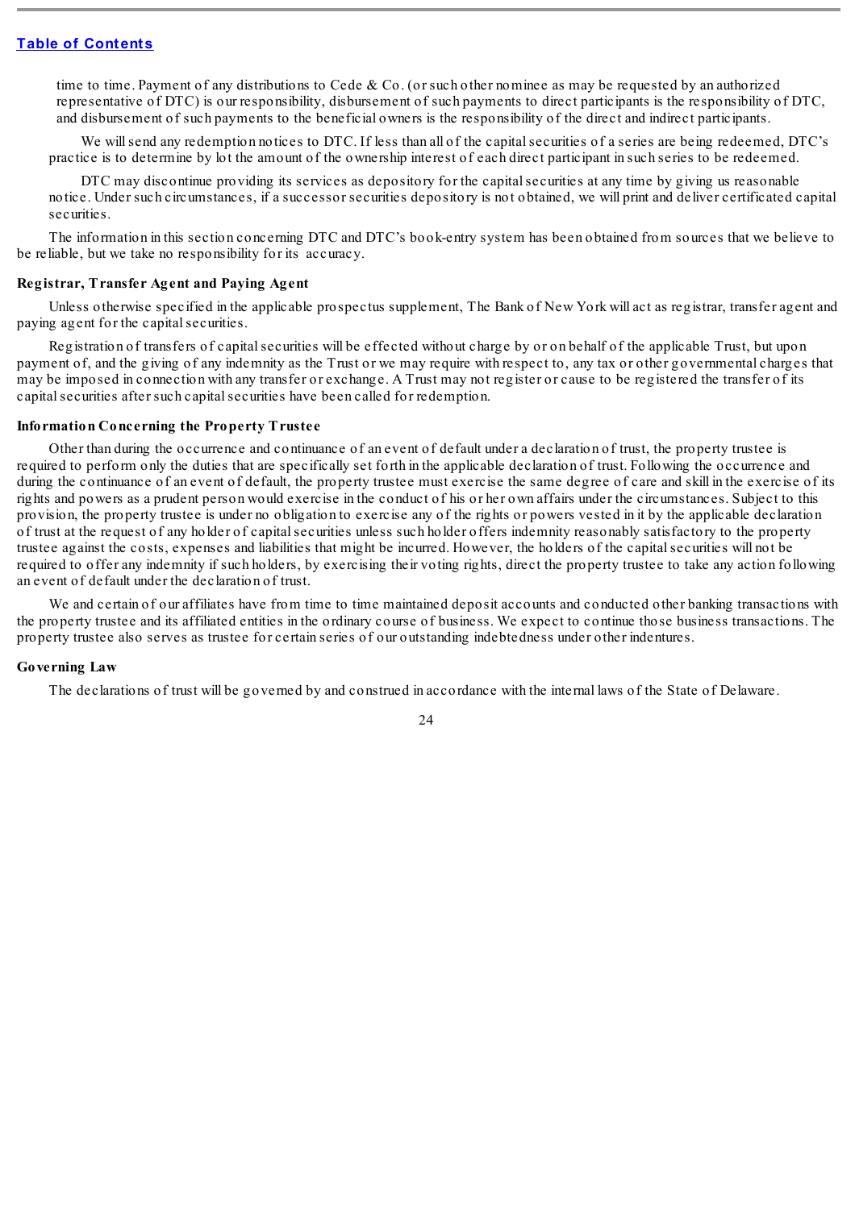time to time. Payment of any distributions to Cede & Co. (or such other nominee as may be requested by an authorized representative of DTC) is our responsibility, disbursement of such payments to direct participants is the responsibility of DTC, and disbursement of such payments to the beneficial owners is the responsibility of the direct and indirect participants.

We will send any redemption notices to DTC. If less than all of the capital securities of a series are being redeemed, DTC's practice is to determine by lot the amount of the ownership interest of each direct participant in such series to be redeemed.

DTC may discontinue providing its services as depository for the capital securities at any time by giving us reasonable notice. Under such circumstances, if a successor securities depository is not obtained, we will print and deliver certificated capital securities.

The information in this section concerning DTC and DTC's book-entry system has been obtained from sources that we believe to be reliable, but we take no responsibility for its accuracy.

**Registrar, Transfer Agent and Paying Agent**

Unless otherwise specified in the applicable prospectus supplement, The Bank of New York will act as registrar, transfer agent and paying agent for the capital securities.

Registration of transfers of capital securities will be effected without charge by or on behalf of the applicable Trust, but upon payment of, and the giving of any indemnity as the Trust or we may require with respect to, any tax or other governmental charges that may be imposed in connection with any transfer or exchange. A Trust may not register or cause to be registered the transfer of its capital securities after such capital securities have been called for redemption.

**Information Concerning the Property Trustee**

Other than during the occurrence and continuance of an event of default under a declaration of trust, the property trustee is required to perform only the duties that are specifically set forth in the applicable declaration of trust. Following the occurrence and during the continuance of an event of default, the property trustee must exercise the same degree of care and skill in the exercise of its rights and powers as a prudent person would exercise in the conduct of his or her own affairs under the circumstances. Subject to this provision, the property trustee is under no obligation to exercise any of the rights or powers vested in it by the applicable declaration of trust at the request of any holder of capital securities unless such holder offers indemnity reasonably satisfactory to the property trustee against the costs, expenses and liabilities that might be incurred. However, the holders of the capital securities will not be required to offer any indemnity if such holders, by exercising their voting rights, direct the property trustee to take any action following an event of default under the declaration of trust.

We and certain of our affiliates have from time to time maintained deposit accounts and conducted other banking transactions with the property trustee and its affiliated entities in the ordinary course of business. We expect to continue those business transactions. The property trustee also serves as trustee for certain series of our outstanding indebtedness under other indentures.

**Governing Law**

The declarations of trust will be governed by and construed in accordance with the internal laws of the State of Delaware.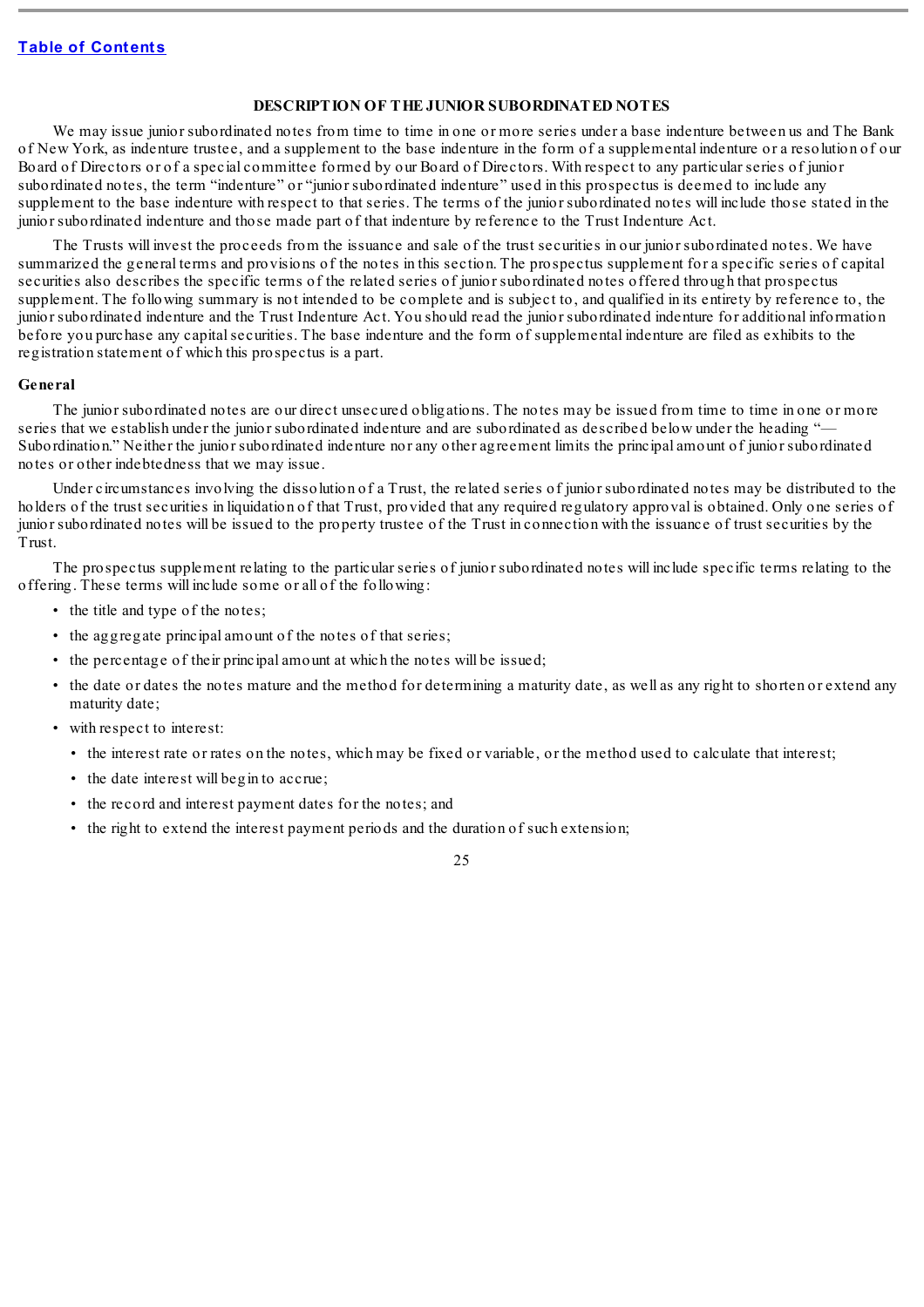## DESCRIPTION OF THE JUNIOR SUBORDINATED NOTES

We may issue junior subordinated notes from time to time in one or more series under a base indenture between us and The Bank of New York, as indenture trustee, and a supplement to the base indenture in the form of a supplemental indenture or a resolution of our Board of Directors or of a special committee formed by our Board of Directors. With respect to any particular series of junior subordinated notes, the term "indenture" or "junior subordinated indenture" used in this prospectus is deemed to include any supplement to the base indenture with respect to that series. The terms of the junior subordinated notes will include those stated in the junior subordinated indenture and those made part of that indenture by reference to the Trust Indenture Act.

The Trusts will invest the proceeds from the issuance and sale of the trust securities in our junior subordinated notes. We have summarized the general terms and provisions of the notes in this section. The prospectus supplement for a specific series of capital securities also describes the specific terms of the related series of junior subordinated notes offered through that prospectus supplement. The following summary is not intended to be complete and is subject to, and qualified in its entirety by reference to, the junior subordinated indenture and the Trust Indenture Act. You should read the junior subordinated indenture for additional information before you purchase any capital securities. The base indenture and the form of supplemental indenture are filed as exhibits to the registration statement of which this prospectus is a part.

### General

The junior subordinated notes are our direct unsecured obligations. The notes may be issued from time to time in one or more series that we establish under the junior subordinated indenture and are subordinated as described below under the heading "—Subordination." Neither the junior subordinated indenture nor any other agreement limits the principal amount of junior subordinated notes or other indebtedness that we may issue.

Under circumstances involving the dissolution of a Trust, the related series of junior subordinated notes may be distributed to the holders of the trust securities in liquidation of that Trust, provided that any required regulatory approval is obtained. Only one series of junior subordinated notes will be issued to the property trustee of the Trust in connection with the issuance of trust securities by the Trust.

The prospectus supplement relating to the particular series of junior subordinated notes will include specific terms relating to the offering. These terms will include some or all of the following:

- the title and type of the notes;
- the aggregate principal amount of the notes of that series;
- the percentage of their principal amount at which the notes will be issued;
- the date or dates the notes mature and the method for determining a maturity date, as well as any right to shorten or extend any maturity date;
- with respect to interest:
  - the interest rate or rates on the notes, which may be fixed or variable, or the method used to calculate that interest;
  - the date interest will begin to accrue;
  - the record and interest payment dates for the notes; and
  - the right to extend the interest payment periods and the duration of such extension;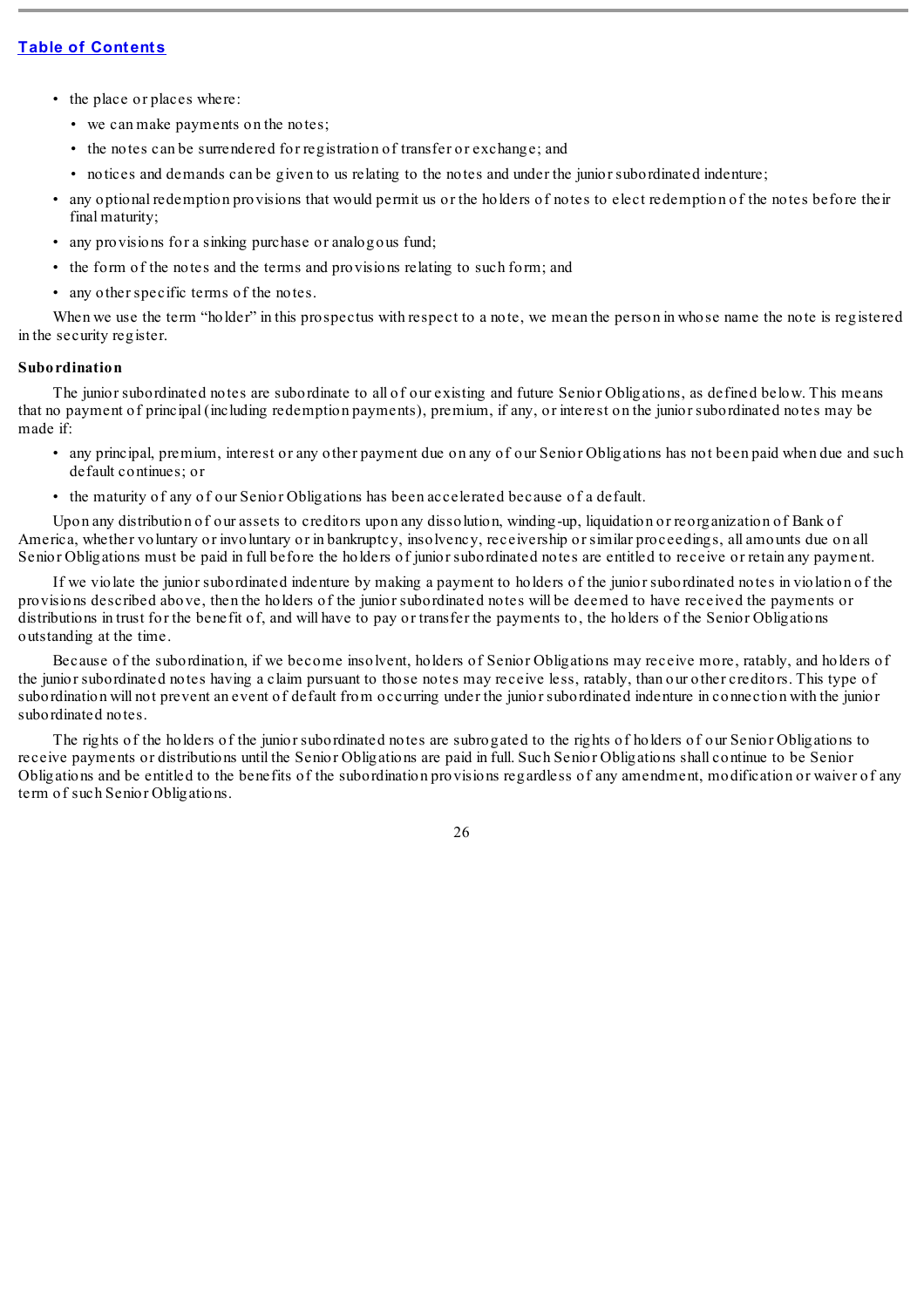- the place or places where:
  - we can make payments on the notes;
  - the notes can be surrendered for registration of transfer or exchange; and
  - notices and demands can be given to us relating to the notes and under the junior subordinated indenture;
- any optional redemption provisions that would permit us or the holders of notes to elect redemption of the notes before their final maturity;
- any provisions for a sinking purchase or analogous fund;
- the form of the notes and the terms and provisions relating to such form; and
- any other specific terms of the notes.

When we use the term "holder" in this prospectus with respect to a note, we mean the person in whose name the note is registered in the security register.

**Subordination**

The junior subordinated notes are subordinate to all of our existing and future Senior Obligations, as defined below. This means that no payment of principal (including redemption payments), premium, if any, or interest on the junior subordinated notes may be made if:

- any principal, premium, interest or any other payment due on any of our Senior Obligations has not been paid when due and such default continues; or
- the maturity of any of our Senior Obligations has been accelerated because of a default.

Upon any distribution of our assets to creditors upon any dissolution, winding-up, liquidation or reorganization of Bank of America, whether voluntary or involuntary or in bankruptcy, insolvency, receivership or similar proceedings, all amounts due on all Senior Obligations must be paid in full before the holders of junior subordinated notes are entitled to receive or retain any payment.

If we violate the junior subordinated indenture by making a payment to holders of the junior subordinated notes in violation of the provisions described above, then the holders of the junior subordinated notes will be deemed to have received the payments or distributions in trust for the benefit of, and will have to pay or transfer the payments to, the holders of the Senior Obligations outstanding at the time.

Because of the subordination, if we become insolvent, holders of Senior Obligations may receive more, ratably, and holders of the junior subordinated notes having a claim pursuant to those notes may receive less, ratably, than our other creditors. This type of subordination will not prevent an event of default from occurring under the junior subordinated indenture in connection with the junior subordinated notes.

The rights of the holders of the junior subordinated notes are subrogated to the rights of holders of our Senior Obligations to receive payments or distributions until the Senior Obligations are paid in full. Such Senior Obligations shall continue to be Senior Obligations and be entitled to the benefits of the subordination provisions regardless of any amendment, modification or waiver of any term of such Senior Obligations.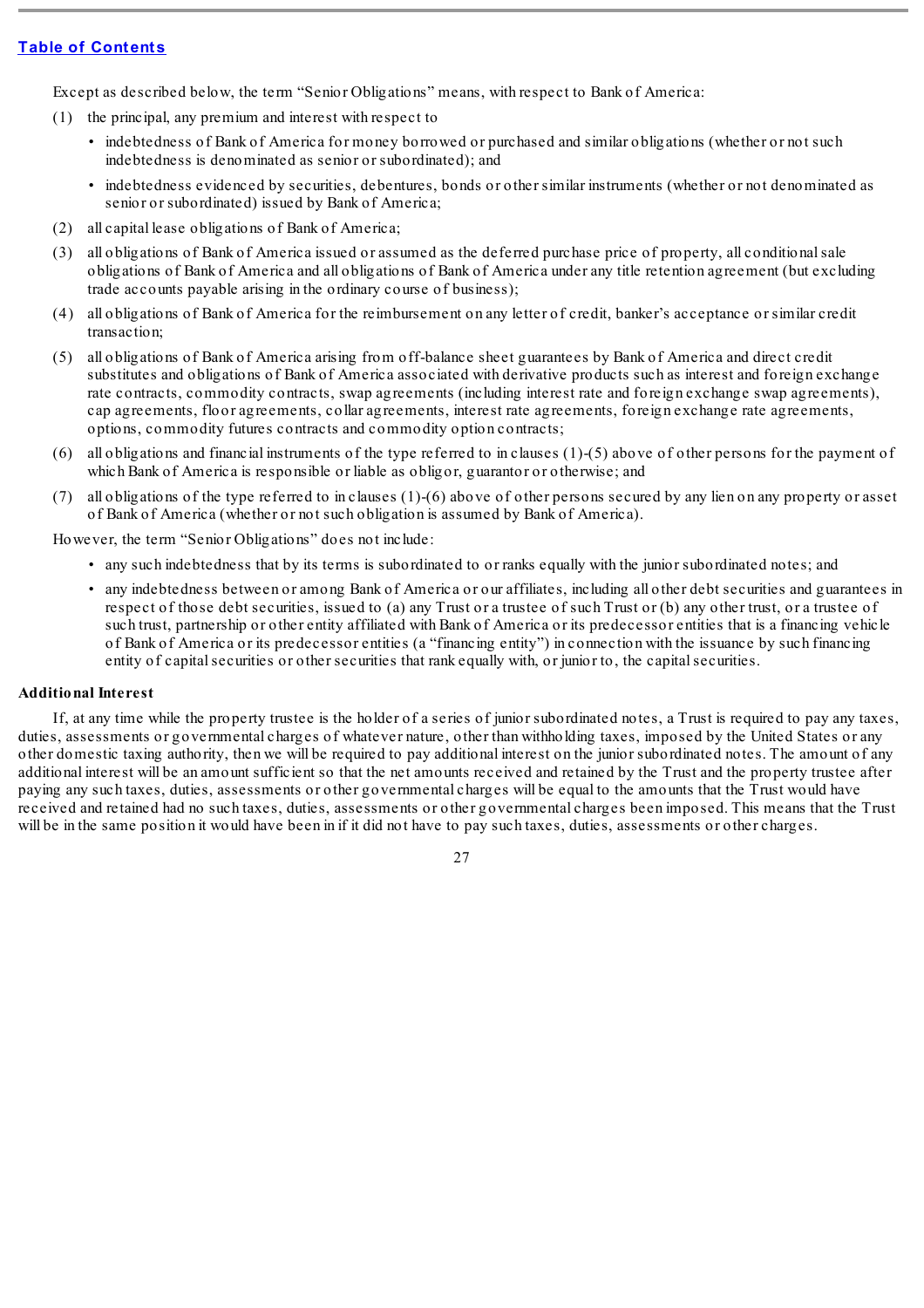Except as described below, the term "Senior Obligations" means, with respect to Bank of America:

(1) the principal, any premium and interest with respect to

- indebtedness of Bank of America for money borrowed or purchased and similar obligations (whether or not such indebtedness is denominated as senior or subordinated); and
- indebtedness evidenced by securities, debentures, bonds or other similar instruments (whether or not denominated as senior or subordinated) issued by Bank of America;

(2) all capital lease obligations of Bank of America;

(3) all obligations of Bank of America issued or assumed as the deferred purchase price of property, all conditional sale obligations of Bank of America and all obligations of Bank of America under any title retention agreement (but excluding trade accounts payable arising in the ordinary course of business);

(4) all obligations of Bank of America for the reimbursement on any letter of credit, banker's acceptance or similar credit transaction;

(5) all obligations of Bank of America arising from off-balance sheet guarantees by Bank of America and direct credit substitutes and obligations of Bank of America associated with derivative products such as interest and foreign exchange rate contracts, commodity contracts, swap agreements (including interest rate and foreign exchange swap agreements), cap agreements, floor agreements, collar agreements, interest rate agreements, foreign exchange rate agreements, options, commodity futures contracts and commodity option contracts;

(6) all obligations and financial instruments of the type referred to in clauses (1)-(5) above of other persons for the payment of which Bank of America is responsible or liable as obligor, guarantor or otherwise; and

(7) all obligations of the type referred to in clauses (1)-(6) above of other persons secured by any lien on any property or asset of Bank of America (whether or not such obligation is assumed by Bank of America).

However, the term "Senior Obligations" does not include:

- any such indebtedness that by its terms is subordinated to or ranks equally with the junior subordinated notes; and
- any indebtedness between or among Bank of America or our affiliates, including all other debt securities and guarantees in respect of those debt securities, issued to (a) any Trust or a trustee of such Trust or (b) any other trust, or a trustee of such trust, partnership or other entity affiliated with Bank of America or its predecessor entities that is a financing vehicle of Bank of America or its predecessor entities (a "financing entity") in connection with the issuance by such financing entity of capital securities or other securities that rank equally with, or junior to, the capital securities.

**Additional Interest**

If, at any time while the property trustee is the holder of a series of junior subordinated notes, a Trust is required to pay any taxes, duties, assessments or governmental charges of whatever nature, other than withholding taxes, imposed by the United States or any other domestic taxing authority, then we will be required to pay additional interest on the junior subordinated notes. The amount of any additional interest will be an amount sufficient so that the net amounts received and retained by the Trust and the property trustee after paying any such taxes, duties, assessments or other governmental charges will be equal to the amounts that the Trust would have received and retained had no such taxes, duties, assessments or other governmental charges been imposed. This means that the Trust will be in the same position it would have been in if it did not have to pay such taxes, duties, assessments or other charges.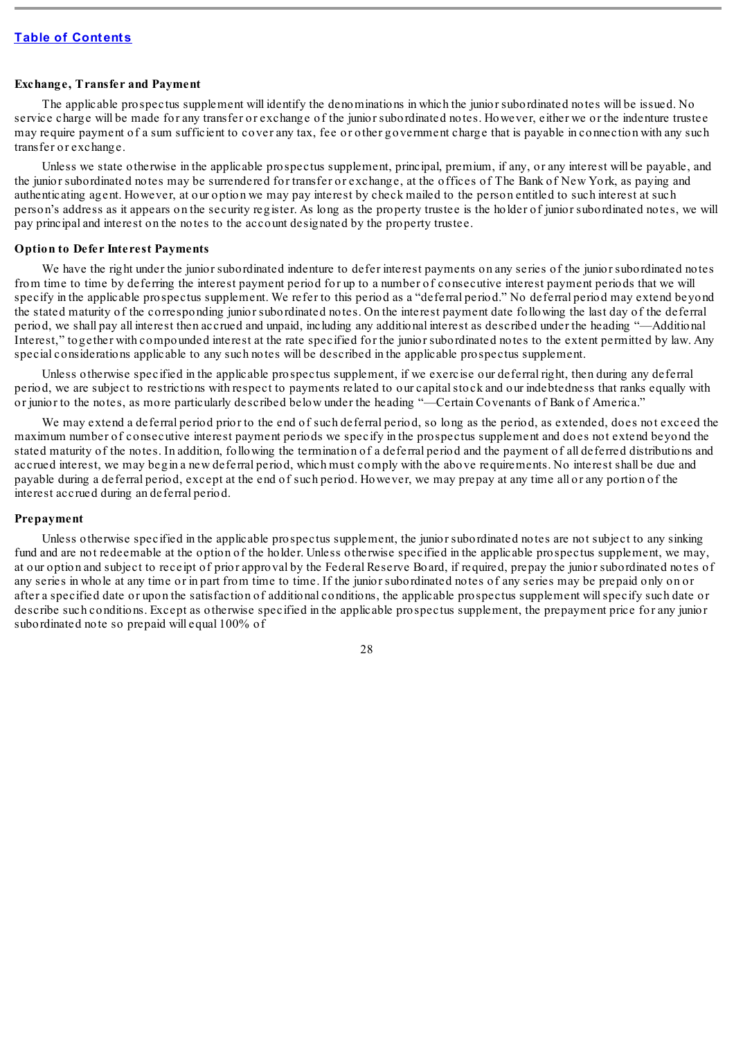**Exchange, Transfer and Payment**

The applicable prospectus supplement will identify the denominations in which the junior subordinated notes will be issued. No service charge will be made for any transfer or exchange of the junior subordinated notes. However, either we or the indenture trustee may require payment of a sum sufficient to cover any tax, fee or other government charge that is payable in connection with any such transfer or exchange.

Unless we state otherwise in the applicable prospectus supplement, principal, premium, if any, or any interest will be payable, and the junior subordinated notes may be surrendered for transfer or exchange, at the offices of The Bank of New York, as paying and authenticating agent. However, at our option we may pay interest by check mailed to the person entitled to such interest at such person's address as it appears on the security register. As long as the property trustee is the holder of junior subordinated notes, we will pay principal and interest on the notes to the account designated by the property trustee.

**Option to Defer Interest Payments**

We have the right under the junior subordinated indenture to defer interest payments on any series of the junior subordinated notes from time to time by deferring the interest payment period for up to a number of consecutive interest payment periods that we will specify in the applicable prospectus supplement. We refer to this period as a "deferral period." No deferral period may extend beyond the stated maturity of the corresponding junior subordinated notes. On the interest payment date following the last day of the deferral period, we shall pay all interest then accrued and unpaid, including any additional interest as described under the heading "—Additional Interest," together with compounded interest at the rate specified for the junior subordinated notes to the extent permitted by law. Any special considerations applicable to any such notes will be described in the applicable prospectus supplement.

Unless otherwise specified in the applicable prospectus supplement, if we exercise our deferral right, then during any deferral period, we are subject to restrictions with respect to payments related to our capital stock and our indebtedness that ranks equally with or junior to the notes, as more particularly described below under the heading "—Certain Covenants of Bank of America."

We may extend a deferral period prior to the end of such deferral period, so long as the period, as extended, does not exceed the maximum number of consecutive interest payment periods we specify in the prospectus supplement and does not extend beyond the stated maturity of the notes. In addition, following the termination of a deferral period and the payment of all deferred distributions and accrued interest, we may begin a new deferral period, which must comply with the above requirements. No interest shall be due and payable during a deferral period, except at the end of such period. However, we may prepay at any time all or any portion of the interest accrued during an deferral period.

**Prepayment**

Unless otherwise specified in the applicable prospectus supplement, the junior subordinated notes are not subject to any sinking fund and are not redeemable at the option of the holder. Unless otherwise specified in the applicable prospectus supplement, we may, at our option and subject to receipt of prior approval by the Federal Reserve Board, if required, prepay the junior subordinated notes of any series in whole at any time or in part from time to time. If the junior subordinated notes of any series may be prepaid only on or after a specified date or upon the satisfaction of additional conditions, the applicable prospectus supplement will specify such date or describe such conditions. Except as otherwise specified in the applicable prospectus supplement, the prepayment price for any junior subordinated note so prepaid will equal 100% of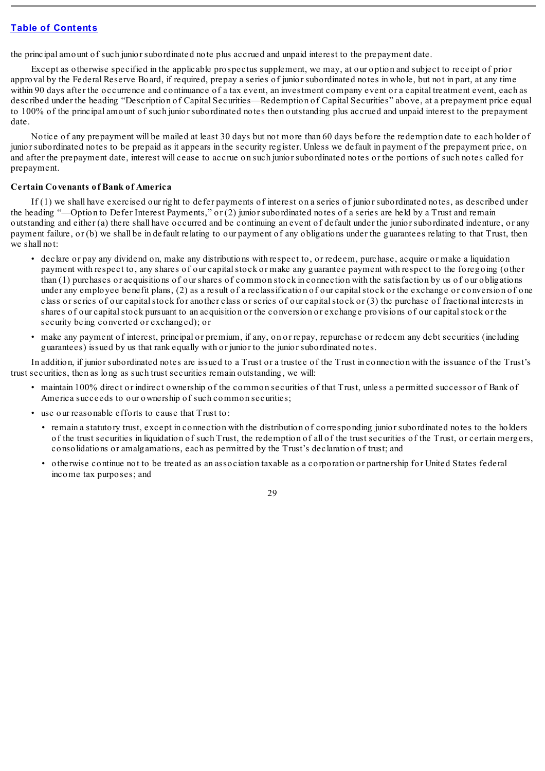the principal amount of such junior subordinated note plus accrued and unpaid interest to the prepayment date.

Except as otherwise specified in the applicable prospectus supplement, we may, at our option and subject to receipt of prior approval by the Federal Reserve Board, if required, prepay a series of junior subordinated notes in whole, but not in part, at any time within 90 days after the occurrence and continuance of a tax event, an investment company event or a capital treatment event, each as described under the heading "Description of Capital Securities—Redemption of Capital Securities" above, at a prepayment price equal to 100% of the principal amount of such junior subordinated notes then outstanding plus accrued and unpaid interest to the prepayment date.

Notice of any prepayment will be mailed at least 30 days but not more than 60 days before the redemption date to each holder of junior subordinated notes to be prepaid as it appears in the security register. Unless we default in payment of the prepayment price, on and after the prepayment date, interest will cease to accrue on such junior subordinated notes or the portions of such notes called for prepayment.

**Certain Covenants of Bank of America**

If (1) we shall have exercised our right to defer payments of interest on a series of junior subordinated notes, as described under the heading "—Option to Defer Interest Payments," or (2) junior subordinated notes of a series are held by a Trust and remain outstanding and either (a) there shall have occurred and be continuing an event of default under the junior subordinated indenture, or any payment failure, or (b) we shall be in default relating to our payment of any obligations under the guarantees relating to that Trust, then we shall not:

- declare or pay any dividend on, make any distributions with respect to, or redeem, purchase, acquire or make a liquidation payment with respect to, any shares of our capital stock or make any guarantee payment with respect to the foregoing (other than (1) purchases or acquisitions of our shares of common stock in connection with the satisfaction by us of our obligations under any employee benefit plans, (2) as a result of a reclassification of our capital stock or the exchange or conversion of one class or series of our capital stock for another class or series of our capital stock or (3) the purchase of fractional interests in shares of our capital stock pursuant to an acquisition or the conversion or exchange provisions of our capital stock or the security being converted or exchanged); or
- make any payment of interest, principal or premium, if any, on or repay, repurchase or redeem any debt securities (including guarantees) issued by us that rank equally with or junior to the junior subordinated notes.

In addition, if junior subordinated notes are issued to a Trust or a trustee of the Trust in connection with the issuance of the Trust's trust securities, then as long as such trust securities remain outstanding, we will:

- maintain 100% direct or indirect ownership of the common securities of that Trust, unless a permitted successor of Bank of America succeeds to our ownership of such common securities;
- use our reasonable efforts to cause that Trust to:
  - remain a statutory trust, except in connection with the distribution of corresponding junior subordinated notes to the holders of the trust securities in liquidation of such Trust, the redemption of all of the trust securities of the Trust, or certain mergers, consolidations or amalgamations, each as permitted by the Trust's declaration of trust; and
  - otherwise continue not to be treated as an association taxable as a corporation or partnership for United States federal income tax purposes; and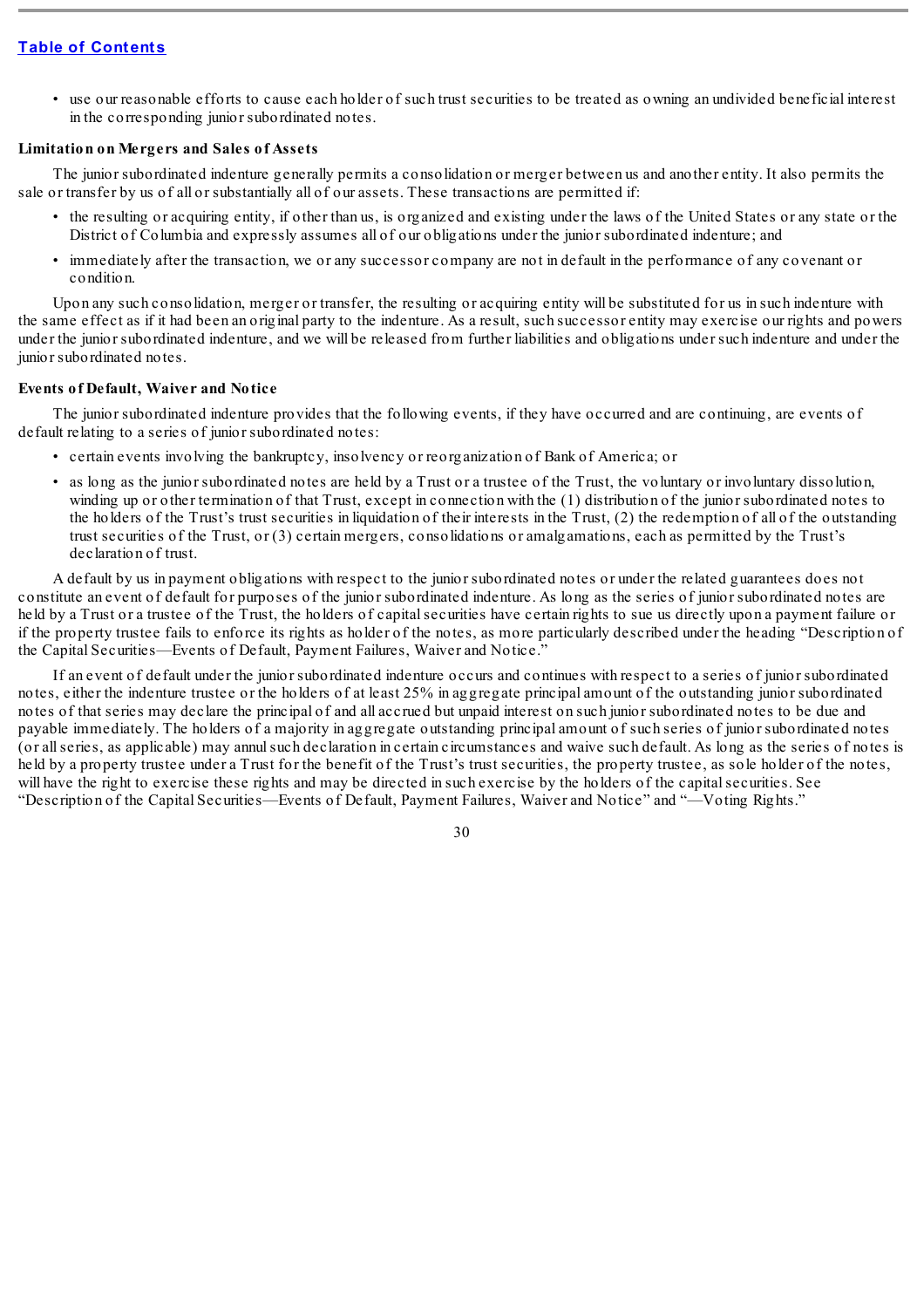- use our reasonable efforts to cause each holder of such trust securities to be treated as owning an undivided beneficial interest in the corresponding junior subordinated notes.

**Limitation on Mergers and Sales of Assets**

The junior subordinated indenture generally permits a consolidation or merger between us and another entity. It also permits the sale or transfer by us of all or substantially all of our assets. These transactions are permitted if:

- the resulting or acquiring entity, if other than us, is organized and existing under the laws of the United States or any state or the District of Columbia and expressly assumes all of our obligations under the junior subordinated indenture; and
- immediately after the transaction, we or any successor company are not in default in the performance of any covenant or condition.

Upon any such consolidation, merger or transfer, the resulting or acquiring entity will be substituted for us in such indenture with the same effect as if it had been an original party to the indenture. As a result, such successor entity may exercise our rights and powers under the junior subordinated indenture, and we will be released from further liabilities and obligations under such indenture and under the junior subordinated notes.

**Events of Default, Waiver and Notice**

The junior subordinated indenture provides that the following events, if they have occurred and are continuing, are events of default relating to a series of junior subordinated notes:

- certain events involving the bankruptcy, insolvency or reorganization of Bank of America; or
- as long as the junior subordinated notes are held by a Trust or a trustee of the Trust, the voluntary or involuntary dissolution, winding up or other termination of that Trust, except in connection with the (1) distribution of the junior subordinated notes to the holders of the Trust's trust securities in liquidation of their interests in the Trust, (2) the redemption of all of the outstanding trust securities of the Trust, or (3) certain mergers, consolidations or amalgamations, each as permitted by the Trust's declaration of trust.

A default by us in payment obligations with respect to the junior subordinated notes or under the related guarantees does not constitute an event of default for purposes of the junior subordinated indenture. As long as the series of junior subordinated notes are held by a Trust or a trustee of the Trust, the holders of capital securities have certain rights to sue us directly upon a payment failure or if the property trustee fails to enforce its rights as holder of the notes, as more particularly described under the heading "Description of the Capital Securities—Events of Default, Payment Failures, Waiver and Notice."

If an event of default under the junior subordinated indenture occurs and continues with respect to a series of junior subordinated notes, either the indenture trustee or the holders of at least 25% in aggregate principal amount of the outstanding junior subordinated notes of that series may declare the principal of and all accrued but unpaid interest on such junior subordinated notes to be due and payable immediately. The holders of a majority in aggregate outstanding principal amount of such series of junior subordinated notes (or all series, as applicable) may annul such declaration in certain circumstances and waive such default. As long as the series of notes is held by a property trustee under a Trust for the benefit of the Trust's trust securities, the property trustee, as sole holder of the notes, will have the right to exercise these rights and may be directed in such exercise by the holders of the capital securities. See "Description of the Capital Securities—Events of Default, Payment Failures, Waiver and Notice" and "—Voting Rights."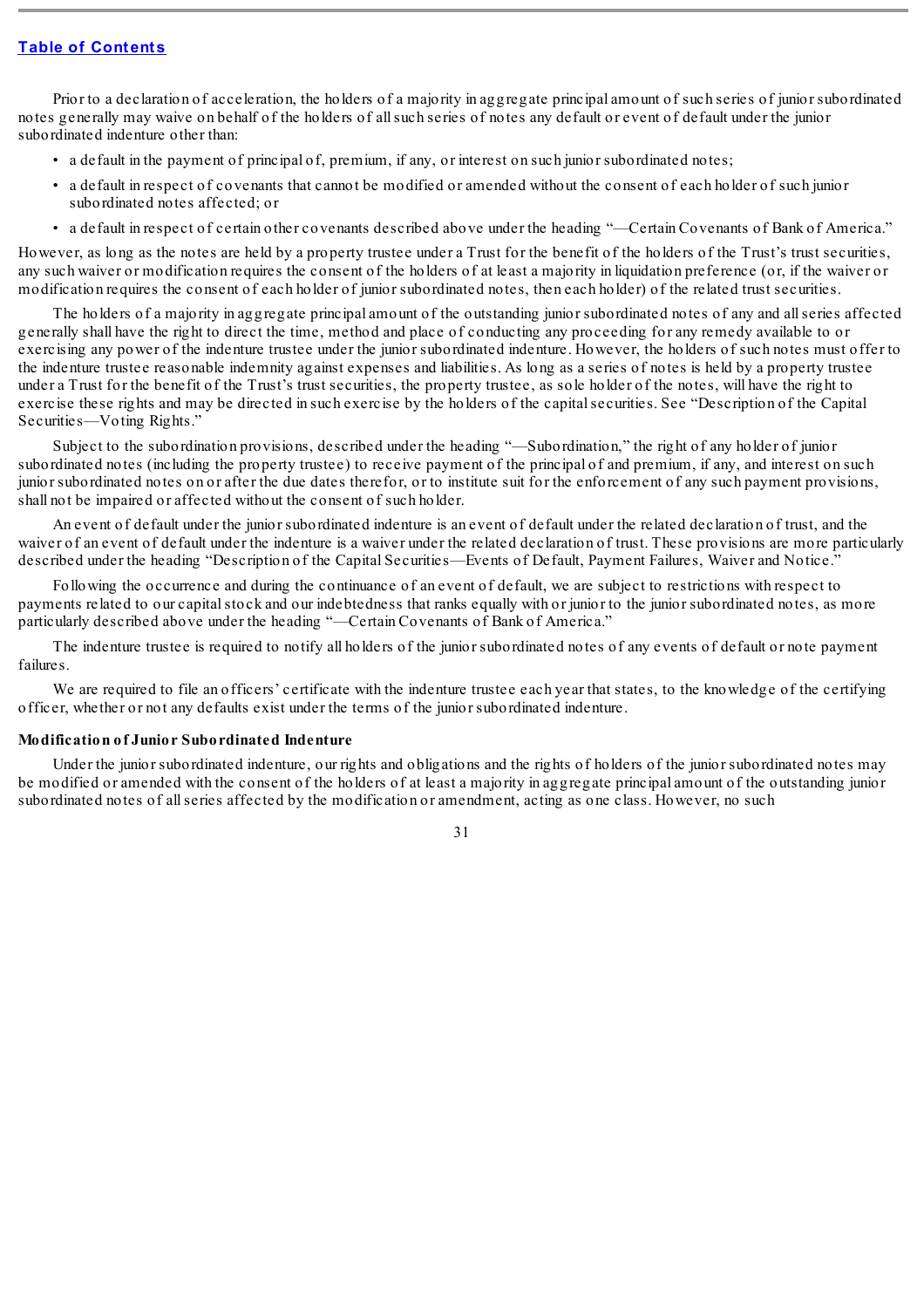[Table of Contents](#)

Prior to a declaration of acceleration, the holders of a majority in aggregate principal amount of such series of junior subordinated notes generally may waive on behalf of the holders of all such series of notes any default or event of default under the junior subordinated indenture other than:

- a default in the payment of principal of, premium, if any, or interest on such junior subordinated notes;
- a default in respect of covenants that cannot be modified or amended without the consent of each holder of such junior subordinated notes affected; or
- a default in respect of certain other covenants described above under the heading "—Certain Covenants of Bank of America."

However, as long as the notes are held by a property trustee under a Trust for the benefit of the holders of the Trust's trust securities, any such waiver or modification requires the consent of the holders of at least a majority in liquidation preference (or, if the waiver or modification requires the consent of each holder of junior subordinated notes, then each holder) of the related trust securities.

The holders of a majority in aggregate principal amount of the outstanding junior subordinated notes of any and all series affected generally shall have the right to direct the time, method and place of conducting any proceeding for any remedy available to or exercising any power of the indenture trustee under the junior subordinated indenture. However, the holders of such notes must offer to the indenture trustee reasonable indemnity against expenses and liabilities. As long as a series of notes is held by a property trustee under a Trust for the benefit of the Trust's trust securities, the property trustee, as sole holder of the notes, will have the right to exercise these rights and may be directed in such exercise by the holders of the capital securities. See "Description of the Capital Securities—Voting Rights."

Subject to the subordination provisions, described under the heading "—Subordination," the right of any holder of junior subordinated notes (including the property trustee) to receive payment of the principal of and premium, if any, and interest on such junior subordinated notes on or after the due dates therefor, or to institute suit for the enforcement of any such payment provisions, shall not be impaired or affected without the consent of such holder.

An event of default under the junior subordinated indenture is an event of default under the related declaration of trust, and the waiver of an event of default under the indenture is a waiver under the related declaration of trust. These provisions are more particularly described under the heading "Description of the Capital Securities—Events of Default, Payment Failures, Waiver and Notice."

Following the occurrence and during the continuance of an event of default, we are subject to restrictions with respect to payments related to our capital stock and our indebtedness that ranks equally with or junior to the junior subordinated notes, as more particularly described above under the heading "—Certain Covenants of Bank of America."

The indenture trustee is required to notify all holders of the junior subordinated notes of any events of default or note payment failures.

We are required to file an officers' certificate with the indenture trustee each year that states, to the knowledge of the certifying officer, whether or not any defaults exist under the terms of the junior subordinated indenture.

**Modification of Junior Subordinated Indenture**

Under the junior subordinated indenture, our rights and obligations and the rights of holders of the junior subordinated notes may be modified or amended with the consent of the holders of at least a majority in aggregate principal amount of the outstanding junior subordinated notes of all series affected by the modification or amendment, acting as one class. However, no such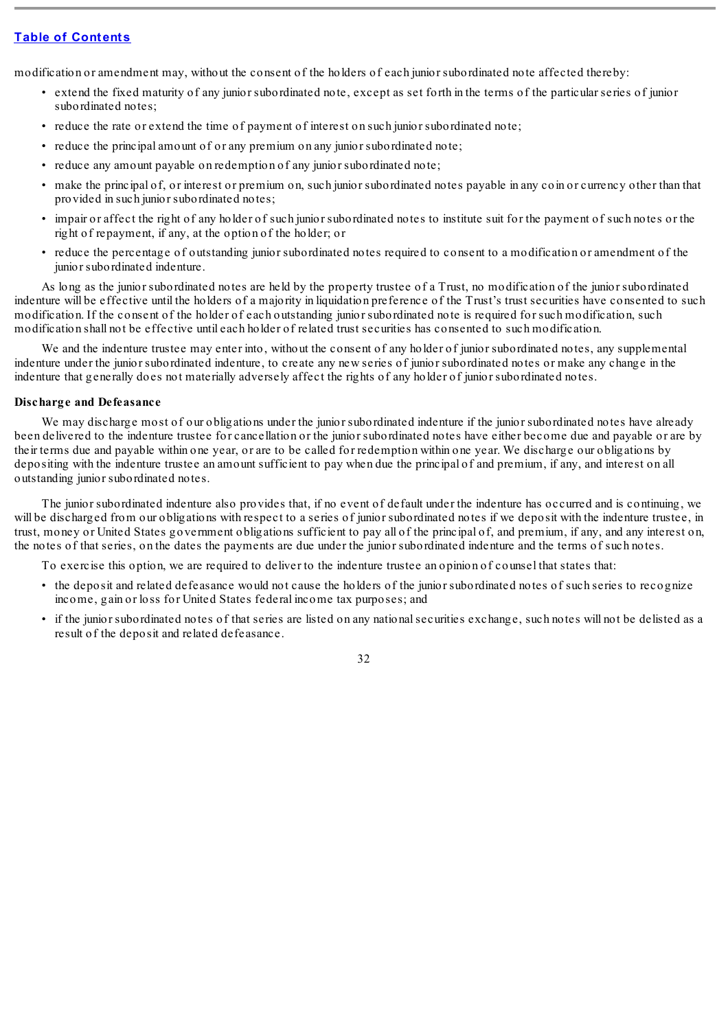modification or amendment may, without the consent of the holders of each junior subordinated note affected thereby:

- extend the fixed maturity of any junior subordinated note, except as set forth in the terms of the particular series of junior subordinated notes;
- reduce the rate or extend the time of payment of interest on such junior subordinated note;
- reduce the principal amount of or any premium on any junior subordinated note;
- reduce any amount payable on redemption of any junior subordinated note;
- make the principal of, or interest or premium on, such junior subordinated notes payable in any coin or currency other than that provided in such junior subordinated notes;
- impair or affect the right of any holder of such junior subordinated notes to institute suit for the payment of such notes or the right of repayment, if any, at the option of the holder; or
- reduce the percentage of outstanding junior subordinated notes required to consent to a modification or amendment of the junior subordinated indenture.

As long as the junior subordinated notes are held by the property trustee of a Trust, no modification of the junior subordinated indenture will be effective until the holders of a majority in liquidation preference of the Trust's trust securities have consented to such modification. If the consent of the holder of each outstanding junior subordinated note is required for such modification, such modification shall not be effective until each holder of related trust securities has consented to such modification.

We and the indenture trustee may enter into, without the consent of any holder of junior subordinated notes, any supplemental indenture under the junior subordinated indenture, to create any new series of junior subordinated notes or make any change in the indenture that generally does not materially adversely affect the rights of any holder of junior subordinated notes.

**Discharge and Defeasance**

We may discharge most of our obligations under the junior subordinated indenture if the junior subordinated notes have already been delivered to the indenture trustee for cancellation or the junior subordinated notes have either become due and payable or are by their terms due and payable within one year, or are to be called for redemption within one year. We discharge our obligations by depositing with the indenture trustee an amount sufficient to pay when due the principal of and premium, if any, and interest on all outstanding junior subordinated notes.

The junior subordinated indenture also provides that, if no event of default under the indenture has occurred and is continuing, we will be discharged from our obligations with respect to a series of junior subordinated notes if we deposit with the indenture trustee, in trust, money or United States government obligations sufficient to pay all of the principal of, and premium, if any, and any interest on, the notes of that series, on the dates the payments are due under the junior subordinated indenture and the terms of such notes.

To exercise this option, we are required to deliver to the indenture trustee an opinion of counsel that states that:

- the deposit and related defeasance would not cause the holders of the junior subordinated notes of such series to recognize income, gain or loss for United States federal income tax purposes; and
- if the junior subordinated notes of that series are listed on any national securities exchange, such notes will not be delisted as a result of the deposit and related defeasance.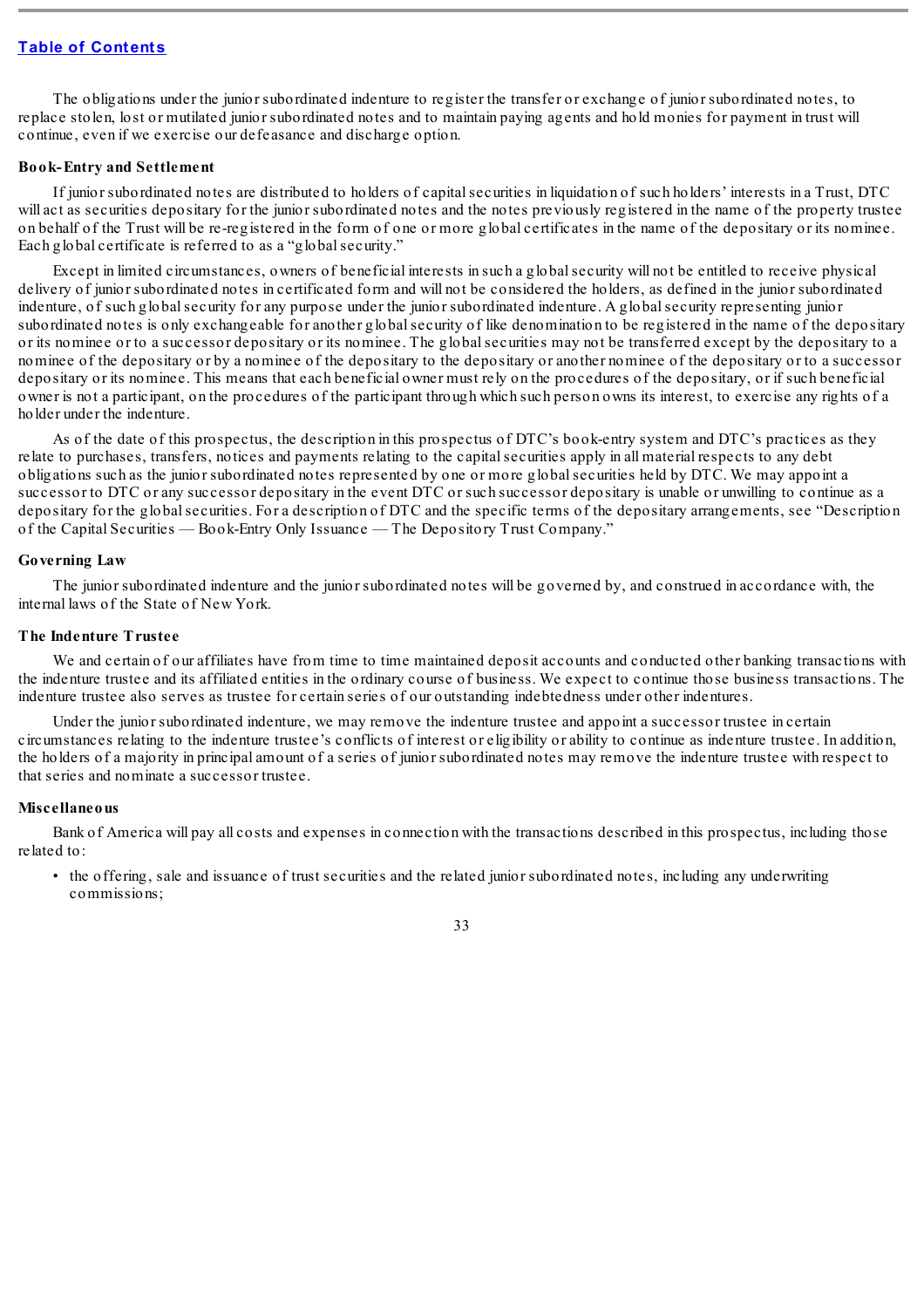The obligations under the junior subordinated indenture to register the transfer or exchange of junior subordinated notes, to replace stolen, lost or mutilated junior subordinated notes and to maintain paying agents and hold monies for payment in trust will continue, even if we exercise our defeasance and discharge option.

**Book-Entry and Settlement**

If junior subordinated notes are distributed to holders of capital securities in liquidation of such holders' interests in a Trust, DTC will act as securities depositary for the junior subordinated notes and the notes previously registered in the name of the property trustee on behalf of the Trust will be re-registered in the form of one or more global certificates in the name of the depositary or its nominee. Each global certificate is referred to as a "global security."

Except in limited circumstances, owners of beneficial interests in such a global security will not be entitled to receive physical delivery of junior subordinated notes in certificated form and will not be considered the holders, as defined in the junior subordinated indenture, of such global security for any purpose under the junior subordinated indenture. A global security representing junior subordinated notes is only exchangeable for another global security of like denomination to be registered in the name of the depositary or its nominee or to a successor depositary or its nominee. The global securities may not be transferred except by the depositary to a nominee of the depositary or by a nominee of the depositary to the depositary or another nominee of the depositary or to a successor depositary or its nominee. This means that each beneficial owner must rely on the procedures of the depositary, or if such beneficial owner is not a participant, on the procedures of the participant through which such person owns its interest, to exercise any rights of a holder under the indenture.

As of the date of this prospectus, the description in this prospectus of DTC's book-entry system and DTC's practices as they relate to purchases, transfers, notices and payments relating to the capital securities apply in all material respects to any debt obligations such as the junior subordinated notes represented by one or more global securities held by DTC. We may appoint a successor to DTC or any successor depositary in the event DTC or such successor depositary is unable or unwilling to continue as a depositary for the global securities. For a description of DTC and the specific terms of the depositary arrangements, see "Description of the Capital Securities — Book-Entry Only Issuance — The Depository Trust Company."

**Governing Law**

The junior subordinated indenture and the junior subordinated notes will be governed by, and construed in accordance with, the internal laws of the State of New York.

**The Indenture Trustee**

We and certain of our affiliates have from time to time maintained deposit accounts and conducted other banking transactions with the indenture trustee and its affiliated entities in the ordinary course of business. We expect to continue those business transactions. The indenture trustee also serves as trustee for certain series of our outstanding indebtedness under other indentures.

Under the junior subordinated indenture, we may remove the indenture trustee and appoint a successor trustee in certain circumstances relating to the indenture trustee's conflicts of interest or eligibility or ability to continue as indenture trustee. In addition, the holders of a majority in principal amount of a series of junior subordinated notes may remove the indenture trustee with respect to that series and nominate a successor trustee.

**Miscellaneous**

Bank of America will pay all costs and expenses in connection with the transactions described in this prospectus, including those related to:

- the offering, sale and issuance of trust securities and the related junior subordinated notes, including any underwriting commissions;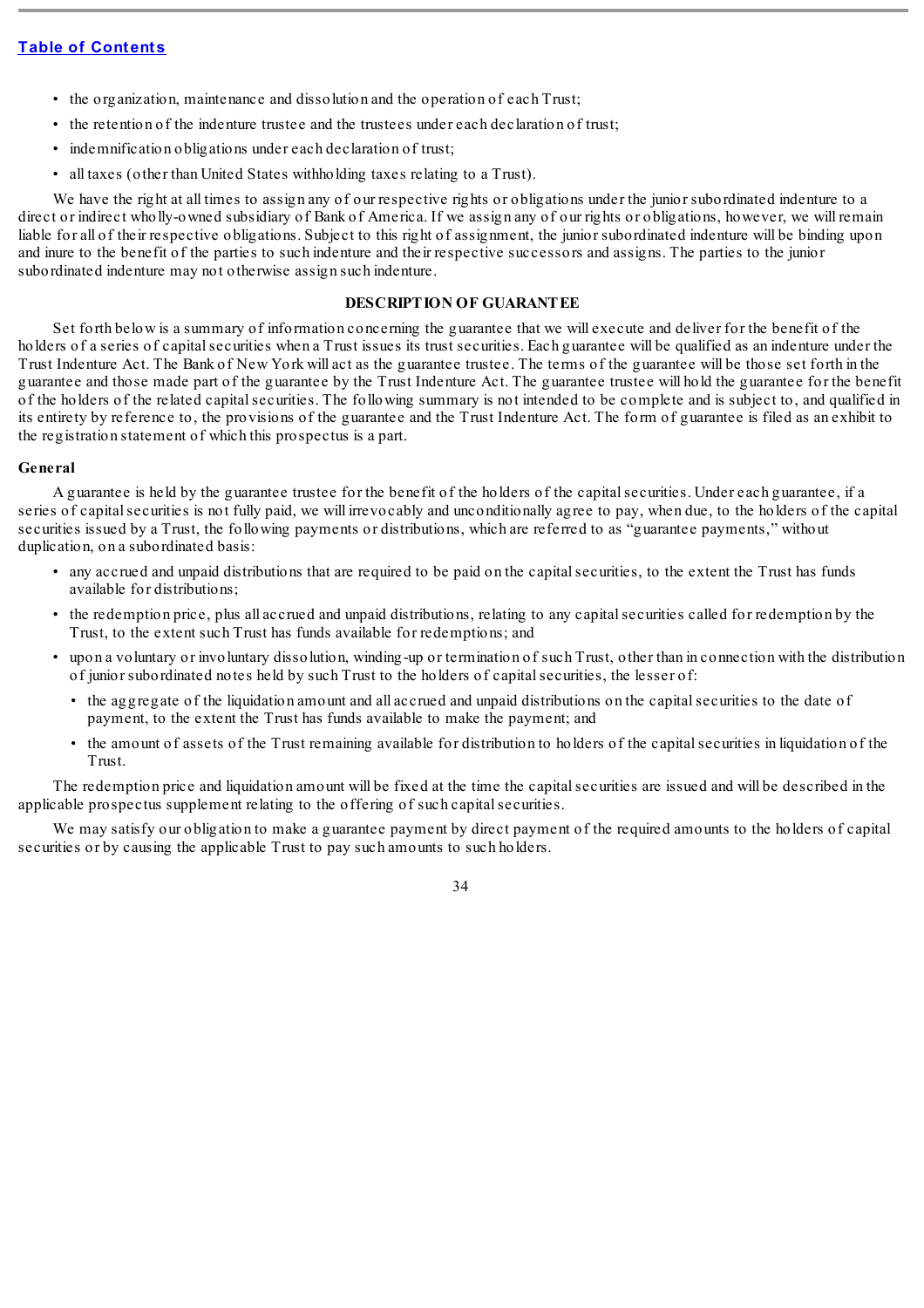- the organization, maintenance and dissolution and the operation of each Trust;
- the retention of the indenture trustee and the trustees under each declaration of trust;
- indemnification obligations under each declaration of trust;
- all taxes (other than United States withholding taxes relating to a Trust).

We have the right at all times to assign any of our respective rights or obligations under the junior subordinated indenture to a direct or indirect wholly-owned subsidiary of Bank of America. If we assign any of our rights or obligations, however, we will remain liable for all of their respective obligations. Subject to this right of assignment, the junior subordinated indenture will be binding upon and inure to the benefit of the parties to such indenture and their respective successors and assigns. The parties to the junior subordinated indenture may not otherwise assign such indenture.

## DESCRIPTION OF GUARANTEE

Set forth below is a summary of information concerning the guarantee that we will execute and deliver for the benefit of the holders of a series of capital securities when a Trust issues its trust securities. Each guarantee will be qualified as an indenture under the Trust Indenture Act. The Bank of New York will act as the guarantee trustee. The terms of the guarantee will be those set forth in the guarantee and those made part of the guarantee by the Trust Indenture Act. The guarantee trustee will hold the guarantee for the benefit of the holders of the related capital securities. The following summary is not intended to be complete and is subject to, and qualified in its entirety by reference to, the provisions of the guarantee and the Trust Indenture Act. The form of guarantee is filed as an exhibit to the registration statement of which this prospectus is a part.

### General

A guarantee is held by the guarantee trustee for the benefit of the holders of the capital securities. Under each guarantee, if a series of capital securities is not fully paid, we will irrevocably and unconditionally agree to pay, when due, to the holders of the capital securities issued by a Trust, the following payments or distributions, which are referred to as "guarantee payments," without duplication, on a subordinated basis:

- any accrued and unpaid distributions that are required to be paid on the capital securities, to the extent the Trust has funds available for distributions;
- the redemption price, plus all accrued and unpaid distributions, relating to any capital securities called for redemption by the Trust, to the extent such Trust has funds available for redemptions; and
- upon a voluntary or involuntary dissolution, winding-up or termination of such Trust, other than in connection with the distribution of junior subordinated notes held by such Trust to the holders of capital securities, the lesser of:
  - the aggregate of the liquidation amount and all accrued and unpaid distributions on the capital securities to the date of payment, to the extent the Trust has funds available to make the payment; and
  - the amount of assets of the Trust remaining available for distribution to holders of the capital securities in liquidation of the Trust.

The redemption price and liquidation amount will be fixed at the time the capital securities are issued and will be described in the applicable prospectus supplement relating to the offering of such capital securities.

We may satisfy our obligation to make a guarantee payment by direct payment of the required amounts to the holders of capital securities or by causing the applicable Trust to pay such amounts to such holders.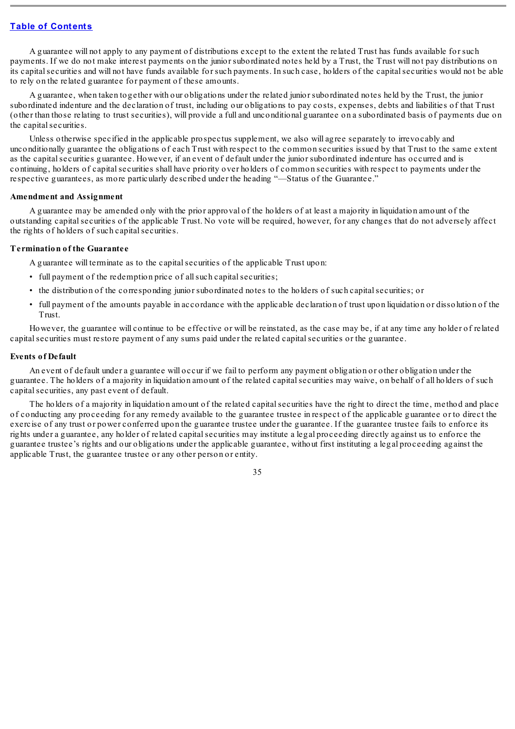A guarantee will not apply to any payment of distributions except to the extent the related Trust has funds available for such payments. If we do not make interest payments on the junior subordinated notes held by a Trust, the Trust will not pay distributions on its capital securities and will not have funds available for such payments. In such case, holders of the capital securities would not be able to rely on the related guarantee for payment of these amounts.

A guarantee, when taken together with our obligations under the related junior subordinated notes held by the Trust, the junior subordinated indenture and the declaration of trust, including our obligations to pay costs, expenses, debts and liabilities of that Trust (other than those relating to trust securities), will provide a full and unconditional guarantee on a subordinated basis of payments due on the capital securities.

Unless otherwise specified in the applicable prospectus supplement, we also will agree separately to irrevocably and unconditionally guarantee the obligations of each Trust with respect to the common securities issued by that Trust to the same extent as the capital securities guarantee. However, if an event of default under the junior subordinated indenture has occurred and is continuing, holders of capital securities shall have priority over holders of common securities with respect to payments under the respective guarantees, as more particularly described under the heading "—Status of the Guarantee."

**Amendment and Assignment**

A guarantee may be amended only with the prior approval of the holders of at least a majority in liquidation amount of the outstanding capital securities of the applicable Trust. No vote will be required, however, for any changes that do not adversely affect the rights of holders of such capital securities.

**Termination of the Guarantee**

A guarantee will terminate as to the capital securities of the applicable Trust upon:

- full payment of the redemption price of all such capital securities;
- the distribution of the corresponding junior subordinated notes to the holders of such capital securities; or
- full payment of the amounts payable in accordance with the applicable declaration of trust upon liquidation or dissolution of the Trust.

However, the guarantee will continue to be effective or will be reinstated, as the case may be, if at any time any holder of related capital securities must restore payment of any sums paid under the related capital securities or the guarantee.

**Events of Default**

An event of default under a guarantee will occur if we fail to perform any payment obligation or other obligation under the guarantee. The holders of a majority in liquidation amount of the related capital securities may waive, on behalf of all holders of such capital securities, any past event of default.

The holders of a majority in liquidation amount of the related capital securities have the right to direct the time, method and place of conducting any proceeding for any remedy available to the guarantee trustee in respect of the applicable guarantee or to direct the exercise of any trust or power conferred upon the guarantee trustee under the guarantee. If the guarantee trustee fails to enforce its rights under a guarantee, any holder of related capital securities may institute a legal proceeding directly against us to enforce the guarantee trustee's rights and our obligations under the applicable guarantee, without first instituting a legal proceeding against the applicable Trust, the guarantee trustee or any other person or entity.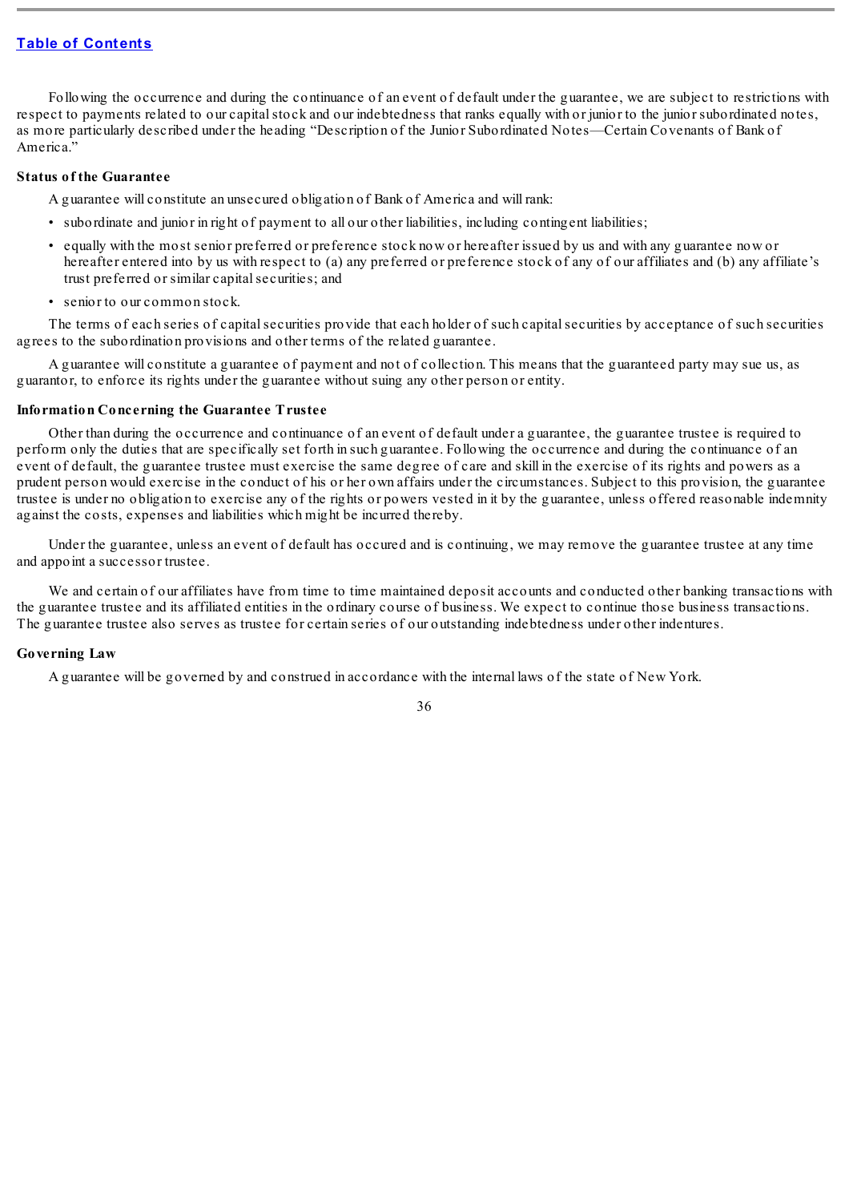Following the occurrence and during the continuance of an event of default under the guarantee, we are subject to restrictions with respect to payments related to our capital stock and our indebtedness that ranks equally with or junior to the junior subordinated notes, as more particularly described under the heading "Description of the Junior Subordinated Notes—Certain Covenants of Bank of America."

### Status of the Guarantee

A guarantee will constitute an unsecured obligation of Bank of America and will rank:

- subordinate and junior in right of payment to all our other liabilities, including contingent liabilities;
- equally with the most senior preferred or preference stock now or hereafter issued by us and with any guarantee now or hereafter entered into by us with respect to (a) any preferred or preference stock of any of our affiliates and (b) any affiliate's trust preferred or similar capital securities; and
- senior to our common stock.

The terms of each series of capital securities provide that each holder of such capital securities by acceptance of such securities agrees to the subordination provisions and other terms of the related guarantee.

A guarantee will constitute a guarantee of payment and not of collection. This means that the guaranteed party may sue us, as guarantor, to enforce its rights under the guarantee without suing any other person or entity.

### Information Concerning the Guarantee Trustee

Other than during the occurrence and continuance of an event of default under a guarantee, the guarantee trustee is required to perform only the duties that are specifically set forth in such guarantee. Following the occurrence and during the continuance of an event of default, the guarantee trustee must exercise the same degree of care and skill in the exercise of its rights and powers as a prudent person would exercise in the conduct of his or her own affairs under the circumstances. Subject to this provision, the guarantee trustee is under no obligation to exercise any of the rights or powers vested in it by the guarantee, unless offered reasonable indemnity against the costs, expenses and liabilities which might be incurred thereby.

Under the guarantee, unless an event of default has occured and is continuing, we may remove the guarantee trustee at any time and appoint a successor trustee.

We and certain of our affiliates have from time to time maintained deposit accounts and conducted other banking transactions with the guarantee trustee and its affiliated entities in the ordinary course of business. We expect to continue those business transactions. The guarantee trustee also serves as trustee for certain series of our outstanding indebtedness under other indentures.

### Governing Law

A guarantee will be governed by and construed in accordance with the internal laws of the state of New York.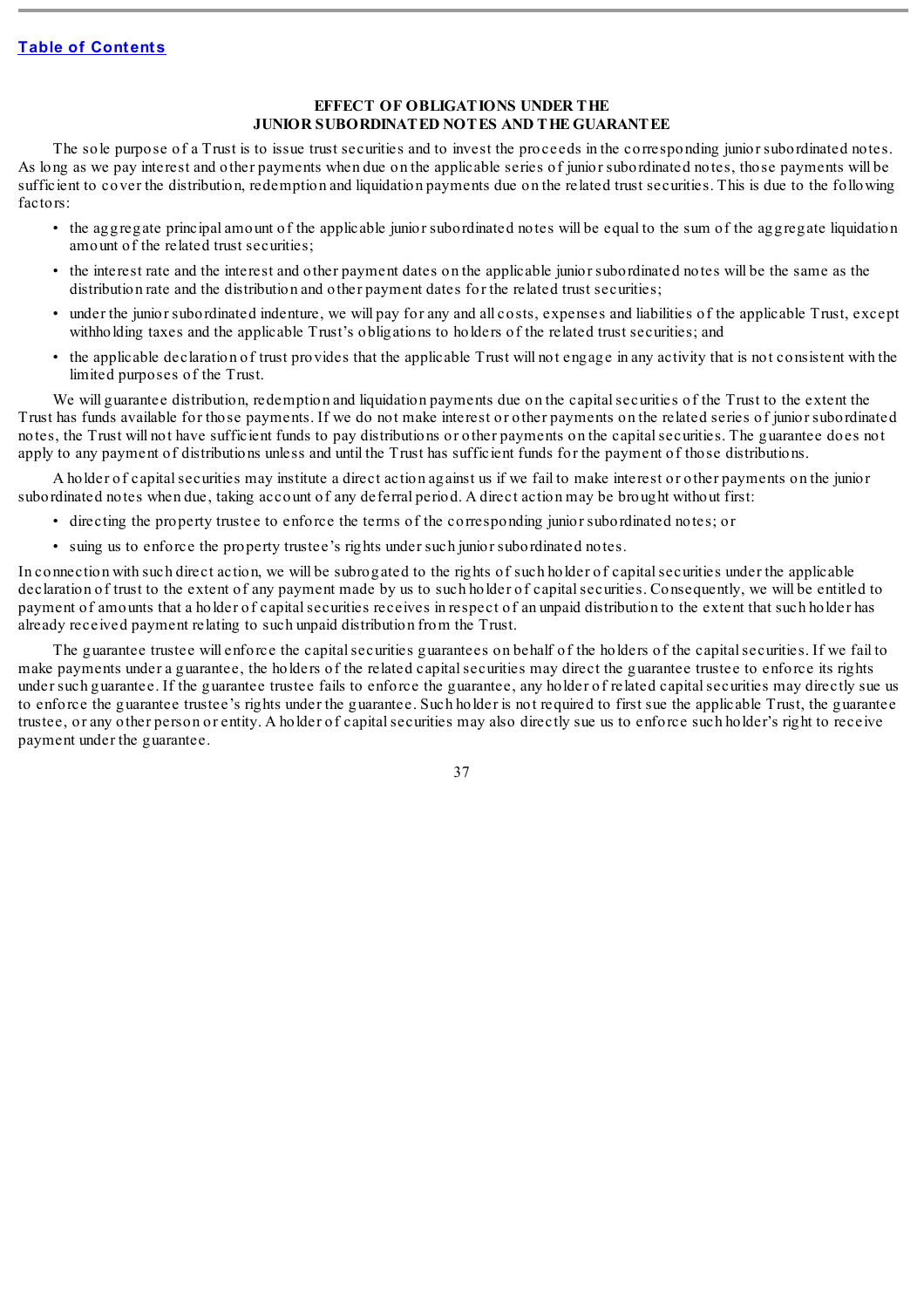## EFFECT OF OBLIGATIONS UNDER THE JUNIOR SUBORDINATED NOTES AND THE GUARANTEE

The sole purpose of a Trust is to issue trust securities and to invest the proceeds in the corresponding junior subordinated notes. As long as we pay interest and other payments when due on the applicable series of junior subordinated notes, those payments will be sufficient to cover the distribution, redemption and liquidation payments due on the related trust securities. This is due to the following factors:

- the aggregate principal amount of the applicable junior subordinated notes will be equal to the sum of the aggregate liquidation amount of the related trust securities;
- the interest rate and the interest and other payment dates on the applicable junior subordinated notes will be the same as the distribution rate and the distribution and other payment dates for the related trust securities;
- under the junior subordinated indenture, we will pay for any and all costs, expenses and liabilities of the applicable Trust, except withholding taxes and the applicable Trust's obligations to holders of the related trust securities; and
- the applicable declaration of trust provides that the applicable Trust will not engage in any activity that is not consistent with the limited purposes of the Trust.

We will guarantee distribution, redemption and liquidation payments due on the capital securities of the Trust to the extent the Trust has funds available for those payments. If we do not make interest or other payments on the related series of junior subordinated notes, the Trust will not have sufficient funds to pay distributions or other payments on the capital securities. The guarantee does not apply to any payment of distributions unless and until the Trust has sufficient funds for the payment of those distributions.

A holder of capital securities may institute a direct action against us if we fail to make interest or other payments on the junior subordinated notes when due, taking account of any deferral period. A direct action may be brought without first:

- directing the property trustee to enforce the terms of the corresponding junior subordinated notes; or
- suing us to enforce the property trustee's rights under such junior subordinated notes.

In connection with such direct action, we will be subrogated to the rights of such holder of capital securities under the applicable declaration of trust to the extent of any payment made by us to such holder of capital securities. Consequently, we will be entitled to payment of amounts that a holder of capital securities receives in respect of an unpaid distribution to the extent that such holder has already received payment relating to such unpaid distribution from the Trust.

The guarantee trustee will enforce the capital securities guarantees on behalf of the holders of the capital securities. If we fail to make payments under a guarantee, the holders of the related capital securities may direct the guarantee trustee to enforce its rights under such guarantee. If the guarantee trustee fails to enforce the guarantee, any holder of related capital securities may directly sue us to enforce the guarantee trustee's rights under the guarantee. Such holder is not required to first sue the applicable Trust, the guarantee trustee, or any other person or entity. A holder of capital securities may also directly sue us to enforce such holder's right to receive payment under the guarantee.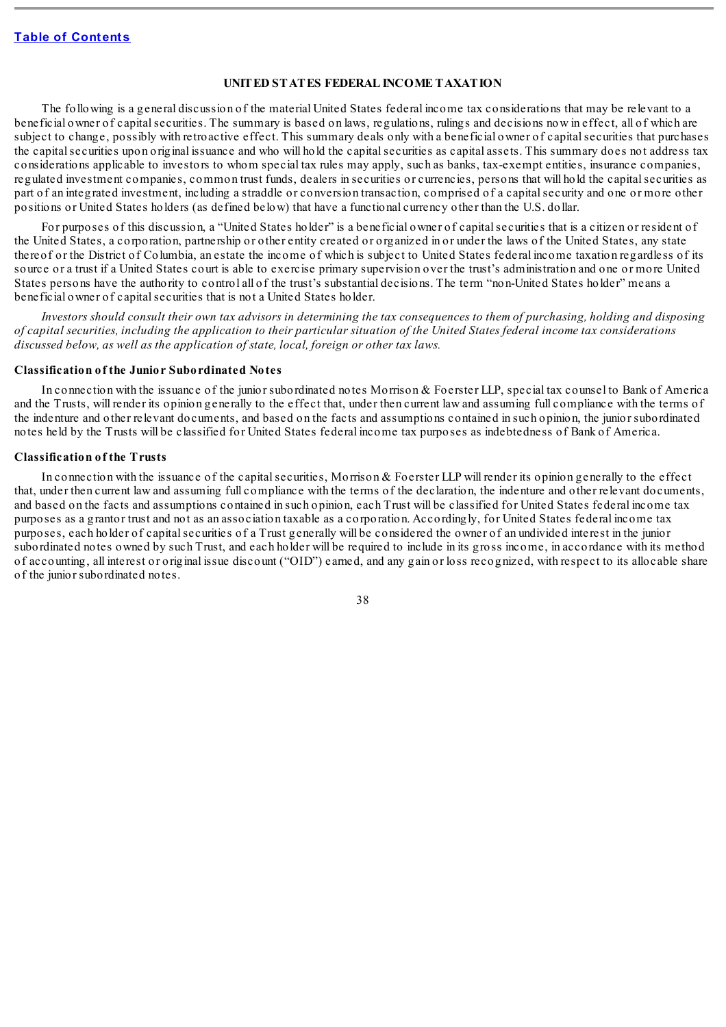## UNITED STATES FEDERAL INCOME TAXATION

The following is a general discussion of the material United States federal income tax considerations that may be relevant to a beneficial owner of capital securities. The summary is based on laws, regulations, rulings and decisions now in effect, all of which are subject to change, possibly with retroactive effect. This summary deals only with a beneficial owner of capital securities that purchases the capital securities upon original issuance and who will hold the capital securities as capital assets. This summary does not address tax considerations applicable to investors to whom special tax rules may apply, such as banks, tax-exempt entities, insurance companies, regulated investment companies, common trust funds, dealers in securities or currencies, persons that will hold the capital securities as part of an integrated investment, including a straddle or conversion transaction, comprised of a capital security and one or more other positions or United States holders (as defined below) that have a functional currency other than the U.S. dollar.

For purposes of this discussion, a "United States holder" is a beneficial owner of capital securities that is a citizen or resident of the United States, a corporation, partnership or other entity created or organized in or under the laws of the United States, any state thereof or the District of Columbia, an estate the income of which is subject to United States federal income taxation regardless of its source or a trust if a United States court is able to exercise primary supervision over the trust's administration and one or more United States persons have the authority to control all of the trust's substantial decisions. The term "non-United States holder" means a beneficial owner of capital securities that is not a United States holder.

*Investors should consult their own tax advisors in determining the tax consequences to them of purchasing, holding and disposing of capital securities, including the application to their particular situation of the United States federal income tax considerations discussed below, as well as the application of state, local, foreign or other tax laws.*

### Classification of the Junior Subordinated Notes

In connection with the issuance of the junior subordinated notes Morrison & Foerster LLP, special tax counsel to Bank of America and the Trusts, will render its opinion generally to the effect that, under then current law and assuming full compliance with the terms of the indenture and other relevant documents, and based on the facts and assumptions contained in such opinion, the junior subordinated notes held by the Trusts will be classified for United States federal income tax purposes as indebtedness of Bank of America.

### Classification of the Trusts

In connection with the issuance of the capital securities, Morrison & Foerster LLP will render its opinion generally to the effect that, under then current law and assuming full compliance with the terms of the declaration, the indenture and other relevant documents, and based on the facts and assumptions contained in such opinion, each Trust will be classified for United States federal income tax purposes as a grantor trust and not as an association taxable as a corporation. Accordingly, for United States federal income tax purposes, each holder of capital securities of a Trust generally will be considered the owner of an undivided interest in the junior subordinated notes owned by such Trust, and each holder will be required to include in its gross income, in accordance with its method of accounting, all interest or original issue discount ("OID") earned, and any gain or loss recognized, with respect to its allocable share of the junior subordinated notes.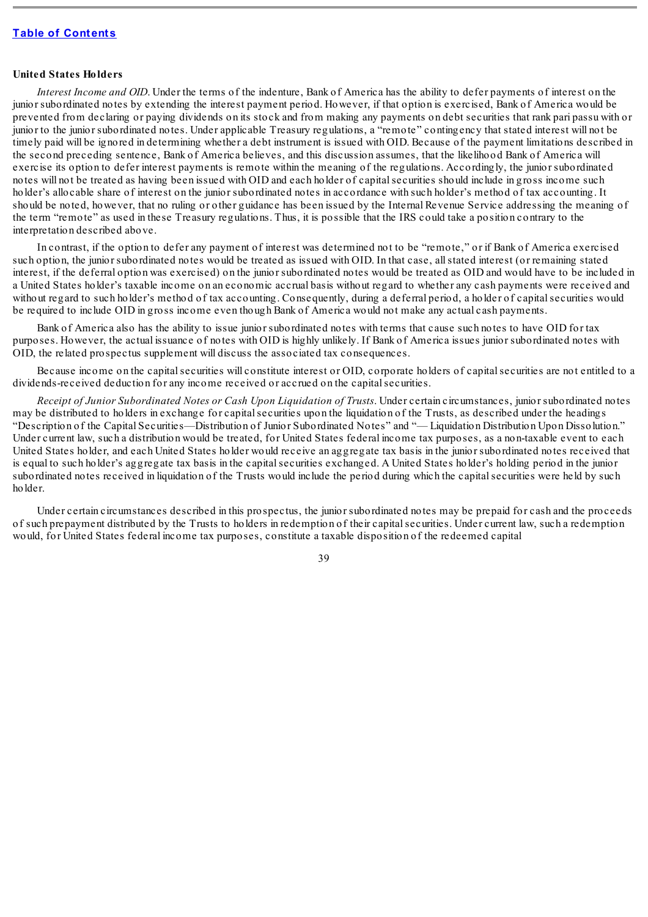**United States Holders**

*Interest Income and OID.* Under the terms of the indenture, Bank of America has the ability to defer payments of interest on the junior subordinated notes by extending the interest payment period. However, if that option is exercised, Bank of America would be prevented from declaring or paying dividends on its stock and from making any payments on debt securities that rank pari passu with or junior to the junior subordinated notes. Under applicable Treasury regulations, a "remote" contingency that stated interest will not be timely paid will be ignored in determining whether a debt instrument is issued with OID. Because of the payment limitations described in the second preceding sentence, Bank of America believes, and this discussion assumes, that the likelihood Bank of America will exercise its option to defer interest payments is remote within the meaning of the regulations. Accordingly, the junior subordinated notes will not be treated as having been issued with OID and each holder of capital securities should include in gross income such holder's allocable share of interest on the junior subordinated notes in accordance with such holder's method of tax accounting. It should be noted, however, that no ruling or other guidance has been issued by the Internal Revenue Service addressing the meaning of the term "remote" as used in these Treasury regulations. Thus, it is possible that the IRS could take a position contrary to the interpretation described above.

In contrast, if the option to defer any payment of interest was determined not to be "remote," or if Bank of America exercised such option, the junior subordinated notes would be treated as issued with OID. In that case, all stated interest (or remaining stated interest, if the deferral option was exercised) on the junior subordinated notes would be treated as OID and would have to be included in a United States holder's taxable income on an economic accrual basis without regard to whether any cash payments were received and without regard to such holder's method of tax accounting. Consequently, during a deferral period, a holder of capital securities would be required to include OID in gross income even though Bank of America would not make any actual cash payments.

Bank of America also has the ability to issue junior subordinated notes with terms that cause such notes to have OID for tax purposes. However, the actual issuance of notes with OID is highly unlikely. If Bank of America issues junior subordinated notes with OID, the related prospectus supplement will discuss the associated tax consequences.

Because income on the capital securities will constitute interest or OID, corporate holders of capital securities are not entitled to a dividends-received deduction for any income received or accrued on the capital securities.

*Receipt of Junior Subordinated Notes or Cash Upon Liquidation of Trusts.* Under certain circumstances, junior subordinated notes may be distributed to holders in exchange for capital securities upon the liquidation of the Trusts, as described under the headings "Description of the Capital Securities—Distribution of Junior Subordinated Notes" and "— Liquidation Distribution Upon Dissolution." Under current law, such a distribution would be treated, for United States federal income tax purposes, as a non-taxable event to each United States holder, and each United States holder would receive an aggregate tax basis in the junior subordinated notes received that is equal to such holder's aggregate tax basis in the capital securities exchanged. A United States holder's holding period in the junior subordinated notes received in liquidation of the Trusts would include the period during which the capital securities were held by such holder.

Under certain circumstances described in this prospectus, the junior subordinated notes may be prepaid for cash and the proceeds of such prepayment distributed by the Trusts to holders in redemption of their capital securities. Under current law, such a redemption would, for United States federal income tax purposes, constitute a taxable disposition of the redeemed capital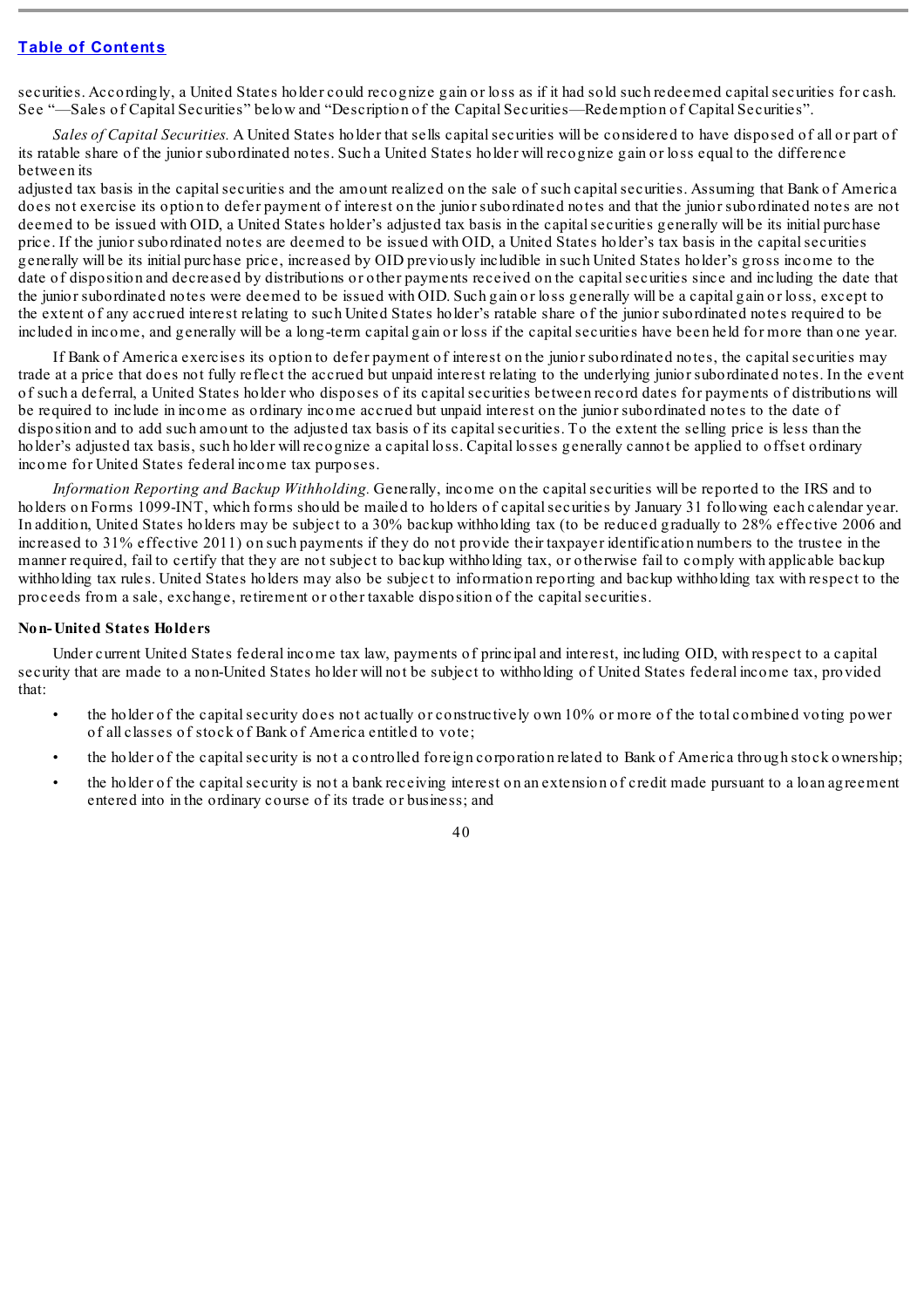securities. Accordingly, a United States holder could recognize gain or loss as if it had sold such redeemed capital securities for cash. See "—Sales of Capital Securities" below and "Description of the Capital Securities—Redemption of Capital Securities".

*Sales of Capital Securities.* A United States holder that sells capital securities will be considered to have disposed of all or part of its ratable share of the junior subordinated notes. Such a United States holder will recognize gain or loss equal to the difference between its adjusted tax basis in the capital securities and the amount realized on the sale of such capital securities. Assuming that Bank of America does not exercise its option to defer payment of interest on the junior subordinated notes and that the junior subordinated notes are not deemed to be issued with OID, a United States holder's adjusted tax basis in the capital securities generally will be its initial purchase price. If the junior subordinated notes are deemed to be issued with OID, a United States holder's tax basis in the capital securities generally will be its initial purchase price, increased by OID previously includible in such United States holder's gross income to the date of disposition and decreased by distributions or other payments received on the capital securities since and including the date that the junior subordinated notes were deemed to be issued with OID. Such gain or loss generally will be a capital gain or loss, except to the extent of any accrued interest relating to such United States holder's ratable share of the junior subordinated notes required to be included in income, and generally will be a long-term capital gain or loss if the capital securities have been held for more than one year.

If Bank of America exercises its option to defer payment of interest on the junior subordinated notes, the capital securities may trade at a price that does not fully reflect the accrued but unpaid interest relating to the underlying junior subordinated notes. In the event of such a deferral, a United States holder who disposes of its capital securities between record dates for payments of distributions will be required to include in income as ordinary income accrued but unpaid interest on the junior subordinated notes to the date of disposition and to add such amount to the adjusted tax basis of its capital securities. To the extent the selling price is less than the holder's adjusted tax basis, such holder will recognize a capital loss. Capital losses generally cannot be applied to offset ordinary income for United States federal income tax purposes.

*Information Reporting and Backup Withholding.* Generally, income on the capital securities will be reported to the IRS and to holders on Forms 1099-INT, which forms should be mailed to holders of capital securities by January 31 following each calendar year. In addition, United States holders may be subject to a 30% backup withholding tax (to be reduced gradually to 28% effective 2006 and increased to 31% effective 2011) on such payments if they do not provide their taxpayer identification numbers to the trustee in the manner required, fail to certify that they are not subject to backup withholding tax, or otherwise fail to comply with applicable backup withholding tax rules. United States holders may also be subject to information reporting and backup withholding tax with respect to the proceeds from a sale, exchange, retirement or other taxable disposition of the capital securities.

**Non-United States Holders**

Under current United States federal income tax law, payments of principal and interest, including OID, with respect to a capital security that are made to a non-United States holder will not be subject to withholding of United States federal income tax, provided that:

- the holder of the capital security does not actually or constructively own 10% or more of the total combined voting power of all classes of stock of Bank of America entitled to vote;
- the holder of the capital security is not a controlled foreign corporation related to Bank of America through stock ownership;
- the holder of the capital security is not a bank receiving interest on an extension of credit made pursuant to a loan agreement entered into in the ordinary course of its trade or business; and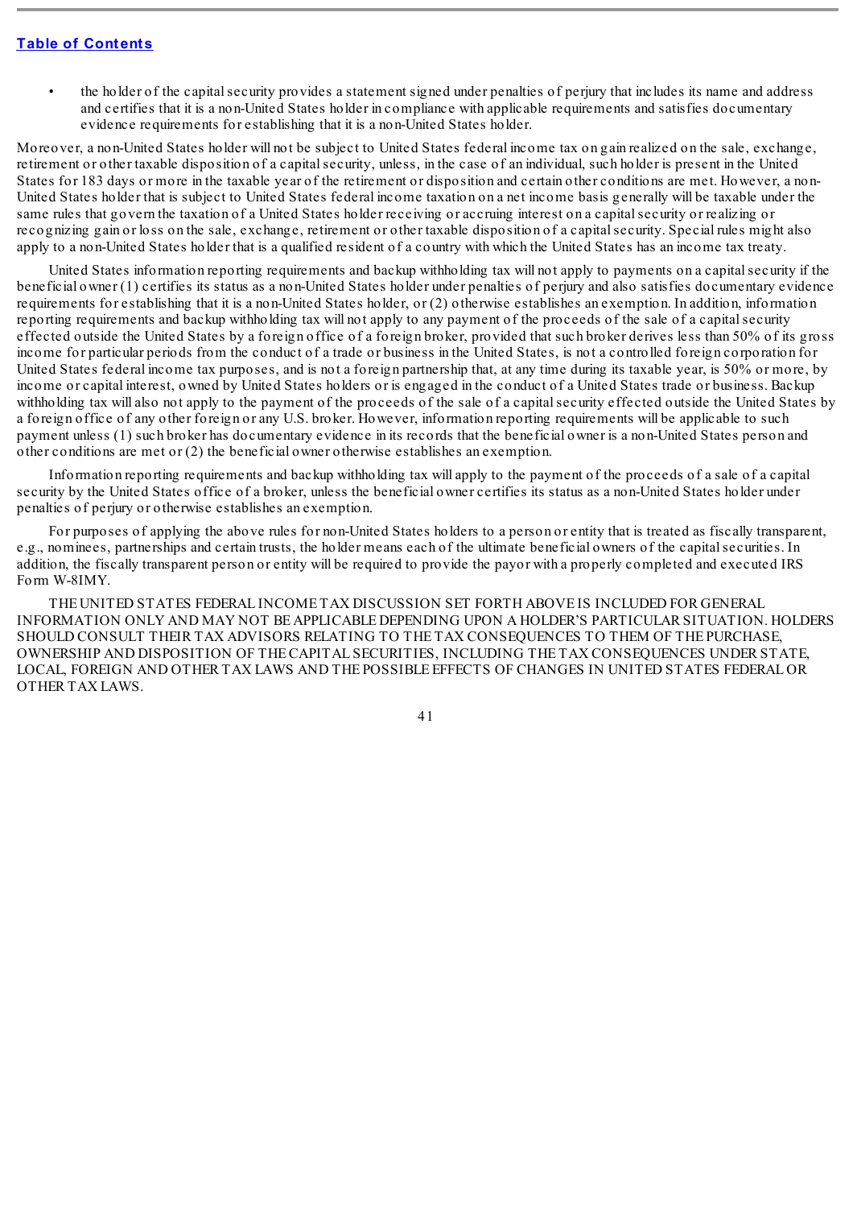- the holder of the capital security provides a statement signed under penalties of perjury that includes its name and address and certifies that it is a non-United States holder in compliance with applicable requirements and satisfies documentary evidence requirements for establishing that it is a non-United States holder.

Moreover, a non-United States holder will not be subject to United States federal income tax on gain realized on the sale, exchange, retirement or other taxable disposition of a capital security, unless, in the case of an individual, such holder is present in the United States for 183 days or more in the taxable year of the retirement or disposition and certain other conditions are met. However, a non-United States holder that is subject to United States federal income taxation on a net income basis generally will be taxable under the same rules that govern the taxation of a United States holder receiving or accruing interest on a capital security or realizing or recognizing gain or loss on the sale, exchange, retirement or other taxable disposition of a capital security. Special rules might also apply to a non-United States holder that is a qualified resident of a country with which the United States has an income tax treaty.

United States information reporting requirements and backup withholding tax will not apply to payments on a capital security if the beneficial owner (1) certifies its status as a non-United States holder under penalties of perjury and also satisfies documentary evidence requirements for establishing that it is a non-United States holder, or (2) otherwise establishes an exemption. In addition, information reporting requirements and backup withholding tax will not apply to any payment of the proceeds of the sale of a capital security effected outside the United States by a foreign office of a foreign broker, provided that such broker derives less than 50% of its gross income for particular periods from the conduct of a trade or business in the United States, is not a controlled foreign corporation for United States federal income tax purposes, and is not a foreign partnership that, at any time during its taxable year, is 50% or more, by income or capital interest, owned by United States holders or is engaged in the conduct of a United States trade or business. Backup withholding tax will also not apply to the payment of the proceeds of the sale of a capital security effected outside the United States by a foreign office of any other foreign or any U.S. broker. However, information reporting requirements will be applicable to such payment unless (1) such broker has documentary evidence in its records that the beneficial owner is a non-United States person and other conditions are met or (2) the beneficial owner otherwise establishes an exemption.

Information reporting requirements and backup withholding tax will apply to the payment of the proceeds of a sale of a capital security by the United States office of a broker, unless the beneficial owner certifies its status as a non-United States holder under penalties of perjury or otherwise establishes an exemption.

For purposes of applying the above rules for non-United States holders to a person or entity that is treated as fiscally transparent, e.g., nominees, partnerships and certain trusts, the holder means each of the ultimate beneficial owners of the capital securities. In addition, the fiscally transparent person or entity will be required to provide the payor with a properly completed and executed IRS Form W-8IMY.

THE UNITED STATES FEDERAL INCOME TAX DISCUSSION SET FORTH ABOVE IS INCLUDED FOR GENERAL INFORMATION ONLY AND MAY NOT BE APPLICABLE DEPENDING UPON A HOLDER'S PARTICULAR SITUATION. HOLDERS SHOULD CONSULT THEIR TAX ADVISORS RELATING TO THE TAX CONSEQUENCES TO THEM OF THE PURCHASE, OWNERSHIP AND DISPOSITION OF THE CAPITAL SECURITIES, INCLUDING THE TAX CONSEQUENCES UNDER STATE, LOCAL, FOREIGN AND OTHER TAX LAWS AND THE POSSIBLE EFFECTS OF CHANGES IN UNITED STATES FEDERAL OR OTHER TAX LAWS.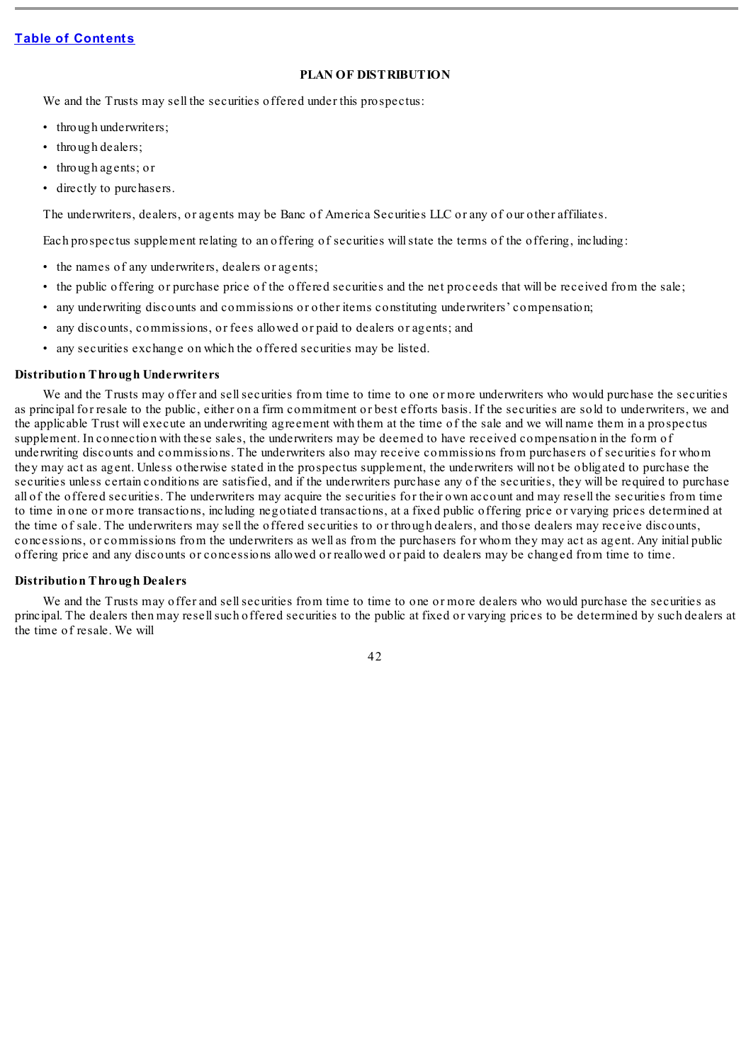[Table of Contents](#)

## PLAN OF DISTRIBUTION

We and the Trusts may sell the securities offered under this prospectus:

- through underwriters;
- through dealers;
- through agents; or
- directly to purchasers.

The underwriters, dealers, or agents may be Banc of America Securities LLC or any of our other affiliates.

Each prospectus supplement relating to an offering of securities will state the terms of the offering, including:

- the names of any underwriters, dealers or agents;
- the public offering or purchase price of the offered securities and the net proceeds that will be received from the sale;
- any underwriting discounts and commissions or other items constituting underwriters' compensation;
- any discounts, commissions, or fees allowed or paid to dealers or agents; and
- any securities exchange on which the offered securities may be listed.

### Distribution Through Underwriters

We and the Trusts may offer and sell securities from time to time to one or more underwriters who would purchase the securities as principal for resale to the public, either on a firm commitment or best efforts basis. If the securities are sold to underwriters, we and the applicable Trust will execute an underwriting agreement with them at the time of the sale and we will name them in a prospectus supplement. In connection with these sales, the underwriters may be deemed to have received compensation in the form of underwriting discounts and commissions. The underwriters also may receive commissions from purchasers of securities for whom they may act as agent. Unless otherwise stated in the prospectus supplement, the underwriters will not be obligated to purchase the securities unless certain conditions are satisfied, and if the underwriters purchase any of the securities, they will be required to purchase all of the offered securities. The underwriters may acquire the securities for their own account and may resell the securities from time to time in one or more transactions, including negotiated transactions, at a fixed public offering price or varying prices determined at the time of sale. The underwriters may sell the offered securities to or through dealers, and those dealers may receive discounts, concessions, or commissions from the underwriters as well as from the purchasers for whom they may act as agent. Any initial public offering price and any discounts or concessions allowed or reallowed or paid to dealers may be changed from time to time.

### Distribution Through Dealers

We and the Trusts may offer and sell securities from time to time to one or more dealers who would purchase the securities as principal. The dealers then may resell such offered securities to the public at fixed or varying prices to be determined by such dealers at the time of resale. We will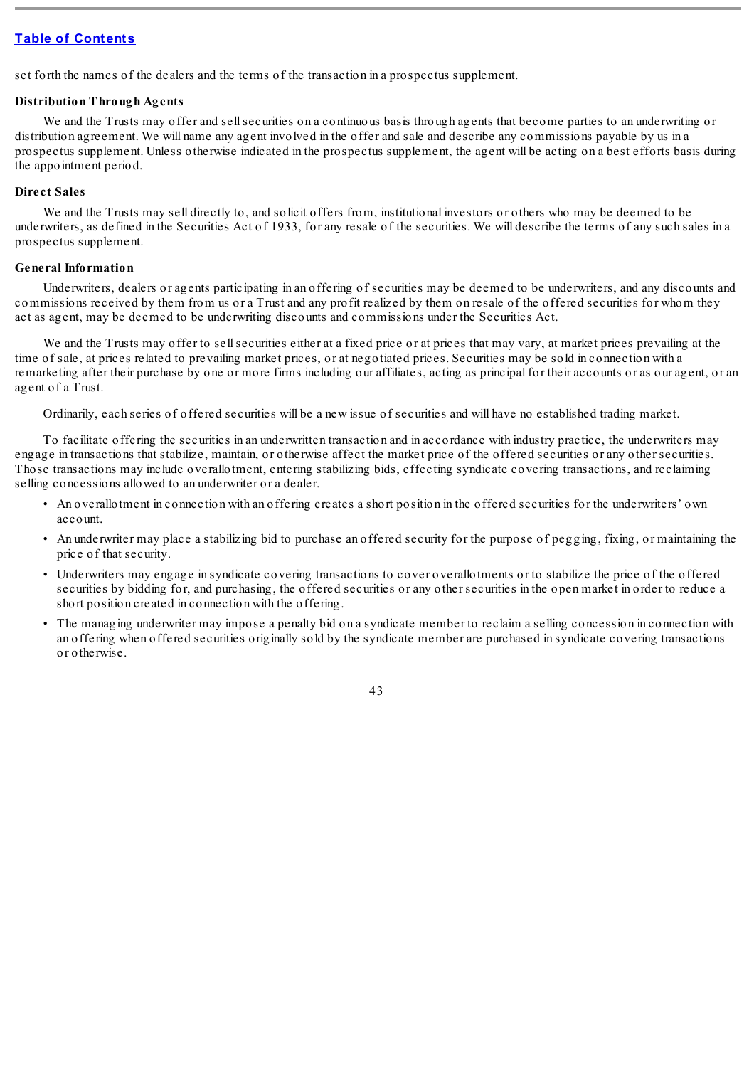set forth the names of the dealers and the terms of the transaction in a prospectus supplement.

**Distribution Through Agents**

We and the Trusts may offer and sell securities on a continuous basis through agents that become parties to an underwriting or distribution agreement. We will name any agent involved in the offer and sale and describe any commissions payable by us in a prospectus supplement. Unless otherwise indicated in the prospectus supplement, the agent will be acting on a best efforts basis during the appointment period.

**Direct Sales**

We and the Trusts may sell directly to, and solicit offers from, institutional investors or others who may be deemed to be underwriters, as defined in the Securities Act of 1933, for any resale of the securities. We will describe the terms of any such sales in a prospectus supplement.

**General Information**

Underwriters, dealers or agents participating in an offering of securities may be deemed to be underwriters, and any discounts and commissions received by them from us or a Trust and any profit realized by them on resale of the offered securities for whom they act as agent, may be deemed to be underwriting discounts and commissions under the Securities Act.

We and the Trusts may offer to sell securities either at a fixed price or at prices that may vary, at market prices prevailing at the time of sale, at prices related to prevailing market prices, or at negotiated prices. Securities may be sold in connection with a remarketing after their purchase by one or more firms including our affiliates, acting as principal for their accounts or as our agent, or an agent of a Trust.

Ordinarily, each series of offered securities will be a new issue of securities and will have no established trading market.

To facilitate offering the securities in an underwritten transaction and in accordance with industry practice, the underwriters may engage in transactions that stabilize, maintain, or otherwise affect the market price of the offered securities or any other securities. Those transactions may include overallotment, entering stabilizing bids, effecting syndicate covering transactions, and reclaiming selling concessions allowed to an underwriter or a dealer.

- An overallotment in connection with an offering creates a short position in the offered securities for the underwriters' own account.
- An underwriter may place a stabilizing bid to purchase an offered security for the purpose of pegging, fixing, or maintaining the price of that security.
- Underwriters may engage in syndicate covering transactions to cover overallotments or to stabilize the price of the offered securities by bidding for, and purchasing, the offered securities or any other securities in the open market in order to reduce a short position created in connection with the offering.
- The managing underwriter may impose a penalty bid on a syndicate member to reclaim a selling concession in connection with an offering when offered securities originally sold by the syndicate member are purchased in syndicate covering transactions or otherwise.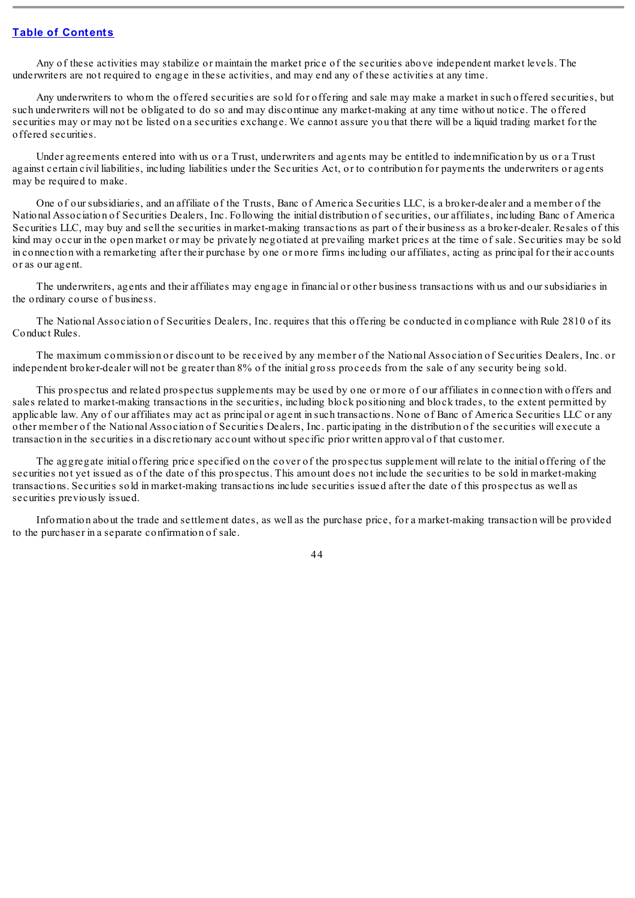Any of these activities may stabilize or maintain the market price of the securities above independent market levels. The underwriters are not required to engage in these activities, and may end any of these activities at any time.

Any underwriters to whom the offered securities are sold for offering and sale may make a market in such offered securities, but such underwriters will not be obligated to do so and may discontinue any market-making at any time without notice. The offered securities may or may not be listed on a securities exchange. We cannot assure you that there will be a liquid trading market for the offered securities.

Under agreements entered into with us or a Trust, underwriters and agents may be entitled to indemnification by us or a Trust against certain civil liabilities, including liabilities under the Securities Act, or to contribution for payments the underwriters or agents may be required to make.

One of our subsidiaries, and an affiliate of the Trusts, Banc of America Securities LLC, is a broker-dealer and a member of the National Association of Securities Dealers, Inc. Following the initial distribution of securities, our affiliates, including Banc of America Securities LLC, may buy and sell the securities in market-making transactions as part of their business as a broker-dealer. Resales of this kind may occur in the open market or may be privately negotiated at prevailing market prices at the time of sale. Securities may be sold in connection with a remarketing after their purchase by one or more firms including our affiliates, acting as principal for their accounts or as our agent.

The underwriters, agents and their affiliates may engage in financial or other business transactions with us and our subsidiaries in the ordinary course of business.

The National Association of Securities Dealers, Inc. requires that this offering be conducted in compliance with Rule 2810 of its Conduct Rules.

The maximum commission or discount to be received by any member of the National Association of Securities Dealers, Inc. or independent broker-dealer will not be greater than 8% of the initial gross proceeds from the sale of any security being sold.

This prospectus and related prospectus supplements may be used by one or more of our affiliates in connection with offers and sales related to market-making transactions in the securities, including block positioning and block trades, to the extent permitted by applicable law. Any of our affiliates may act as principal or agent in such transactions. None of Banc of America Securities LLC or any other member of the National Association of Securities Dealers, Inc. participating in the distribution of the securities will execute a transaction in the securities in a discretionary account without specific prior written approval of that customer.

The aggregate initial offering price specified on the cover of the prospectus supplement will relate to the initial offering of the securities not yet issued as of the date of this prospectus. This amount does not include the securities to be sold in market-making transactions. Securities sold in market-making transactions include securities issued after the date of this prospectus as well as securities previously issued.

Information about the trade and settlement dates, as well as the purchase price, for a market-making transaction will be provided to the purchaser in a separate confirmation of sale.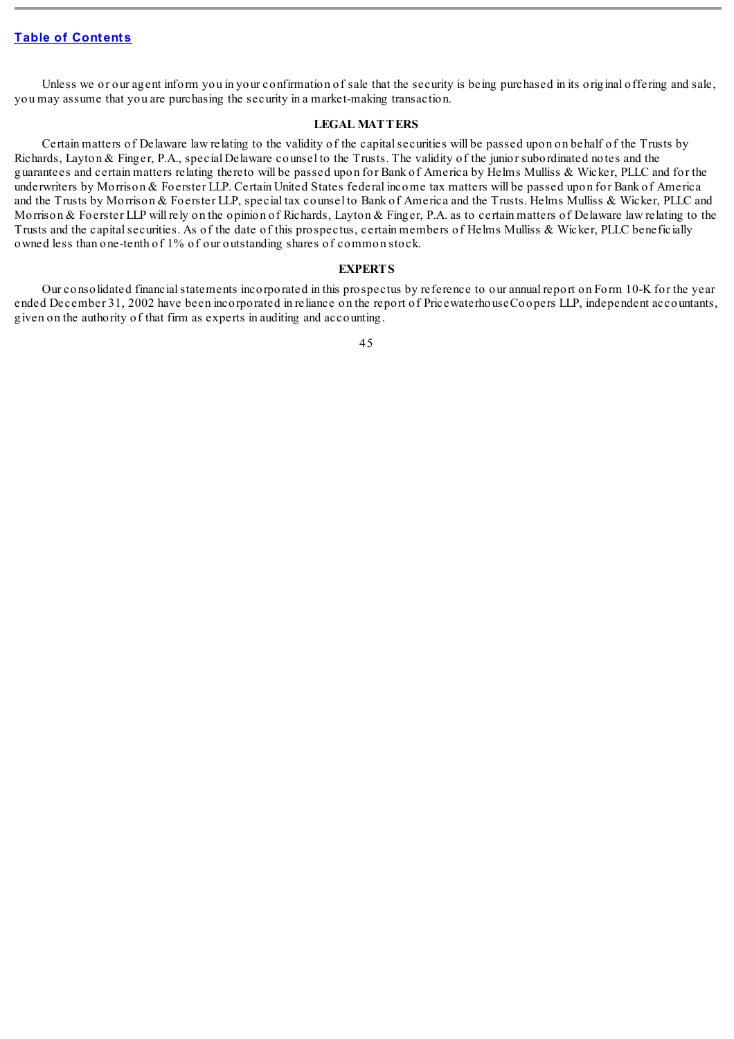Unless we or our agent inform you in your confirmation of sale that the security is being purchased in its original offering and sale, you may assume that you are purchasing the security in a market-making transaction.

## LEGAL MATTERS

Certain matters of Delaware law relating to the validity of the capital securities will be passed upon on behalf of the Trusts by Richards, Layton & Finger, P.A., special Delaware counsel to the Trusts. The validity of the junior subordinated notes and the guarantees and certain matters relating thereto will be passed upon for Bank of America by Helms Mulliss & Wicker, PLLC and for the underwriters by Morrison & Foerster LLP. Certain United States federal income tax matters will be passed upon for Bank of America and the Trusts by Morrison & Foerster LLP, special tax counsel to Bank of America and the Trusts. Helms Mulliss & Wicker, PLLC and Morrison & Foerster LLP will rely on the opinion of Richards, Layton & Finger, P.A. as to certain matters of Delaware law relating to the Trusts and the capital securities. As of the date of this prospectus, certain members of Helms Mulliss & Wicker, PLLC beneficially owned less than one-tenth of 1% of our outstanding shares of common stock.

## EXPERTS

Our consolidated financial statements incorporated in this prospectus by reference to our annual report on Form 10-K for the year ended December 31, 2002 have been incorporated in reliance on the report of PricewaterhouseCoopers LLP, independent accountants, given on the authority of that firm as experts in auditing and accounting.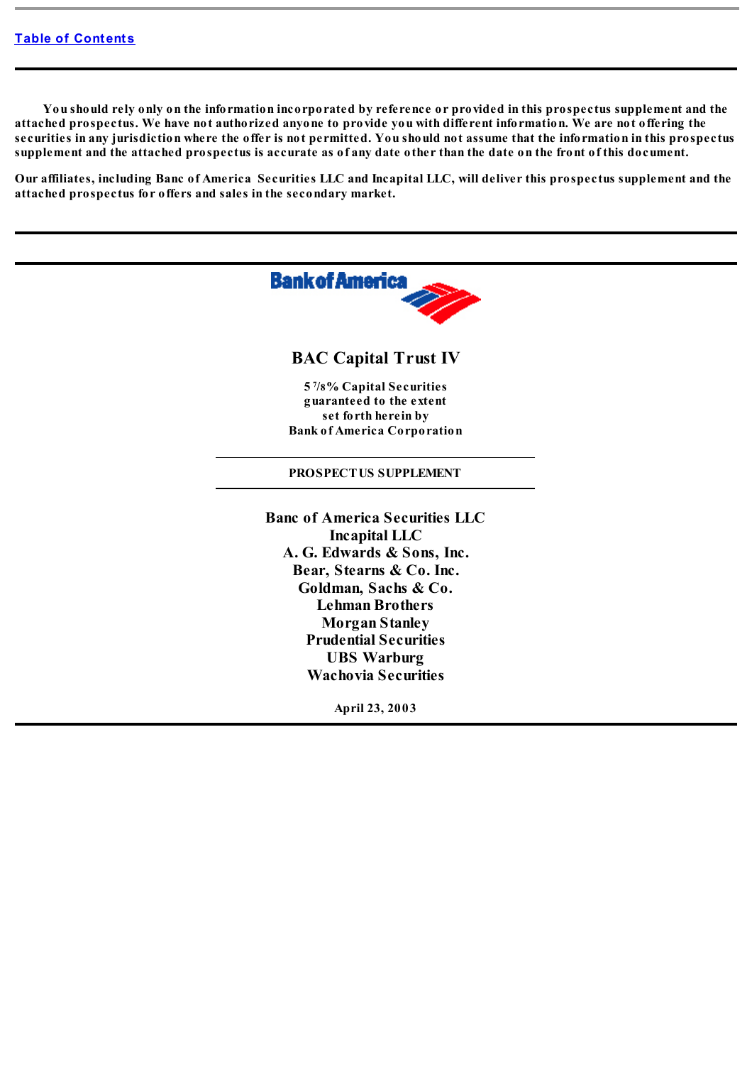Table of Contents

**You should rely only on the information incorporated by reference or provided in this prospectus supplement and the attached prospectus. We have not authorized anyone to provide you with different information. We are not offering the securities in any jurisdiction where the offer is not permitted. You should not assume that the information in this prospectus supplement and the attached prospectus is accurate as of any date other than the date on the front of this document.**

**Our affiliates, including Banc of America Securities LLC and Incapital LLC, will deliver this prospectus supplement and the attached prospectus for offers and sales in the secondary market.**

---

Bank of America

# BAC Capital Trust IV

**5 7/8% Capital Securities**
**guaranteed to the extent**
**set forth herein by**
**Bank of America Corporation**

---

**PROSPECTUS SUPPLEMENT**

---

**Banc of America Securities LLC**
**Incapital LLC**
**A. G. Edwards & Sons, Inc.**
**Bear, Stearns & Co. Inc.**
**Goldman, Sachs & Co.**
**Lehman Brothers**
**Morgan Stanley**
**Prudential Securities**
**UBS Warburg**
**Wachovia Securities**

**April 23, 2003**